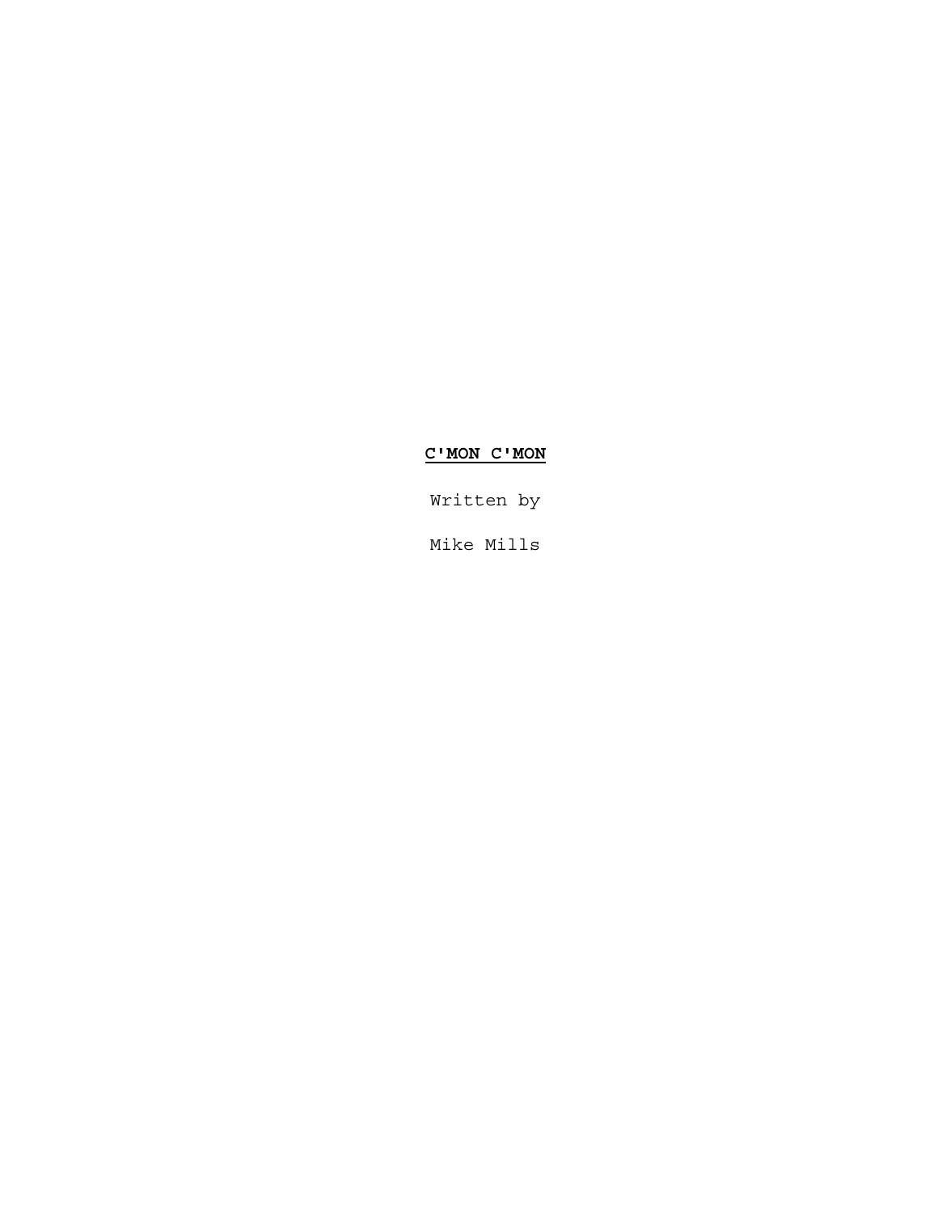# **C'MON C'MON**

Written by

Mike Mills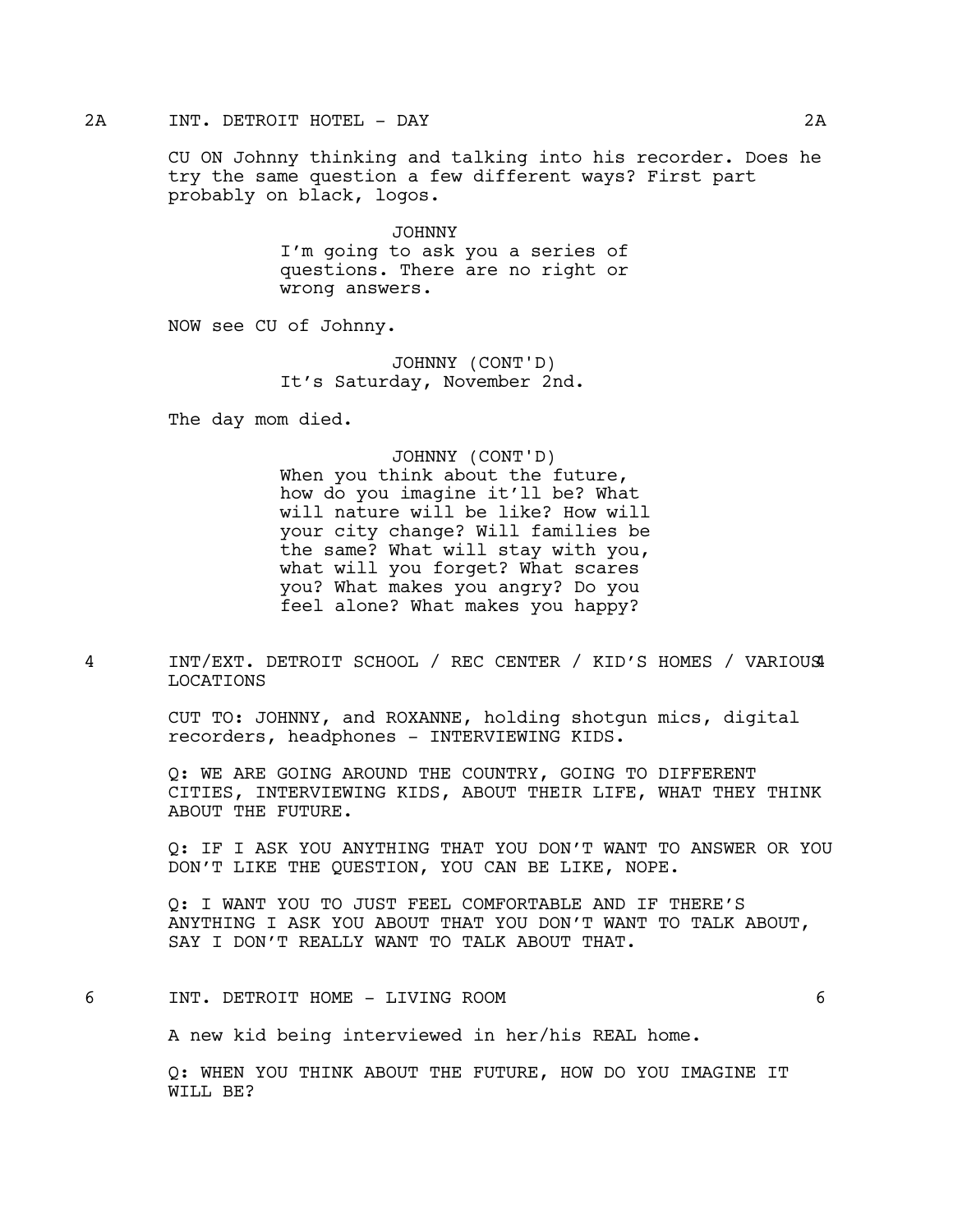2A INT. DETROIT HOTEL - DAY 2A

CU ON Johnny thinking and talking into his recorder. Does he try the same question a few different ways? First part probably on black, logos.

JOHNNY
I'm going to ask you a series of questions. There are no right or wrong answers.

NOW see CU of Johnny.

JOHNNY (CONT'D)
It's Saturday, November 2nd.

The day mom died.

JOHNNY (CONT'D)
When you think about the future, how do you imagine it'll be? What will nature be like? How will your city change? Will families be the same? What will stay with you, what will you forget? What scares you? What makes you angry? Do you feel alone? What makes you happy?

4 INT/EXT. DETROIT SCHOOL / REC CENTER / KID'S HOMES / VARIOUS LOCATIONS 4

CUT TO: JOHNNY, and ROXANNE, holding shotgun mics, digital recorders, headphones - INTERVIEWING KIDS.

Q: WE ARE GOING AROUND THE COUNTRY, GOING TO DIFFERENT CITIES, INTERVIEWING KIDS, ABOUT THEIR LIFE, WHAT THEY THINK ABOUT THE FUTURE.

Q: IF I ASK YOU ANYTHING THAT YOU DON'T WANT TO ANSWER OR YOU DON'T LIKE THE QUESTION, YOU CAN BE LIKE, NOPE.

Q: I WANT YOU TO JUST FEEL COMFORTABLE AND IF THERE'S ANYTHING I ASK YOU ABOUT THAT YOU DON'T WANT TO TALK ABOUT, SAY I DON'T REALLY WANT TO TALK ABOUT THAT.

6 INT. DETROIT HOME - LIVING ROOM 6

A new kid being interviewed in her/his REAL home.

Q: WHEN YOU THINK ABOUT THE FUTURE, HOW DO YOU IMAGINE IT WILL BE?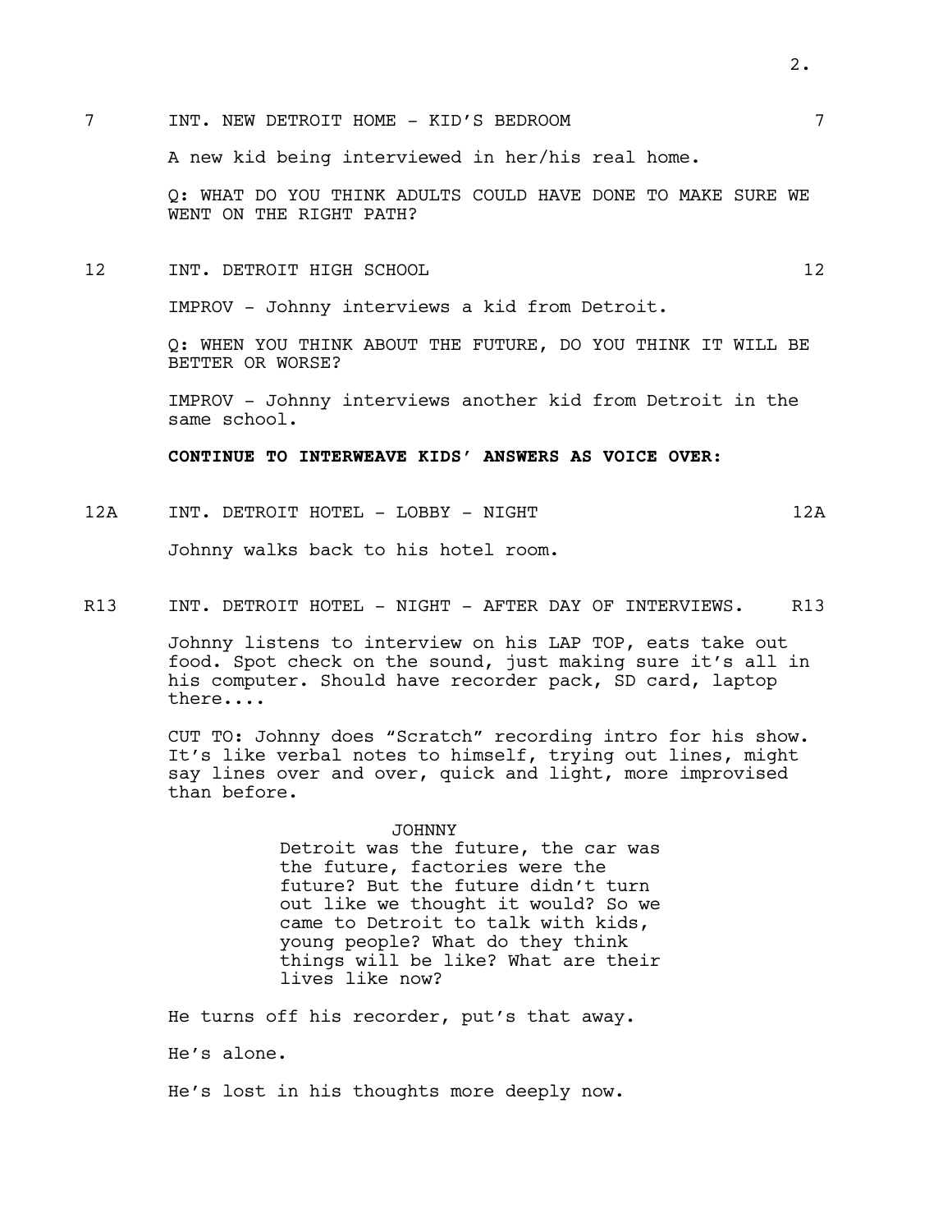7 INT. NEW DETROIT HOME - KID'S BEDROOM 7

A new kid being interviewed in her/his real home.

Q: WHAT DO YOU THINK ADULTS COULD HAVE DONE TO MAKE SURE WE WENT ON THE RIGHT PATH?

12 INT. DETROIT HIGH SCHOOL 12

IMPROV - Johnny interviews a kid from Detroit.

Q: WHEN YOU THINK ABOUT THE FUTURE, DO YOU THINK IT WILL BE BETTER OR WORSE?

IMPROV - Johnny interviews another kid from Detroit in the same school.

**CONTINUE TO INTERWEAVE KIDS' ANSWERS AS VOICE OVER:**

12A INT. DETROIT HOTEL - LOBBY - NIGHT 12A

Johnny walks back to his hotel room.

R13 INT. DETROIT HOTEL - NIGHT - AFTER DAY OF INTERVIEWS. R13

Johnny listens to interview on his LAP TOP, eats take out food. Spot check on the sound, just making sure it's all in his computer. Should have recorder pack, SD card, laptop there....

CUT TO: Johnny does "Scratch" recording intro for his show. It's like verbal notes to himself, trying out lines, might say lines over and over, quick and light, more improvised than before.

JOHNNY
Detroit was the future, the car was the future, factories were the future? But the future didn't turn out like we thought it would? So we came to Detroit to talk with kids, young people? What do they think things will be like? What are their lives like now?

He turns off his recorder, put's that away.

He's alone.

He's lost in his thoughts more deeply now.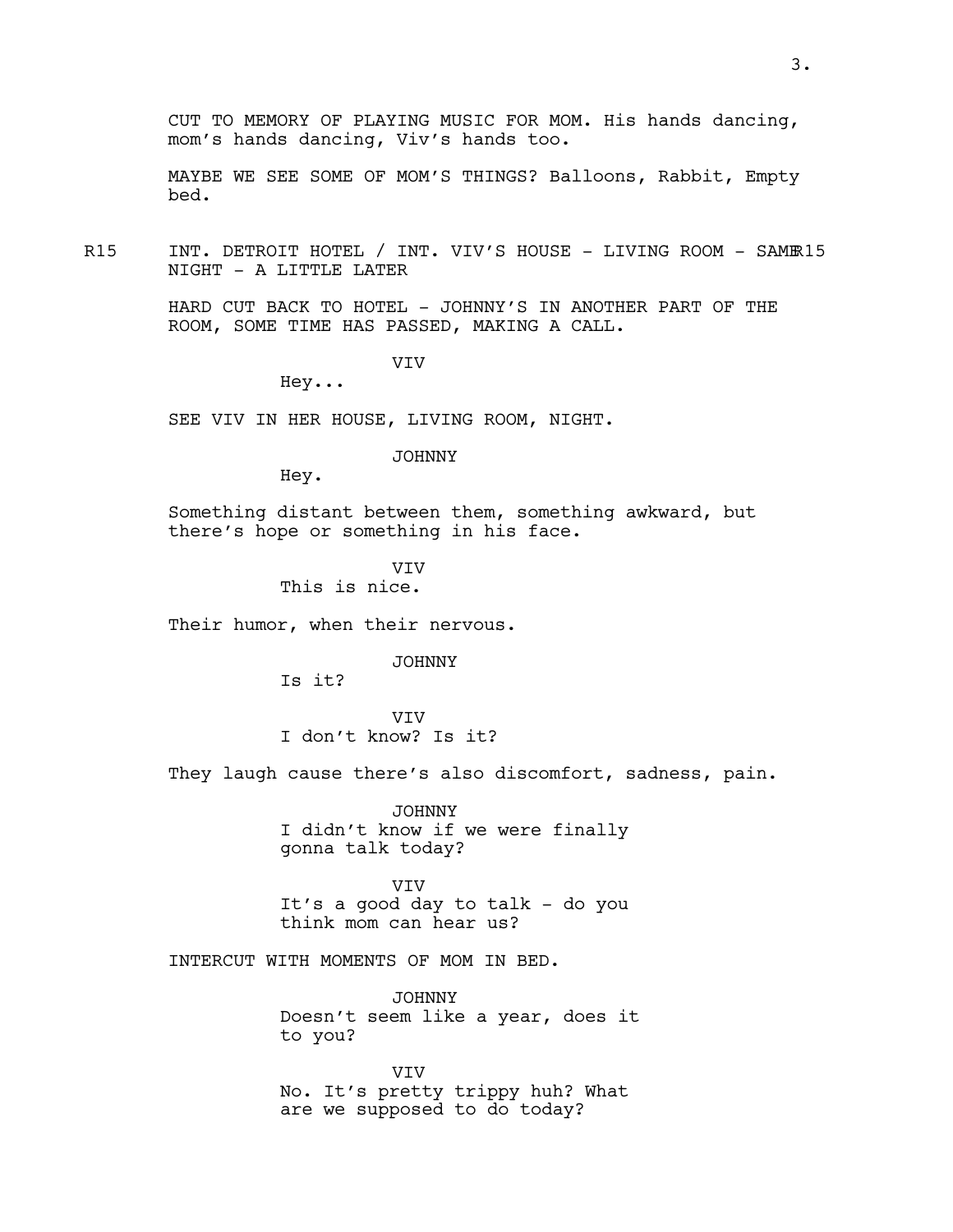CUT TO MEMORY OF PLAYING MUSIC FOR MOM. His hands dancing, mom's hands dancing, Viv's hands too.

MAYBE WE SEE SOME OF MOM'S THINGS? Balloons, Rabbit, Empty bed.

R15 INT. DETROIT HOTEL / INT. VIV'S HOUSE - LIVING ROOM - SAME NIGHT - A LITTLE LATER R15

HARD CUT BACK TO HOTEL - JOHNNY'S IN ANOTHER PART OF THE ROOM, SOME TIME HAS PASSED, MAKING A CALL.

VIV
Hey...

SEE VIV IN HER HOUSE, LIVING ROOM, NIGHT.

JOHNNY
Hey.

Something distant between them, something awkward, but there's hope or something in his face.

VIV
This is nice.

Their humor, when their nervous.

JOHNNY
Is it?

VIV
I don't know? Is it?

They laugh cause there's also discomfort, sadness, pain.

JOHNNY
I didn't know if we were finally gonna talk today?

VIV
It's a good day to talk - do you think mom can hear us?

INTERCUT WITH MOMENTS OF MOM IN BED.

JOHNNY
Doesn't seem like a year, does it to you?

VIV
No. It's pretty trippy huh? What are we supposed to do today?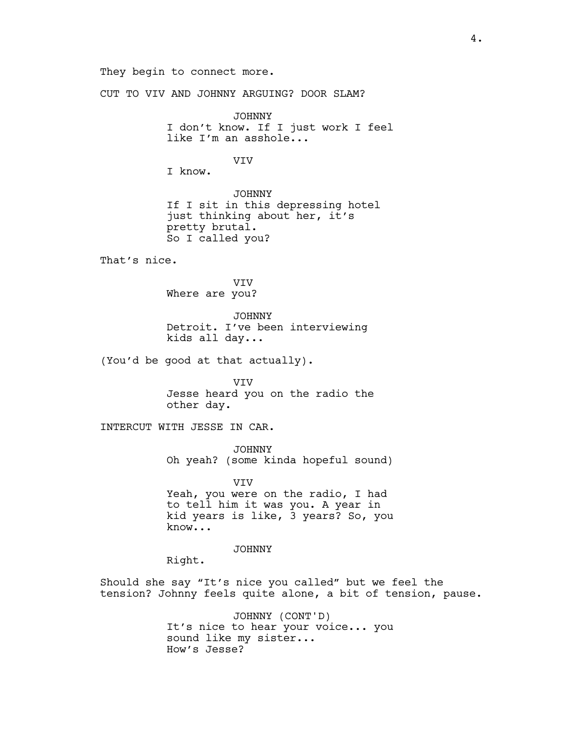They begin to connect more.

CUT TO VIV AND JOHNNY ARGUING? DOOR SLAM?

JOHNNY
I don't know. If I just work I feel like I'm an asshole...

VIV
I know.

JOHNNY
If I sit in this depressing hotel just thinking about her, it's pretty brutal.
So I called you?

That's nice.

VIV
Where are you?

JOHNNY
Detroit. I've been interviewing kids all day...

(You'd be good at that actually).

VIV
Jesse heard you on the radio the other day.

INTERCUT WITH JESSE IN CAR.

JOHNNY
Oh yeah? (some kinda hopeful sound)

VIV
Yeah, you were on the radio, I had to tell him it was you. A year in kid years is like, 3 years? So, you know...

JOHNNY
Right.

Should she say "It's nice you called" but we feel the tension? Johnny feels quite alone, a bit of tension, pause.

JOHNNY (CONT'D)
It's nice to hear your voice... you sound like my sister...
How's Jesse?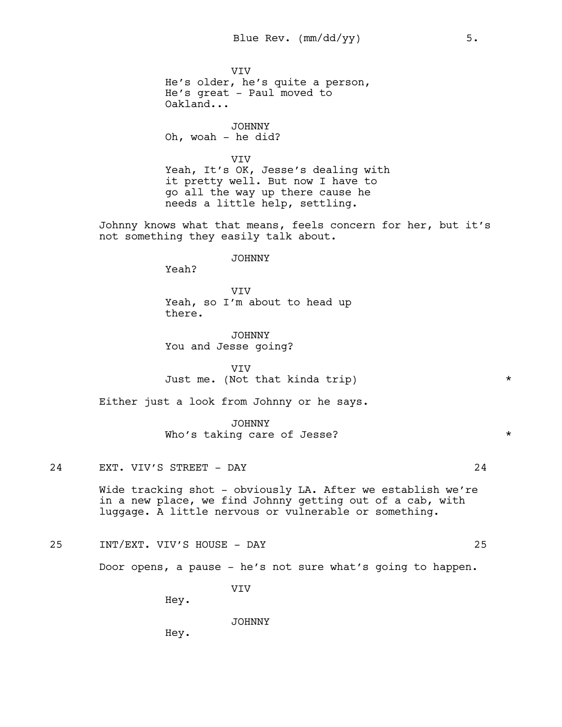VIV
He's older, he's quite a person, He's great - Paul moved to Oakland...

JOHNNY
Oh, woah - he did?

VIV
Yeah, It's OK, Jesse's dealing with it pretty well. But now I have to go all the way up there cause he needs a little help, settling.

Johnny knows what that means, feels concern for her, but it's not something they easily talk about.

JOHNNY
Yeah?

VIV
Yeah, so I'm about to head up there.

JOHNNY
You and Jesse going?

VIV
Just me. (Not that kinda trip) *

Either just a look from Johnny or he says.

JOHNNY
Who's taking care of Jesse? *

24 EXT. VIV'S STREET - DAY 24

Wide tracking shot - obviously LA. After we establish we're in a new place, we find Johnny getting out of a cab, with luggage. A little nervous or vulnerable or something.

25 INT/EXT. VIV'S HOUSE - DAY 25

Door opens, a pause - he's not sure what's going to happen.

VIV
Hey.

JOHNNY
Hey.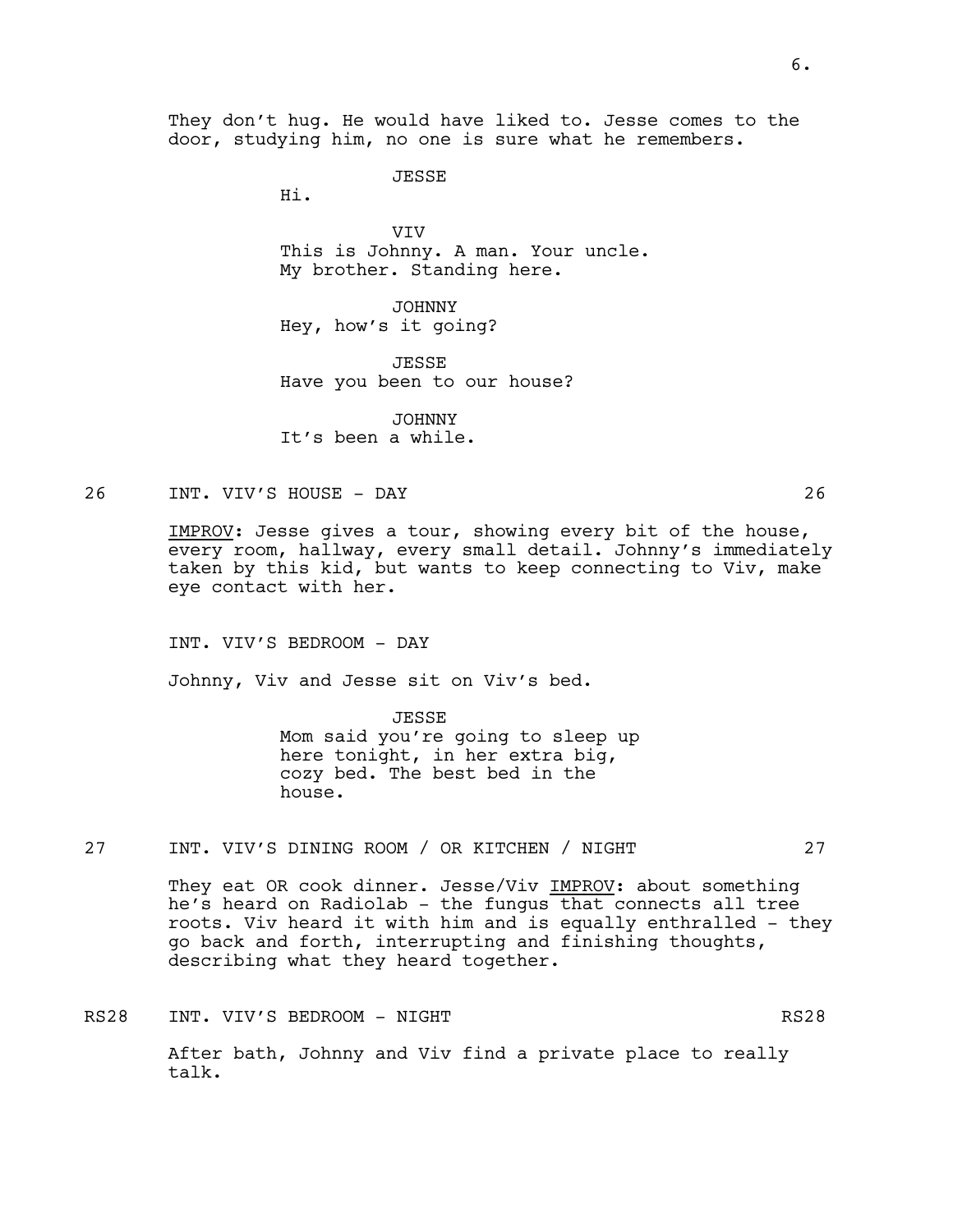They don't hug. He would have liked to. Jesse comes to the door, studying him, no one is sure what he remembers.

JESSE
Hi.

VIV
This is Johnny. A man. Your uncle. My brother. Standing here.

JOHNNY
Hey, how's it going?

JESSE
Have you been to our house?

JOHNNY
It's been a while.

26 INT. VIV'S HOUSE - DAY 26

<u>IMPROV</u>: Jesse gives a tour, showing every bit of the house, every room, hallway, every small detail. Johnny's immediately taken by this kid, but wants to keep connecting to Viv, make eye contact with her.

INT. VIV'S BEDROOM - DAY

Johnny, Viv and Jesse sit on Viv's bed.

JESSE
Mom said you're going to sleep up here tonight, in her extra big, cozy bed. The best bed in the house.

27 INT. VIV'S DINING ROOM / OR KITCHEN / NIGHT 27

They eat OR cook dinner. Jesse/Viv <u>IMPROV</u>: about something he's heard on Radiolab - the fungus that connects all tree roots. Viv heard it with him and is equally enthralled - they go back and forth, interrupting and finishing thoughts, describing what they heard together.

RS28 INT. VIV'S BEDROOM - NIGHT RS28

After bath, Johnny and Viv find a private place to really talk.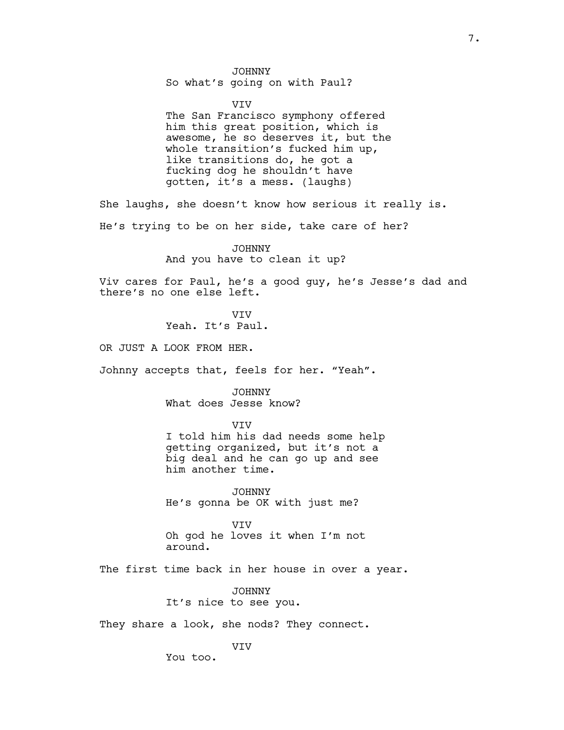JOHNNY
So what's going on with Paul?

VIV
The San Francisco symphony offered him this great position, which is awesome, he so deserves it, but the whole transition's fucked him up, like transitions do, he got a fucking dog he shouldn't have gotten, it's a mess. (laughs)

She laughs, she doesn't know how serious it really is.

He's trying to be on her side, take care of her?

JOHNNY
And you have to clean it up?

Viv cares for Paul, he's a good guy, he's Jesse's dad and there's no one else left.

VIV
Yeah. It's Paul.

OR JUST A LOOK FROM HER.

Johnny accepts that, feels for her. "Yeah".

JOHNNY
What does Jesse know?

VIV
I told him his dad needs some help getting organized, but it's not a big deal and he can go up and see him another time.

JOHNNY
He's gonna be OK with just me?

VIV
Oh god he loves it when I'm not around.

The first time back in her house in over a year.

JOHNNY
It's nice to see you.

They share a look, she nods? They connect.

VIV
You too.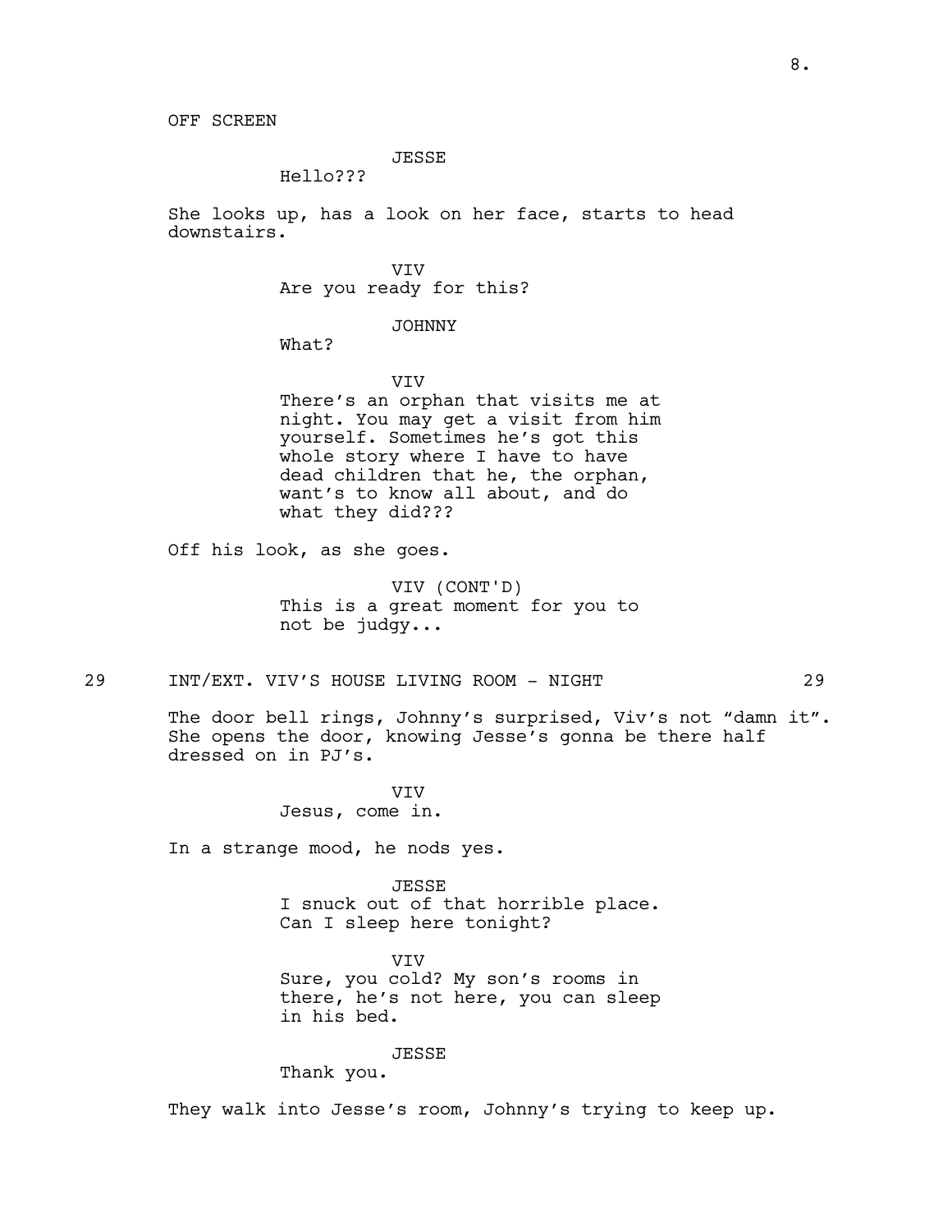OFF SCREEN

JESSE

Hello???

She looks up, has a look on her face, starts to head downstairs.

VIV

Are you ready for this?

JOHNNY

What?

VIV

There's an orphan that visits me at night. You may get a visit from him yourself. Sometimes he's got this whole story where I have to have dead children that he, the orphan, want's to know all about, and do what they did???

Off his look, as she goes.

VIV (CONT'D)

This is a great moment for you to not be judgy...

29 INT/EXT. VIV'S HOUSE LIVING ROOM - NIGHT 29

The door bell rings, Johnny's surprised, Viv's not "damn it". She opens the door, knowing Jesse's gonna be there half dressed on in PJ's.

VIV

Jesus, come in.

In a strange mood, he nods yes.

JESSE

I snuck out of that horrible place. Can I sleep here tonight?

VIV

Sure, you cold? My son's rooms in there, he's not here, you can sleep in his bed.

JESSE

Thank you.

They walk into Jesse's room, Johnny's trying to keep up.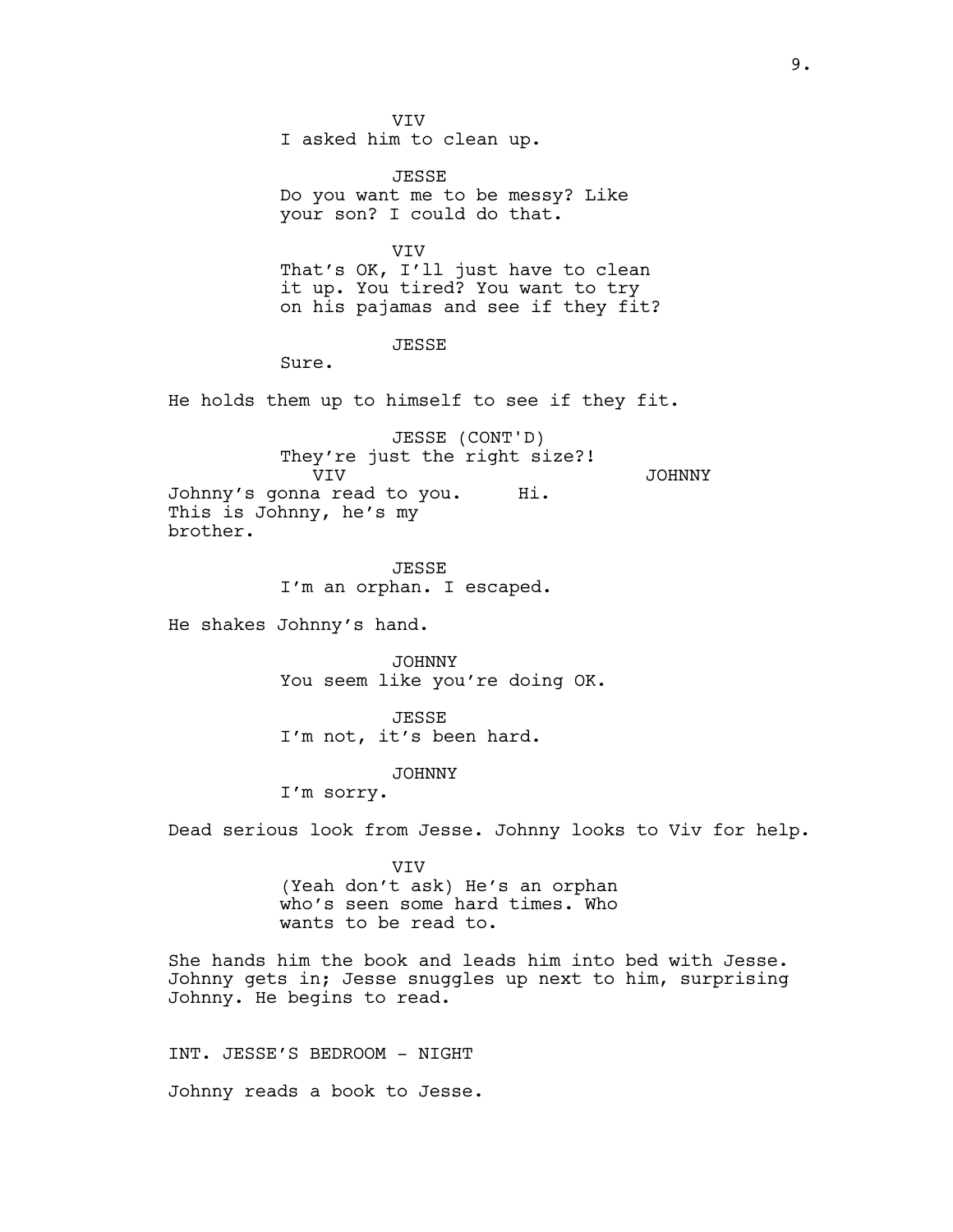VIV
I asked him to clean up.

JESSE
Do you want me to be messy? Like your son? I could do that.

VIV
That's OK, I'll just have to clean it up. You tired? You want to try on his pajamas and see if they fit?

JESSE
Sure.

He holds them up to himself to see if they fit.

JESSE (CONT'D)
They're just the right size?!

VIV
Johnny's gonna read to you. This is Johnny, he's my brother.

JOHNNY
Hi.

JESSE
I'm an orphan. I escaped.

He shakes Johnny's hand.

JOHNNY
You seem like you're doing OK.

JESSE
I'm not, it's been hard.

JOHNNY
I'm sorry.

Dead serious look from Jesse. Johnny looks to Viv for help.

VIV
(Yeah don't ask) He's an orphan who's seen some hard times. Who wants to be read to.

She hands him the book and leads him into bed with Jesse. Johnny gets in; Jesse snuggles up next to him, surprising Johnny. He begins to read.

INT. JESSE'S BEDROOM - NIGHT

Johnny reads a book to Jesse.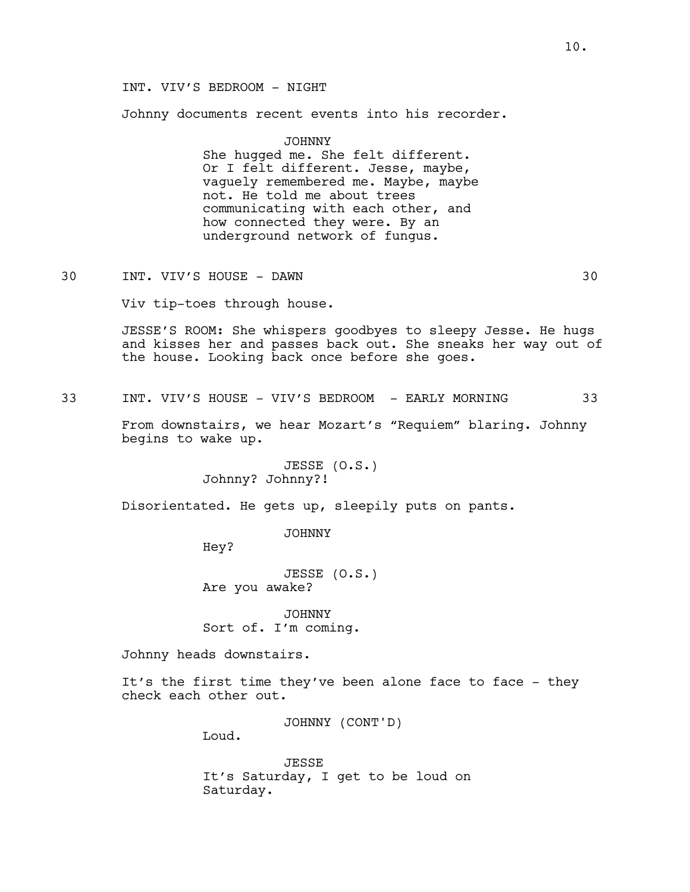INT. VIV'S BEDROOM - NIGHT

Johnny documents recent events into his recorder.

JOHNNY
She hugged me. She felt different. Or I felt different. Jesse, maybe, vaguely remembered me. Maybe, maybe not. He told me about trees communicating with each other, and how connected they were. By an underground network of fungus.

30 INT. VIV'S HOUSE - DAWN 30

Viv tip-toes through house.

JESSE'S ROOM: She whispers goodbyes to sleepy Jesse. He hugs and kisses her and passes back out. She sneaks her way out of the house. Looking back once before she goes.

33 INT. VIV'S HOUSE - VIV'S BEDROOM - EARLY MORNING 33

From downstairs, we hear Mozart's "Requiem" blaring. Johnny begins to wake up.

JESSE (O.S.)
Johnny? Johnny?!

Disorientated. He gets up, sleepily puts on pants.

JOHNNY
Hey?

JESSE (O.S.)
Are you awake?

JOHNNY
Sort of. I'm coming.

Johnny heads downstairs.

It's the first time they've been alone face to face - they check each other out.

JOHNNY (CONT'D)
Loud.

JESSE
It's Saturday, I get to be loud on Saturday.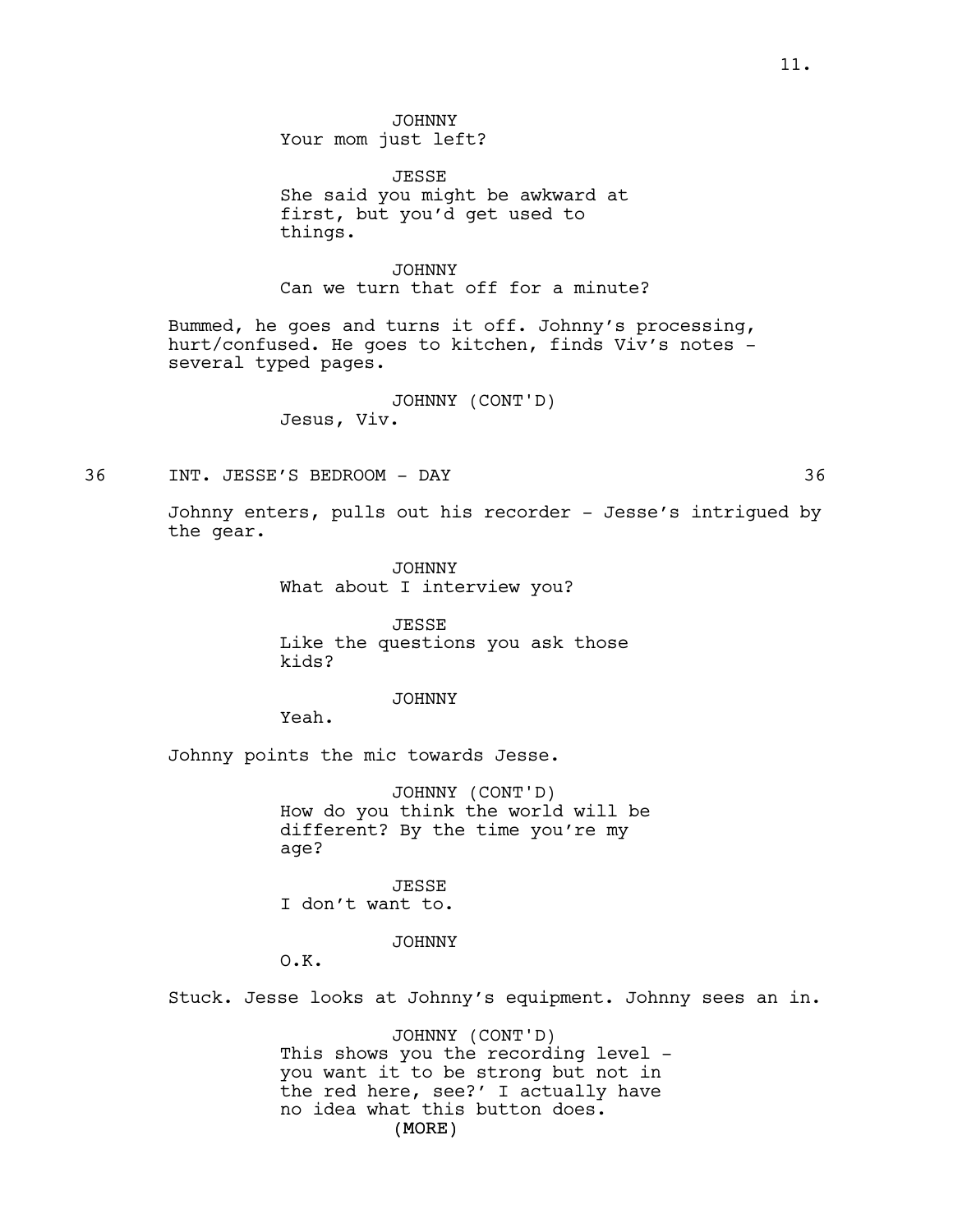JOHNNY
Your mom just left?

JESSE
She said you might be awkward at first, but you'd get used to things.

JOHNNY
Can we turn that off for a minute?

Bummed, he goes and turns it off. Johnny's processing, hurt/confused. He goes to kitchen, finds Viv's notes - several typed pages.

JOHNNY (CONT'D)
Jesus, Viv.

36 INT. JESSE'S BEDROOM - DAY 36

Johnny enters, pulls out his recorder - Jesse's intrigued by the gear.

JOHNNY
What about I interview you?

JESSE
Like the questions you ask those kids?

JOHNNY
Yeah.

Johnny points the mic towards Jesse.

JOHNNY (CONT'D)
How do you think the world will be different? By the time you're my age?

JESSE
I don't want to.

JOHNNY
O.K.

Stuck. Jesse looks at Johnny's equipment. Johnny sees an in.

JOHNNY (CONT'D)
This shows you the recording level - you want it to be strong but not in the red here, see?' I actually have no idea what this button does.
(MORE)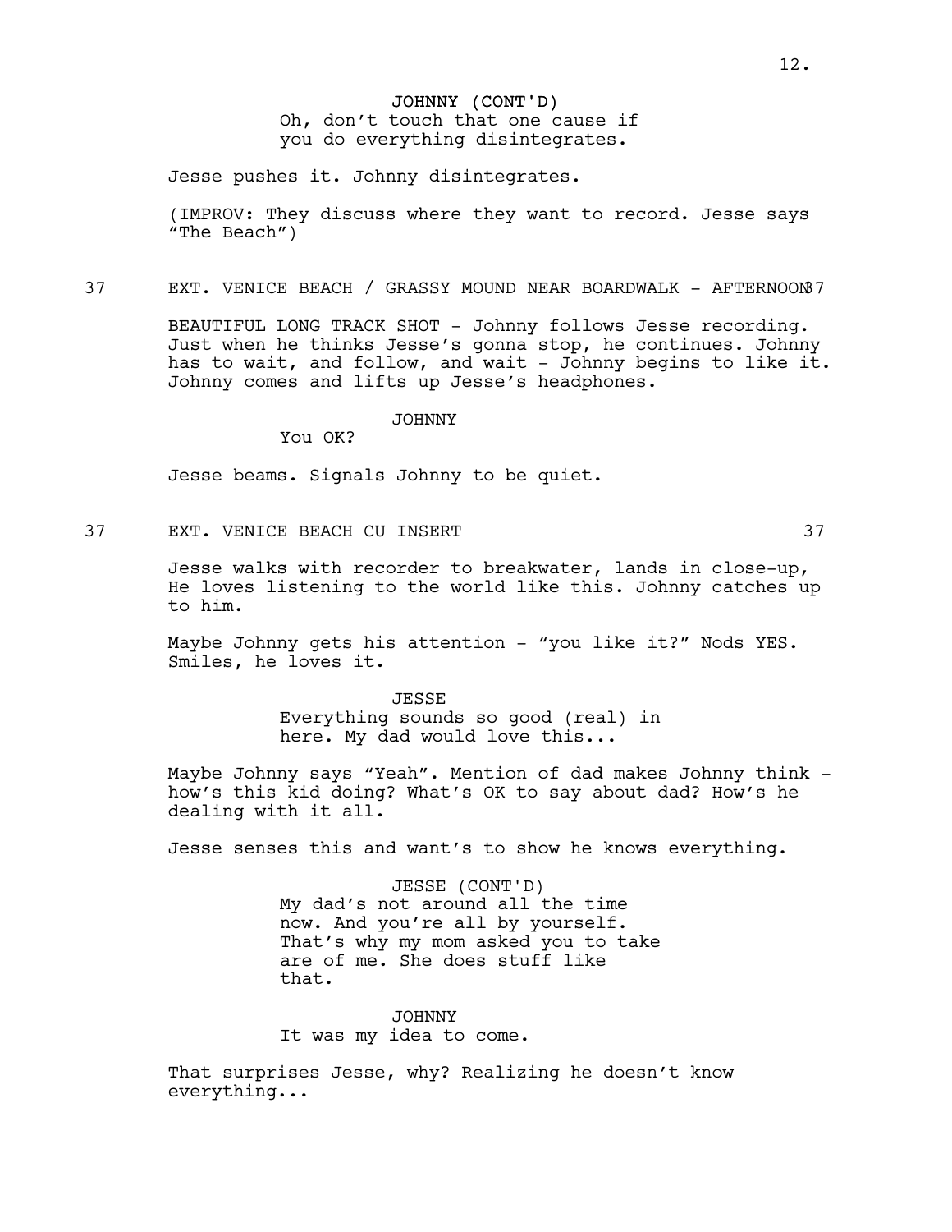JOHNNY (CONT'D)
Oh, don't touch that one cause if you do everything disintegrates.

Jesse pushes it. Johnny disintegrates.

(IMPROV: They discuss where they want to record. Jesse says "The Beach")

37 EXT. VENICE BEACH / GRASSY MOUND NEAR BOARDWALK - AFTERNOON 37

BEAUTIFUL LONG TRACK SHOT - Johnny follows Jesse recording. Just when he thinks Jesse's gonna stop, he continues. Johnny has to wait, and follow, and wait - Johnny begins to like it. Johnny comes and lifts up Jesse's headphones.

JOHNNY
You OK?

Jesse beams. Signals Johnny to be quiet.

37 EXT. VENICE BEACH CU INSERT 37

Jesse walks with recorder to breakwater, lands in close-up, He loves listening to the world like this. Johnny catches up to him.

Maybe Johnny gets his attention - "you like it?" Nods YES. Smiles, he loves it.

JESSE
Everything sounds so good (real) in here. My dad would love this...

Maybe Johnny says "Yeah". Mention of dad makes Johnny think - how's this kid doing? What's OK to say about dad? How's he dealing with it all.

Jesse senses this and want's to show he knows everything.

JESSE (CONT'D)
My dad's not around all the time now. And you're all by yourself. That's why my mom asked you to take are of me. She does stuff like that.

JOHNNY
It was my idea to come.

That surprises Jesse, why? Realizing he doesn't know everything...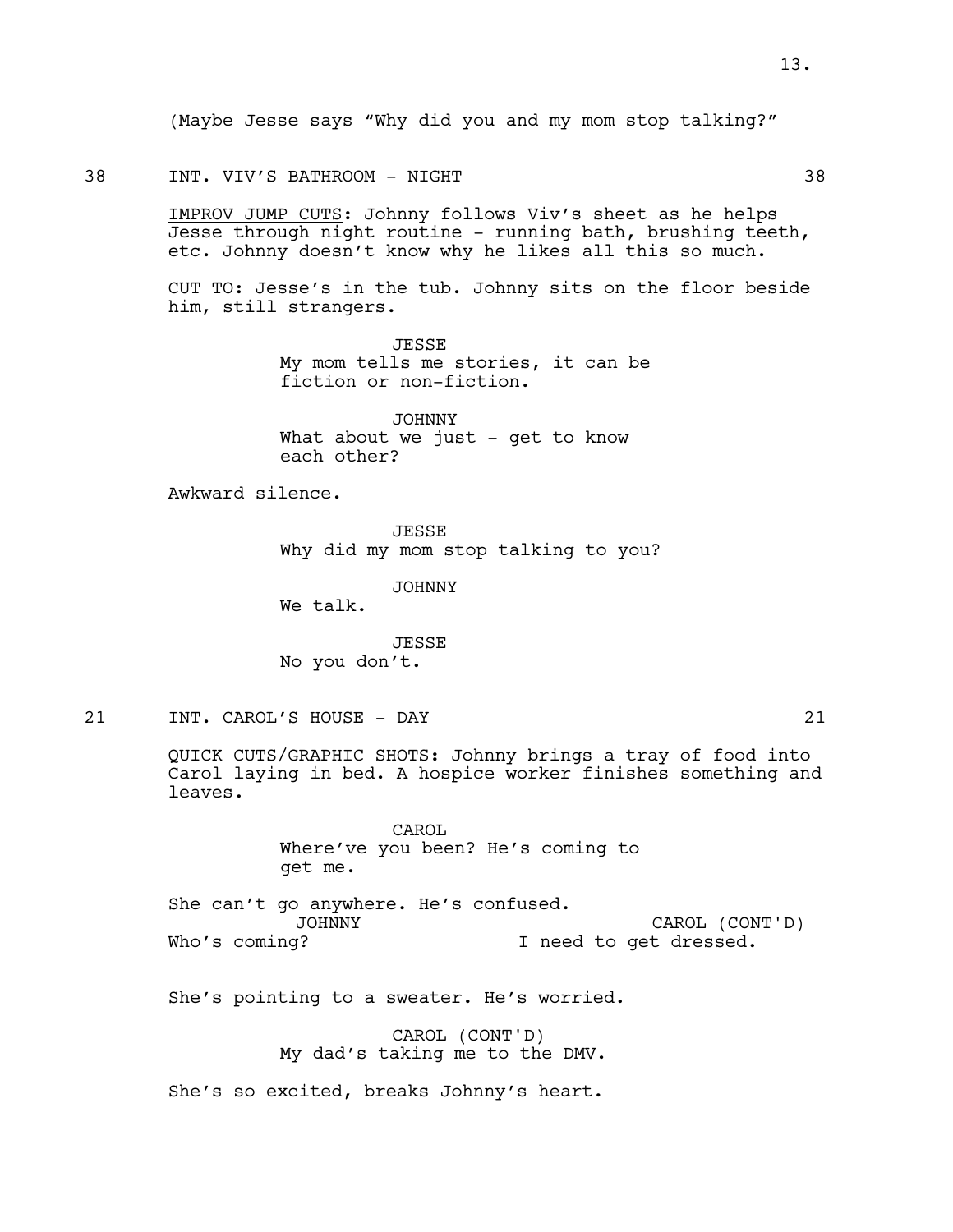(Maybe Jesse says "Why did you and my mom stop talking?"

38 INT. VIV'S BATHROOM - NIGHT 38

IMPROV JUMP CUTS: Johnny follows Viv's sheet as he helps Jesse through night routine - running bath, brushing teeth, etc. Johnny doesn't know why he likes all this so much.

CUT TO: Jesse's in the tub. Johnny sits on the floor beside him, still strangers.

JESSE
My mom tells me stories, it can be fiction or non-fiction.

JOHNNY
What about we just - get to know each other?

Awkward silence.

JESSE
Why did my mom stop talking to you?

JOHNNY
We talk.

JESSE
No you don't.

21 INT. CAROL'S HOUSE - DAY 21

QUICK CUTS/GRAPHIC SHOTS: Johnny brings a tray of food into Carol laying in bed. A hospice worker finishes something and leaves.

CAROL
Where've you been? He's coming to get me.

She can't go anywhere. He's confused.

JOHNNY
Who's coming?

CAROL (CONT'D)
I need to get dressed.

She's pointing to a sweater. He's worried.

CAROL (CONT'D)
My dad's taking me to the DMV.

She's so excited, breaks Johnny's heart.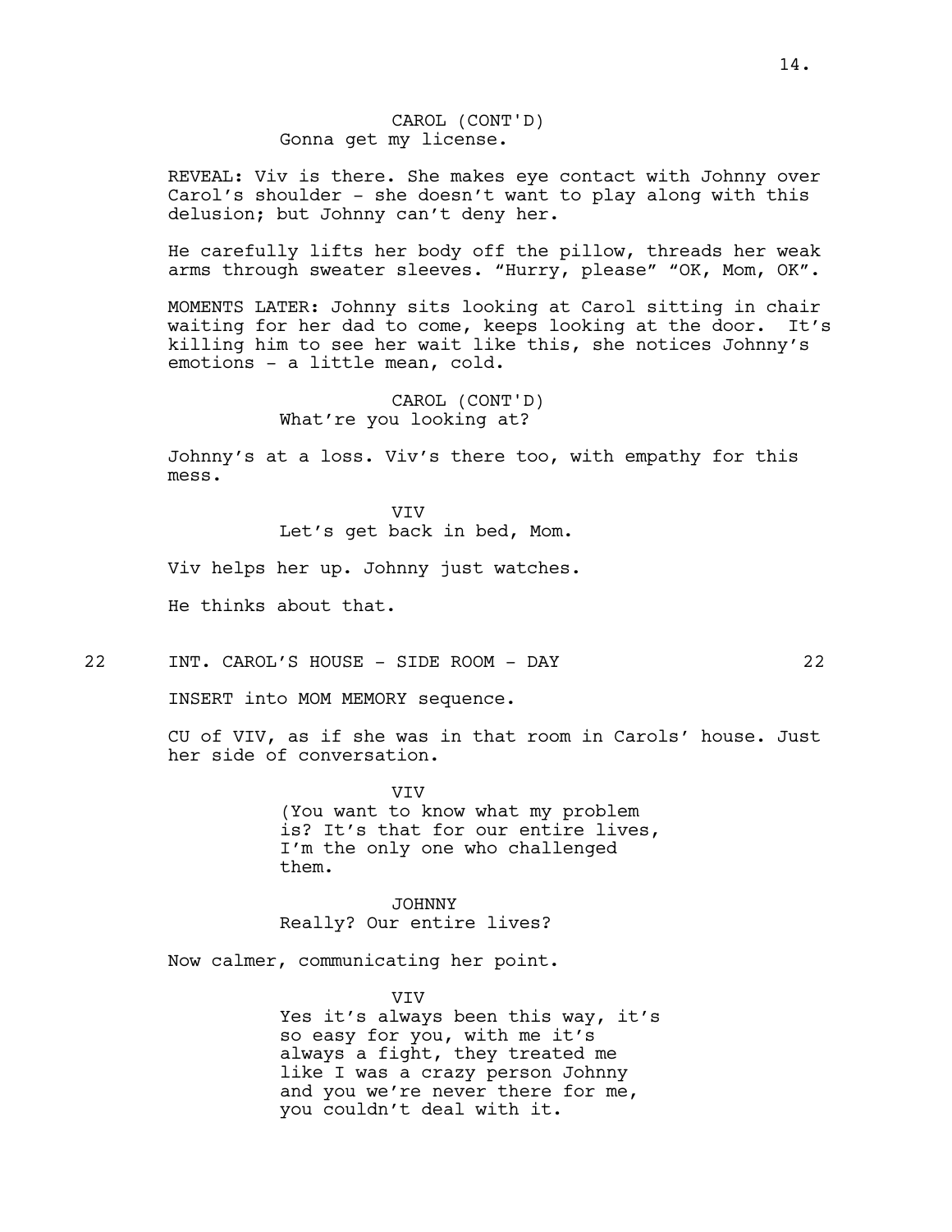CAROL (CONT'D)
Gonna get my license.

REVEAL: Viv is there. She makes eye contact with Johnny over Carol's shoulder - she doesn't want to play along with this delusion; but Johnny can't deny her.

He carefully lifts her body off the pillow, threads her weak arms through sweater sleeves. "Hurry, please" "OK, Mom, OK".

MOMENTS LATER: Johnny sits looking at Carol sitting in chair waiting for her dad to come, keeps looking at the door. It's killing him to see her wait like this, she notices Johnny's emotions - a little mean, cold.

CAROL (CONT'D)
What're you looking at?

Johnny's at a loss. Viv's there too, with empathy for this mess.

VIV
Let's get back in bed, Mom.

Viv helps her up. Johnny just watches.

He thinks about that.

22 INT. CAROL'S HOUSE - SIDE ROOM - DAY 22

INSERT into MOM MEMORY sequence.

CU of VIV, as if she was in that room in Carols' house. Just her side of conversation.

VIV
(You want to know what my problem is? It's that for our entire lives, I'm the only one who challenged them.

JOHNNY
Really? Our entire lives?

Now calmer, communicating her point.

VIV
Yes it's always been this way, it's so easy for you, with me it's always a fight, they treated me like I was a crazy person Johnny and you we're never there for me, you couldn't deal with it.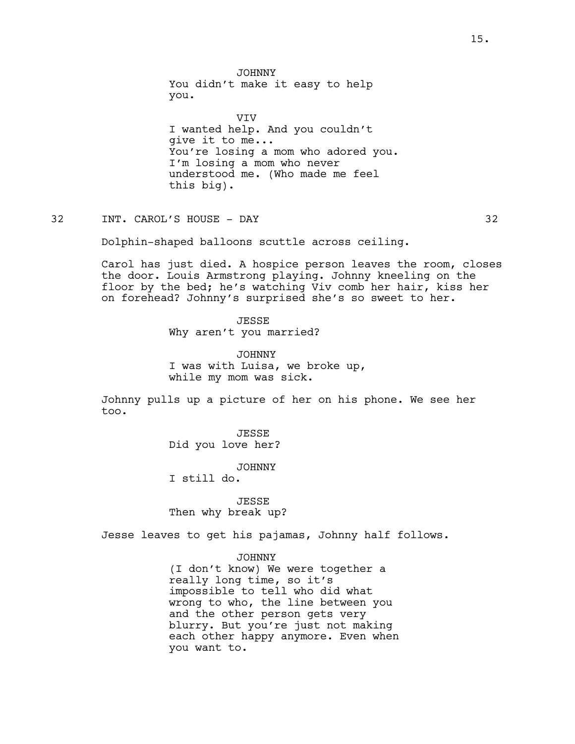JOHNNY
You didn't make it easy to help you.

VIV
I wanted help. And you couldn't give it to me...
You're losing a mom who adored you. I'm losing a mom who never understood me. (Who made me feel this big).

32 INT. CAROL'S HOUSE - DAY 32

Dolphin-shaped balloons scuttle across ceiling.

Carol has just died. A hospice person leaves the room, closes the door. Louis Armstrong playing. Johnny kneeling on the floor by the bed; he's watching Viv comb her hair, kiss her on forehead? Johnny's surprised she's so sweet to her.

JESSE
Why aren't you married?

JOHNNY
I was with Luisa, we broke up, while my mom was sick.

Johnny pulls up a picture of her on his phone. We see her too.

JESSE
Did you love her?

JOHNNY
I still do.

JESSE
Then why break up?

Jesse leaves to get his pajamas, Johnny half follows.

JOHNNY
(I don't know) We were together a really long time, so it's impossible to tell who did what wrong to who, the line between you and the other person gets very blurry. But you're just not making each other happy anymore. Even when you want to.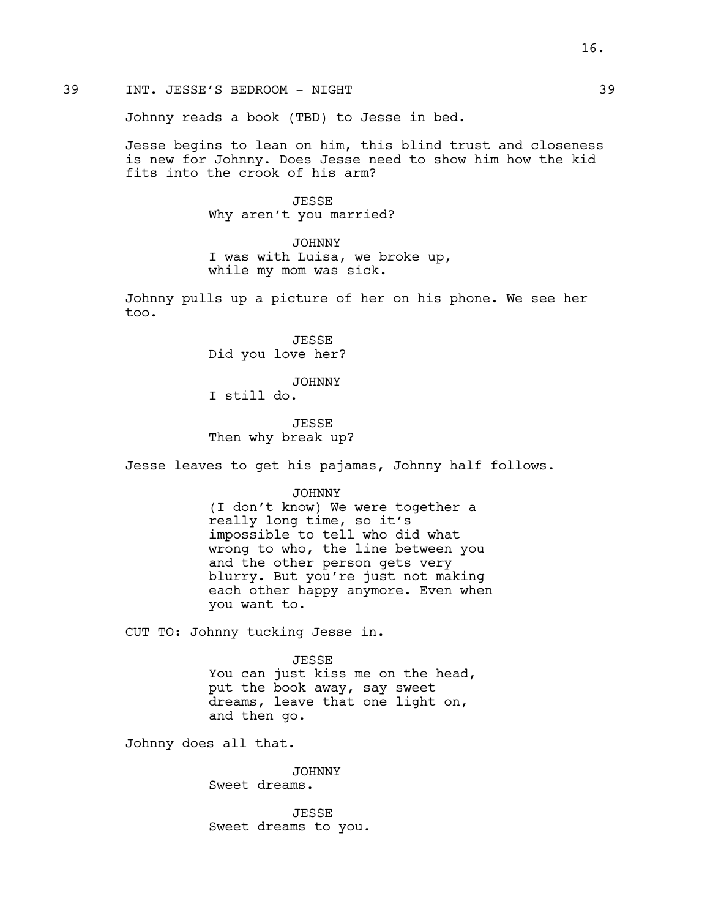39 INT. JESSE'S BEDROOM - NIGHT 39

Johnny reads a book (TBD) to Jesse in bed.

Jesse begins to lean on him, this blind trust and closeness is new for Johnny. Does Jesse need to show him how the kid fits into the crook of his arm?

JESSE
Why aren't you married?

JOHNNY
I was with Luisa, we broke up, while my mom was sick.

Johnny pulls up a picture of her on his phone. We see her too.

JESSE
Did you love her?

JOHNNY
I still do.

JESSE
Then why break up?

Jesse leaves to get his pajamas, Johnny half follows.

JOHNNY
(I don't know) We were together a really long time, so it's impossible to tell who did what wrong to who, the line between you and the other person gets very blurry. But you're just not making each other happy anymore. Even when you want to.

CUT TO: Johnny tucking Jesse in.

JESSE
You can just kiss me on the head, put the book away, say sweet dreams, leave that one light on, and then go.

Johnny does all that.

JOHNNY
Sweet dreams.

JESSE
Sweet dreams to you.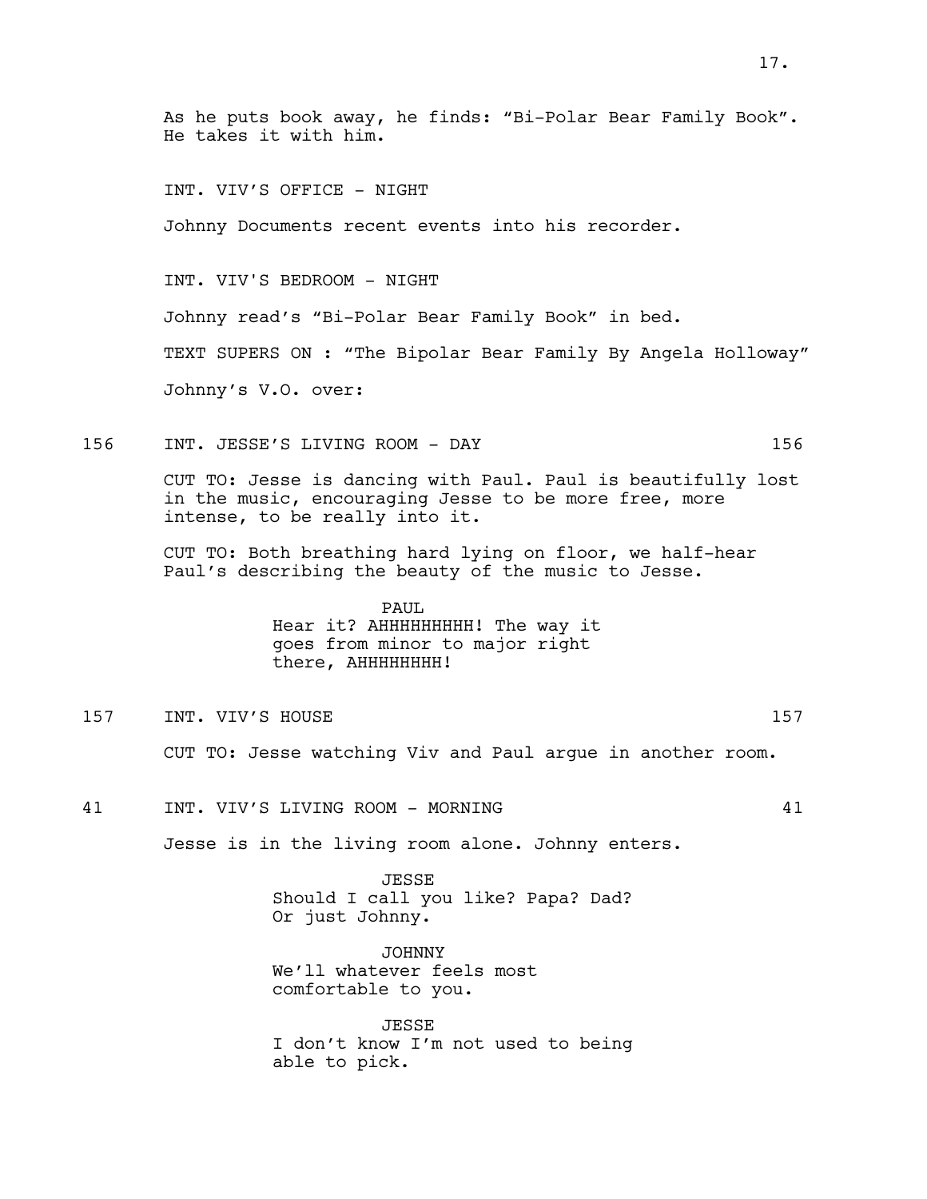As he puts book away, he finds: “Bi-Polar Bear Family Book”. He takes it with him.

INT. VIV’S OFFICE - NIGHT

Johnny Documents recent events into his recorder.

INT. VIV'S BEDROOM - NIGHT

Johnny read’s “Bi-Polar Bear Family Book” in bed.

TEXT SUPERS ON : “The Bipolar Bear Family By Angela Holloway”

Johnny’s V.O. over:

156 INT. JESSE’S LIVING ROOM - DAY 156

CUT TO: Jesse is dancing with Paul. Paul is beautifully lost in the music, encouraging Jesse to be more free, more intense, to be really into it.

CUT TO: Both breathing hard lying on floor, we half-hear Paul’s describing the beauty of the music to Jesse.

PAUL
Hear it? AHHHHHHHHH! The way it goes from minor to major right there, AHHHHHHHH!

157 INT. VIV’S HOUSE 157

CUT TO: Jesse watching Viv and Paul argue in another room.

41 INT. VIV’S LIVING ROOM - MORNING 41

Jesse is in the living room alone. Johnny enters.

JESSE
Should I call you like? Papa? Dad? Or just Johnny.

JOHNNY
We’ll whatever feels most comfortable to you.

JESSE
I don’t know I’m not used to being able to pick.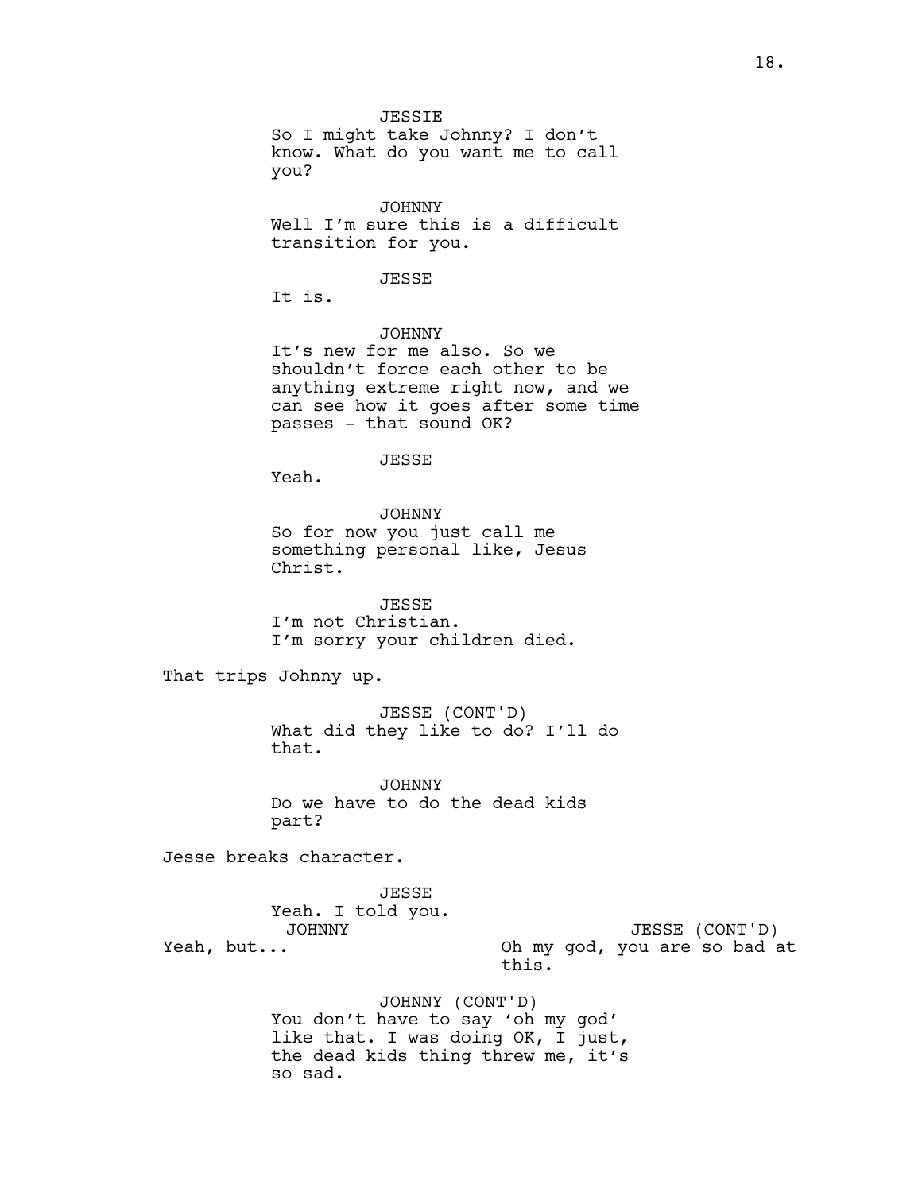JESSIE
So I might take Johnny? I don't know. What do you want me to call you?

JOHNNY
Well I'm sure this is a difficult transition for you.

JESSE
It is.

JOHNNY
It's new for me also. So we shouldn't force each other to be anything extreme right now, and we can see how it goes after some time passes - that sound OK?

JESSE
Yeah.

JOHNNY
So for now you just call me something personal like, Jesus Christ.

JESSE
I'm not Christian.
I'm sorry your children died.

That trips Johnny up.

JESSE (CONT'D)
What did they like to do? I'll do that.

JOHNNY
Do we have to do the dead kids part?

Jesse breaks character.

JESSE
Yeah. I told you.

JOHNNY
Yeah, but...

JESSE (CONT'D)
Oh my god, you are so bad at this.

JOHNNY (CONT'D)
You don't have to say 'oh my god' like that. I was doing OK, I just, the dead kids thing threw me, it's so sad.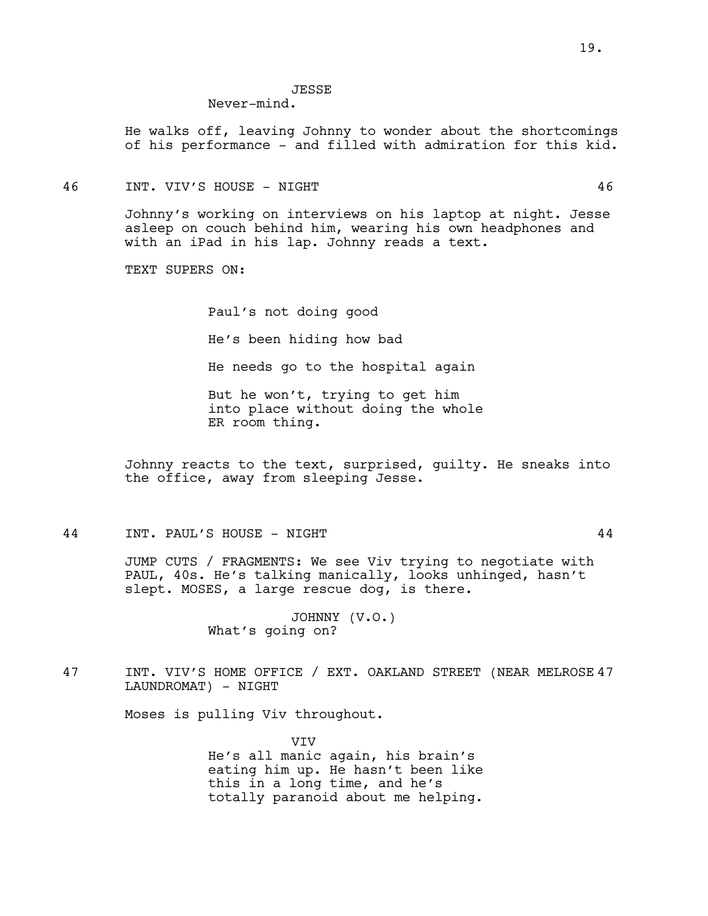JESSE
Never-mind.

He walks off, leaving Johnny to wonder about the shortcomings of his performance - and filled with admiration for this kid.

46 INT. VIV'S HOUSE - NIGHT 46

Johnny's working on interviews on his laptop at night. Jesse asleep on couch behind him, wearing his own headphones and with an iPad in his lap. Johnny reads a text.

TEXT SUPERS ON:

Paul's not doing good

He's been hiding how bad

He needs go to the hospital again

But he won't, trying to get him into place without doing the whole ER room thing.

Johnny reacts to the text, surprised, guilty. He sneaks into the office, away from sleeping Jesse.

44 INT. PAUL'S HOUSE - NIGHT 44

JUMP CUTS / FRAGMENTS: We see Viv trying to negotiate with PAUL, 40s. He's talking manically, looks unhinged, hasn't slept. MOSES, a large rescue dog, is there.

JOHNNY (V.O.)
What's going on?

47 INT. VIV'S HOME OFFICE / EXT. OAKLAND STREET (NEAR MELROSE LAUNDROMAT) - NIGHT 47

Moses is pulling Viv throughout.

VIV
He's all manic again, his brain's eating him up. He hasn't been like this in a long time, and he's totally paranoid about me helping.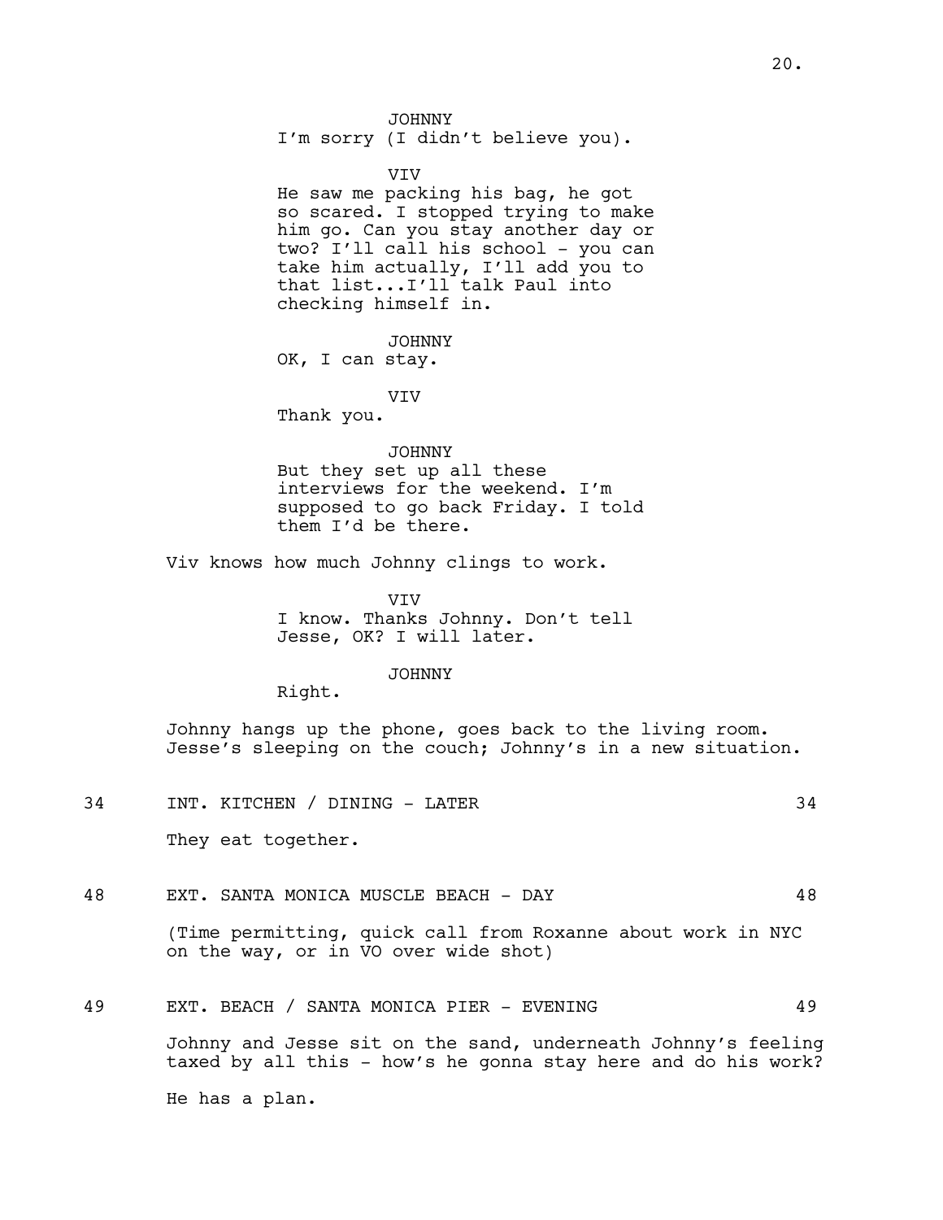JOHNNY
I'm sorry (I didn't believe you).

VIV
He saw me packing his bag, he got so scared. I stopped trying to make him go. Can you stay another day or two? I'll call his school - you can take him actually, I'll add you to that list...I'll talk Paul into checking himself in.

JOHNNY
OK, I can stay.

VIV
Thank you.

JOHNNY
But they set up all these interviews for the weekend. I'm supposed to go back Friday. I told them I'd be there.

Viv knows how much Johnny clings to work.

VIV
I know. Thanks Johnny. Don't tell Jesse, OK? I will later.

JOHNNY
Right.

Johnny hangs up the phone, goes back to the living room. Jesse's sleeping on the couch; Johnny's in a new situation.

34 INT. KITCHEN / DINING - LATER 34

They eat together.

48 EXT. SANTA MONICA MUSCLE BEACH - DAY 48

(Time permitting, quick call from Roxanne about work in NYC on the way, or in VO over wide shot)

49 EXT. BEACH / SANTA MONICA PIER - EVENING 49

Johnny and Jesse sit on the sand, underneath Johnny's feeling taxed by all this - how's he gonna stay here and do his work?

He has a plan.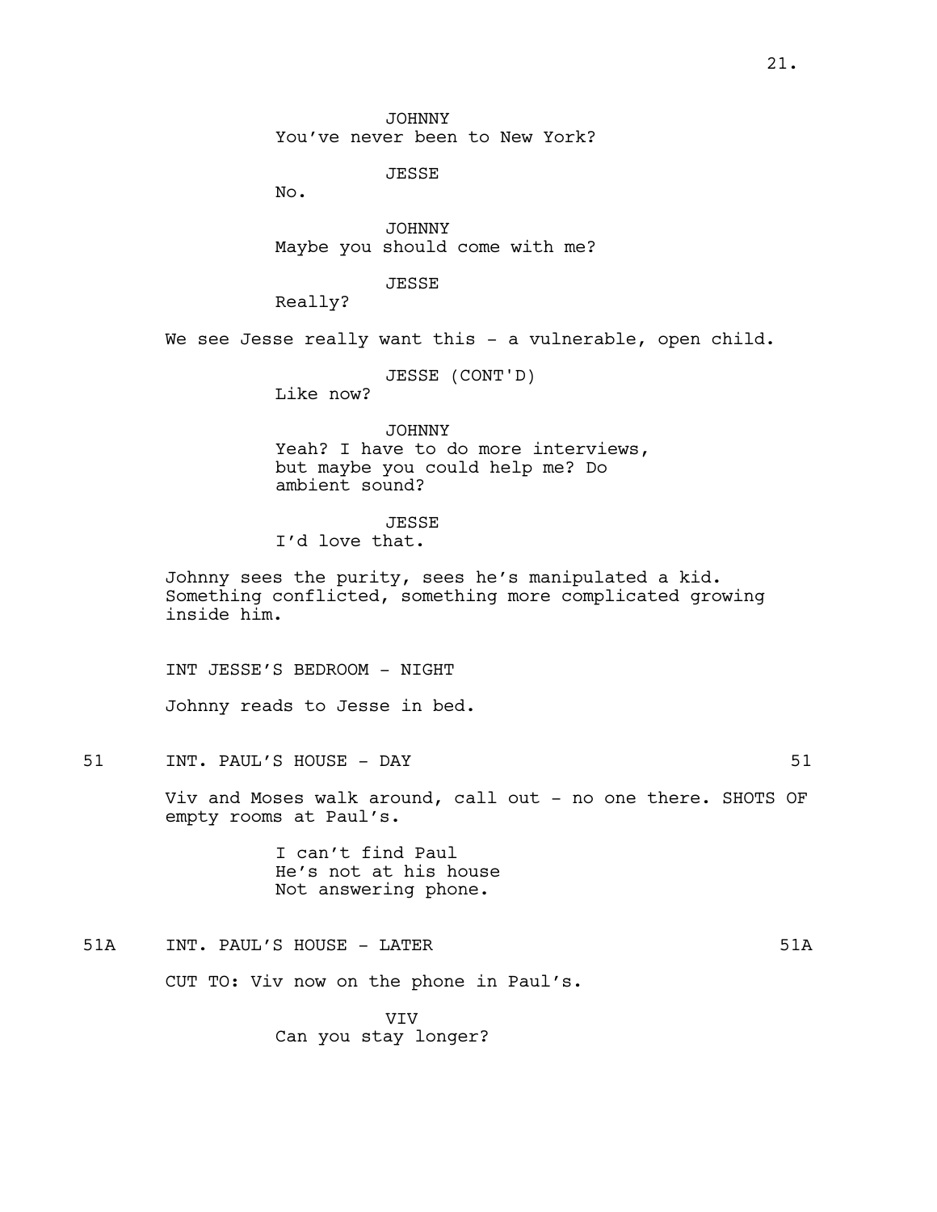JOHNNY
You've never been to New York?

JESSE
No.

JOHNNY
Maybe you should come with me?

JESSE
Really?

We see Jesse really want this - a vulnerable, open child.

JESSE (CONT'D)
Like now?

JOHNNY
Yeah? I have to do more interviews, but maybe you could help me? Do ambient sound?

JESSE
I'd love that.

Johnny sees the purity, sees he's manipulated a kid. Something conflicted, something more complicated growing inside him.

INT JESSE'S BEDROOM - NIGHT

Johnny reads to Jesse in bed.

51 INT. PAUL'S HOUSE - DAY 51

Viv and Moses walk around, call out - no one there. SHOTS OF empty rooms at Paul's.

I can't find Paul
He's not at his house
Not answering phone.

51A INT. PAUL'S HOUSE - LATER 51A

CUT TO: Viv now on the phone in Paul's.

VIV
Can you stay longer?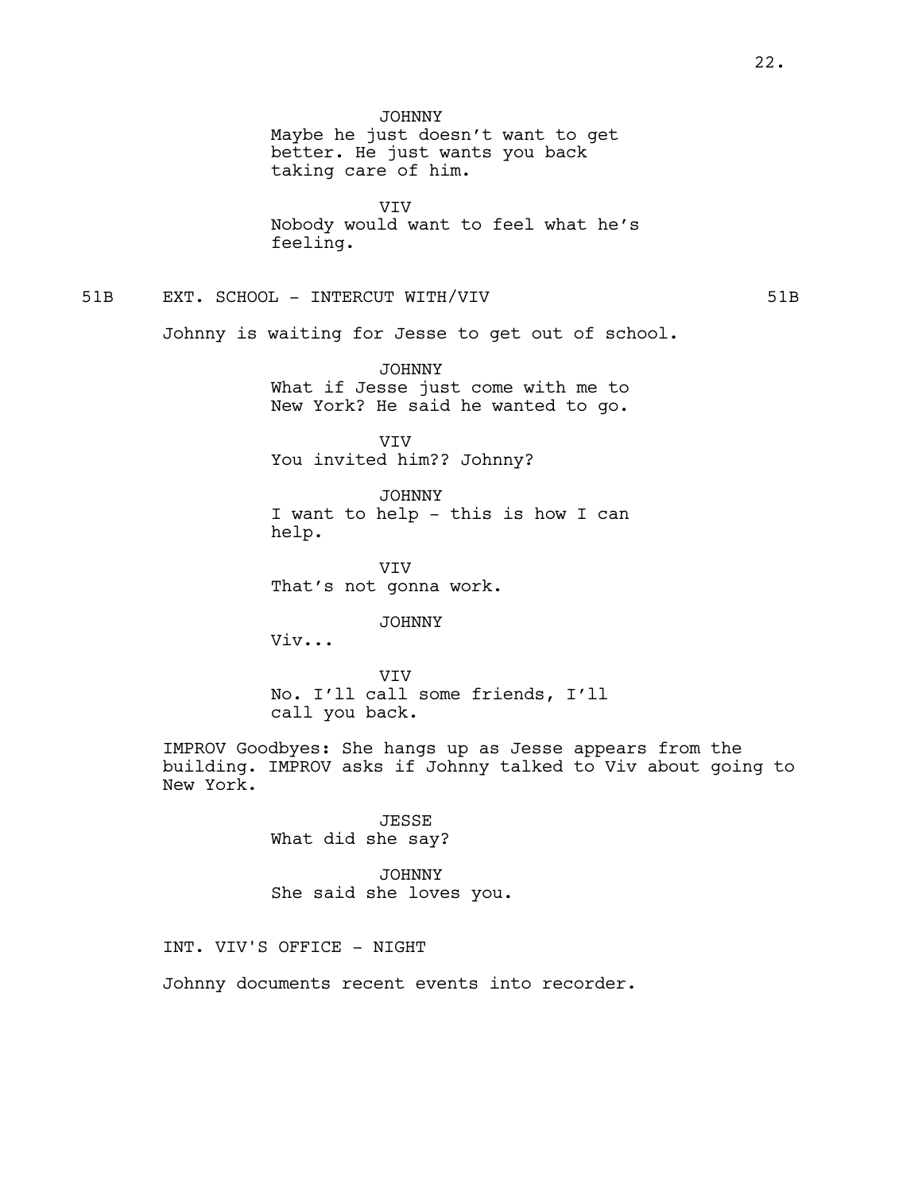JOHNNY
Maybe he just doesn't want to get better. He just wants you back taking care of him.

VIV
Nobody would want to feel what he's feeling.

51B EXT. SCHOOL - INTERCUT WITH/VIV 51B

Johnny is waiting for Jesse to get out of school.

JOHNNY
What if Jesse just come with me to New York? He said he wanted to go.

VIV
You invited him?? Johnny?

JOHNNY
I want to help - this is how I can help.

VIV
That's not gonna work.

JOHNNY
Viv...

VIV
No. I'll call some friends, I'll call you back.

IMPROV Goodbyes: She hangs up as Jesse appears from the building. IMPROV asks if Johnny talked to Viv about going to New York.

JESSE
What did she say?

JOHNNY
She said she loves you.

INT. VIV'S OFFICE - NIGHT

Johnny documents recent events into recorder.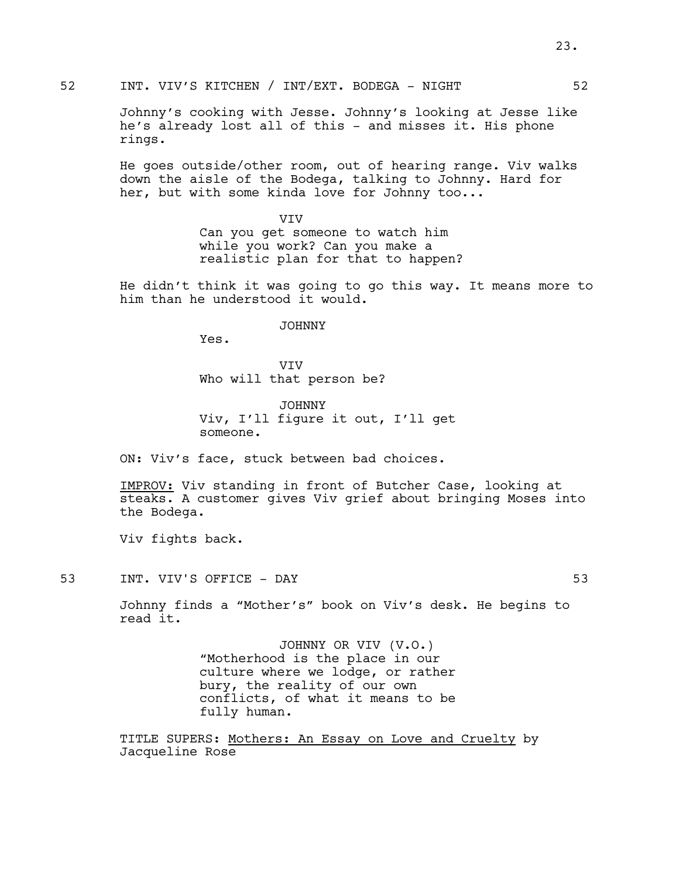52 INT. VIV'S KITCHEN / INT/EXT. BODEGA - NIGHT 52

Johnny's cooking with Jesse. Johnny's looking at Jesse like he's already lost all of this - and misses it. His phone rings.

He goes outside/other room, out of hearing range. Viv walks down the aisle of the Bodega, talking to Johnny. Hard for her, but with some kinda love for Johnny too...

VIV
Can you get someone to watch him while you work? Can you make a realistic plan for that to happen?

He didn't think it was going to go this way. It means more to him than he understood it would.

JOHNNY
Yes.

VIV
Who will that person be?

JOHNNY
Viv, I'll figure it out, I'll get someone.

ON: Viv's face, stuck between bad choices.

<u>IMPROV:</u> Viv standing in front of Butcher Case, looking at steaks. A customer gives Viv grief about bringing Moses into the Bodega.

Viv fights back.

53 INT. VIV'S OFFICE - DAY 53

Johnny finds a "Mother's" book on Viv's desk. He begins to read it.

JOHNNY OR VIV (V.O.)
"Motherhood is the place in our culture where we lodge, or rather bury, the reality of our own conflicts, of what it means to be fully human.

TITLE SUPERS: <u>Mothers: An Essay on Love and Cruelty</u> by Jacqueline Rose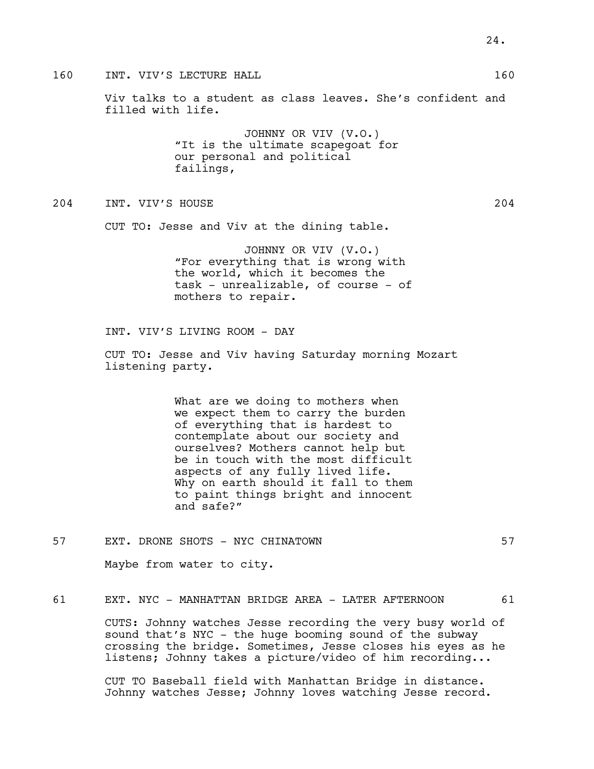160 INT. VIV'S LECTURE HALL 160

Viv talks to a student as class leaves. She's confident and filled with life.

JOHNNY OR VIV (V.O.)
"It is the ultimate scapegoat for our personal and political failings,

204 INT. VIV'S HOUSE 204

CUT TO: Jesse and Viv at the dining table.

JOHNNY OR VIV (V.O.)
"For everything that is wrong with the world, which it becomes the task - unrealizable, of course - of mothers to repair.

INT. VIV'S LIVING ROOM - DAY

CUT TO: Jesse and Viv having Saturday morning Mozart listening party.

What are we doing to mothers when we expect them to carry the burden of everything that is hardest to contemplate about our society and ourselves? Mothers cannot help but be in touch with the most difficult aspects of any fully lived life. Why on earth should it fall to them to paint things bright and innocent and safe?"

57 EXT. DRONE SHOTS - NYC CHINATOWN 57

Maybe from water to city.

61 EXT. NYC - MANHATTAN BRIDGE AREA - LATER AFTERNOON 61

CUTS: Johnny watches Jesse recording the very busy world of sound that's NYC - the huge booming sound of the subway crossing the bridge. Sometimes, Jesse closes his eyes as he listens; Johnny takes a picture/video of him recording...

CUT TO Baseball field with Manhattan Bridge in distance. Johnny watches Jesse; Johnny loves watching Jesse record.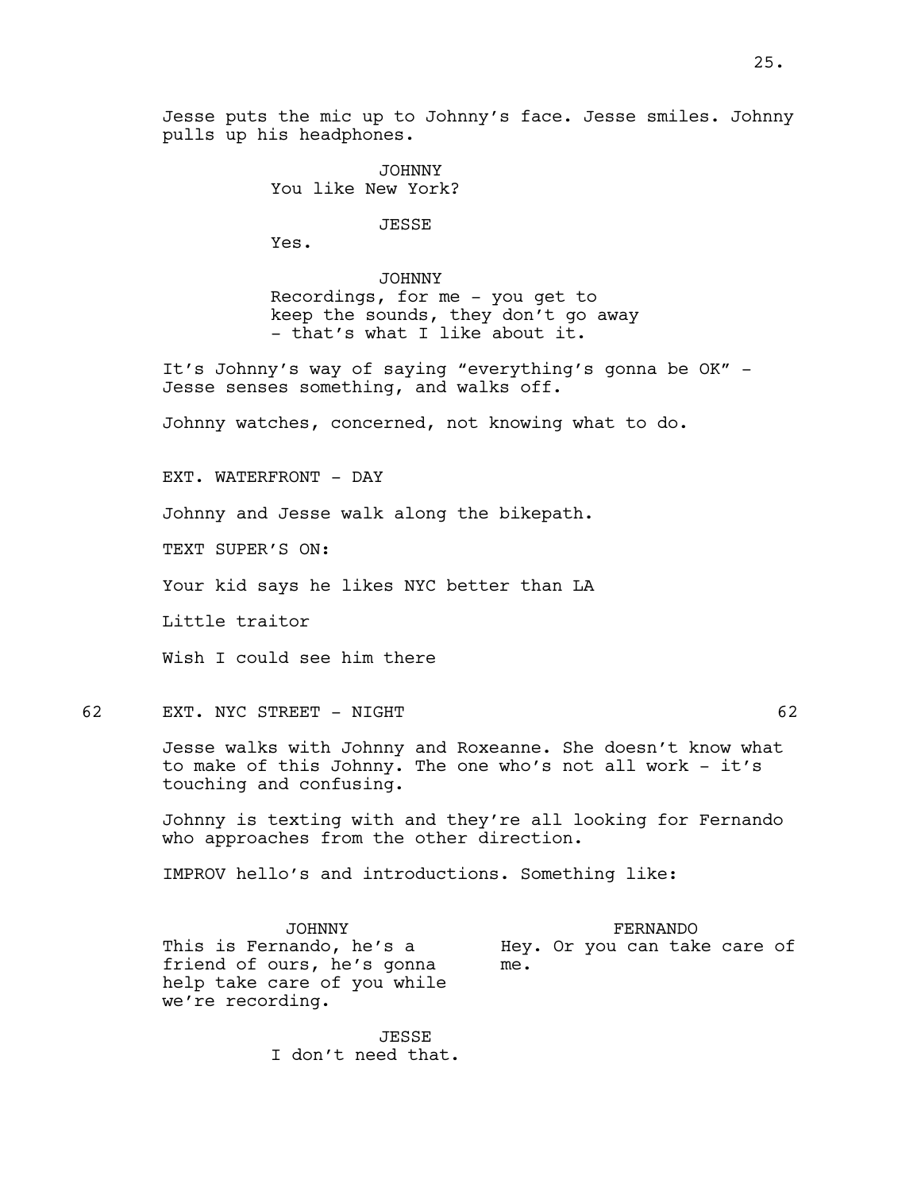Jesse puts the mic up to Johnny's face. Jesse smiles. Johnny pulls up his headphones.

JOHNNY
You like New York?

JESSE
Yes.

JOHNNY
Recordings, for me - you get to keep the sounds, they don't go away - that's what I like about it.

It's Johnny's way of saying "everything's gonna be OK" - Jesse senses something, and walks off.

Johnny watches, concerned, not knowing what to do.

EXT. WATERFRONT - DAY

Johnny and Jesse walk along the bikepath.

TEXT SUPER'S ON:

Your kid says he likes NYC better than LA

Little traitor

Wish I could see him there

62 EXT. NYC STREET - NIGHT 62

Jesse walks with Johnny and Roxeanne. She doesn't know what to make of this Johnny. The one who's not all work - it's touching and confusing.

Johnny is texting with and they're all looking for Fernando who approaches from the other direction.

IMPROV hello's and introductions. Something like:

JOHNNY
This is Fernando, he's a friend of ours, he's gonna help take care of you while we're recording.

FERNANDO
Hey. Or you can take care of me.

JESSE
I don't need that.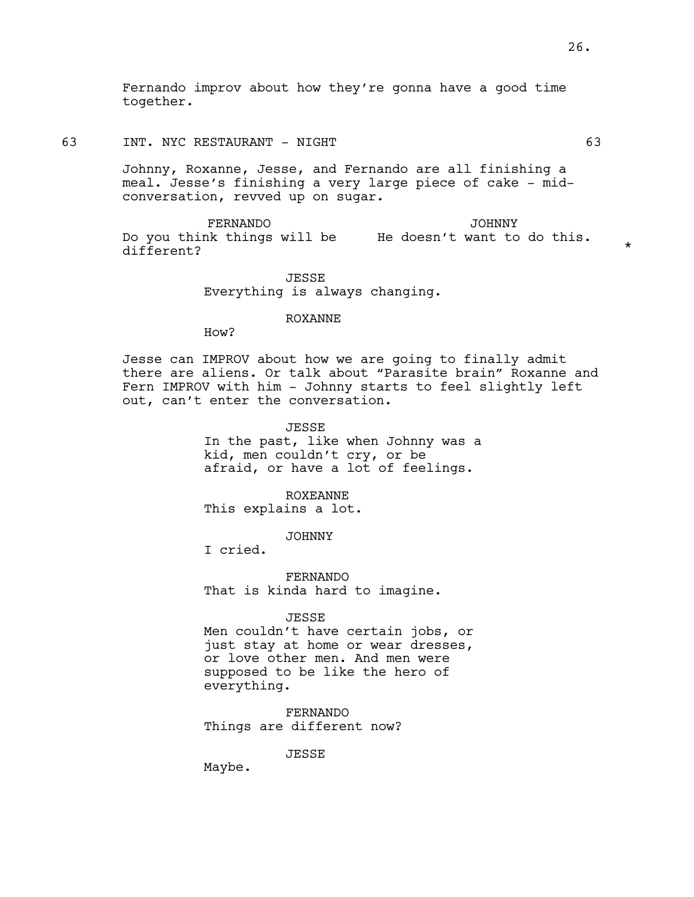Fernando improv about how they're gonna have a good time together.

63 INT. NYC RESTAURANT - NIGHT 63

Johnny, Roxanne, Jesse, and Fernando are all finishing a meal. Jesse's finishing a very large piece of cake - mid-conversation, revved up on sugar.

FERNANDO
Do you think things will be different?

JOHNNY
He doesn't want to do this. *

JESSE
Everything is always changing.

ROXANNE
How?

Jesse can IMPROV about how we are going to finally admit there are aliens. Or talk about "Parasite brain" Roxanne and Fern IMPROV with him - Johnny starts to feel slightly left out, can't enter the conversation.

JESSE
In the past, like when Johnny was a kid, men couldn't cry, or be afraid, or have a lot of feelings.

ROXEANNE
This explains a lot.

JOHNNY
I cried.

FERNANDO
That is kinda hard to imagine.

JESSE
Men couldn't have certain jobs, or just stay at home or wear dresses, or love other men. And men were supposed to be like the hero of everything.

FERNANDO
Things are different now?

JESSE
Maybe.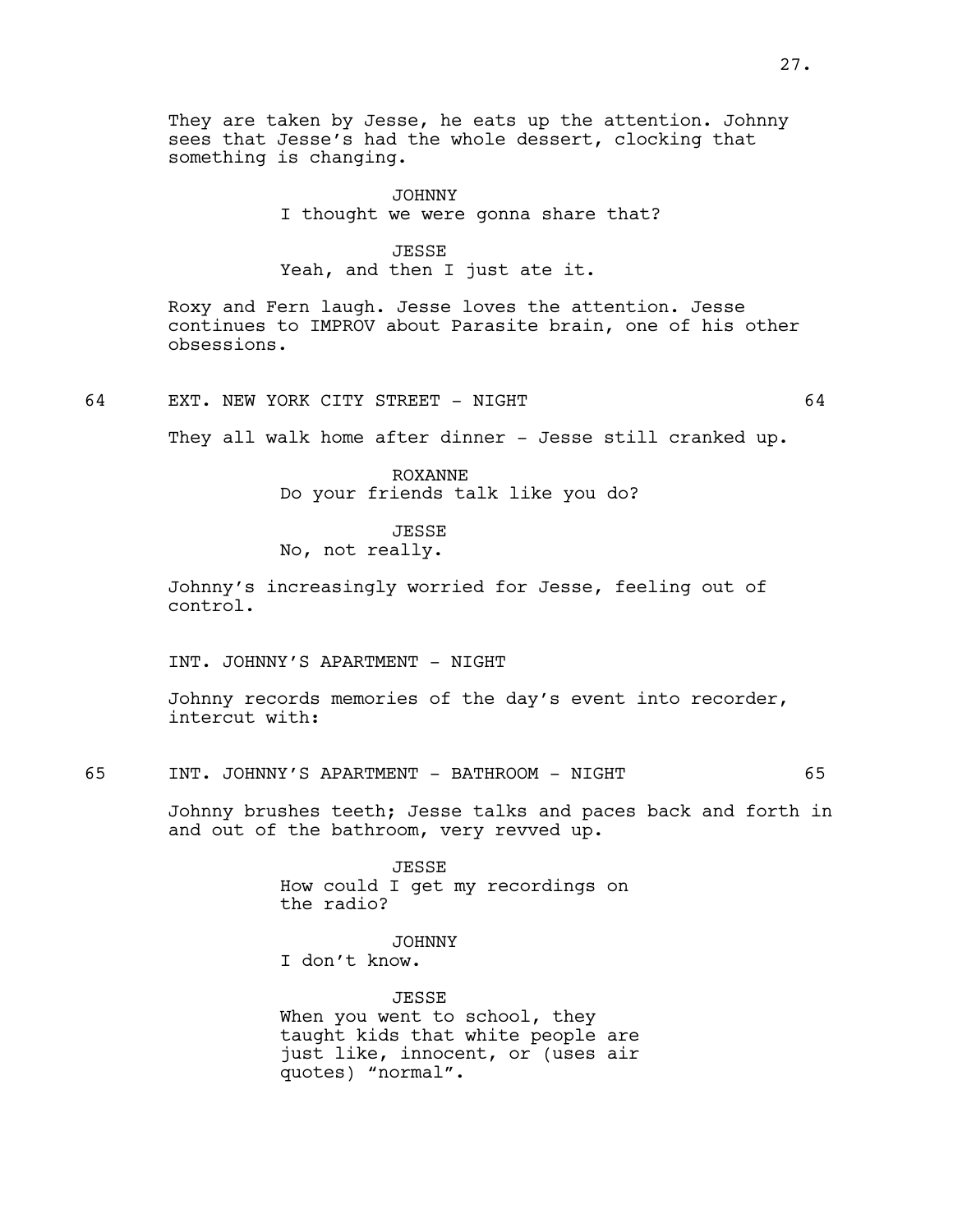They are taken by Jesse, he eats up the attention. Johnny sees that Jesse's had the whole dessert, clocking that something is changing.

JOHNNY
I thought we were gonna share that?

JESSE
Yeah, and then I just ate it.

Roxy and Fern laugh. Jesse loves the attention. Jesse continues to IMPROV about Parasite brain, one of his other obsessions.

64 EXT. NEW YORK CITY STREET - NIGHT 64

They all walk home after dinner - Jesse still cranked up.

ROXANNE
Do your friends talk like you do?

JESSE
No, not really.

Johnny's increasingly worried for Jesse, feeling out of control.

INT. JOHNNY'S APARTMENT - NIGHT

Johnny records memories of the day's event into recorder, intercut with:

65 INT. JOHNNY'S APARTMENT - BATHROOM - NIGHT 65

Johnny brushes teeth; Jesse talks and paces back and forth in and out of the bathroom, very revved up.

JESSE
How could I get my recordings on the radio?

JOHNNY
I don't know.

JESSE
When you went to school, they taught kids that white people are just like, innocent, or (uses air quotes) "normal".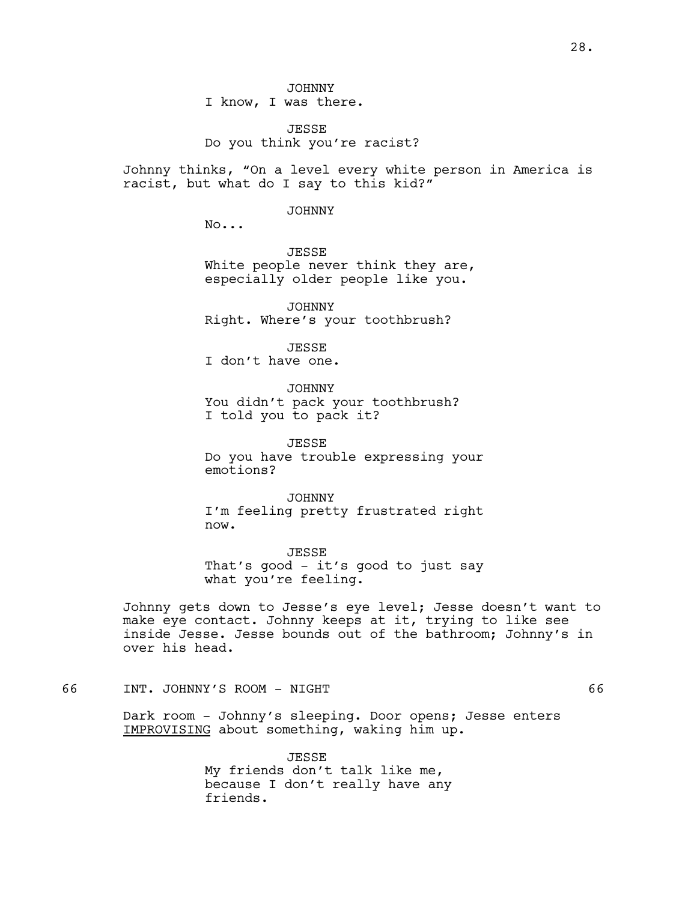JOHNNY
I know, I was there.

JESSE
Do you think you're racist?

Johnny thinks, "On a level every white person in America is racist, but what do I say to this kid?"

JOHNNY
No...

JESSE
White people never think they are, especially older people like you.

JOHNNY
Right. Where's your toothbrush?

JESSE
I don't have one.

JOHNNY
You didn't pack your toothbrush? I told you to pack it?

JESSE
Do you have trouble expressing your emotions?

JOHNNY
I'm feeling pretty frustrated right now.

JESSE
That's good - it's good to just say what you're feeling.

Johnny gets down to Jesse's eye level; Jesse doesn't want to make eye contact. Johnny keeps at it, trying to like see inside Jesse. Jesse bounds out of the bathroom; Johnny's in over his head.

66 INT. JOHNNY'S ROOM - NIGHT 66

Dark room - Johnny's sleeping. Door opens; Jesse enters <u>IMPROVISING</u> about something, waking him up.

JESSE
My friends don't talk like me, because I don't really have any friends.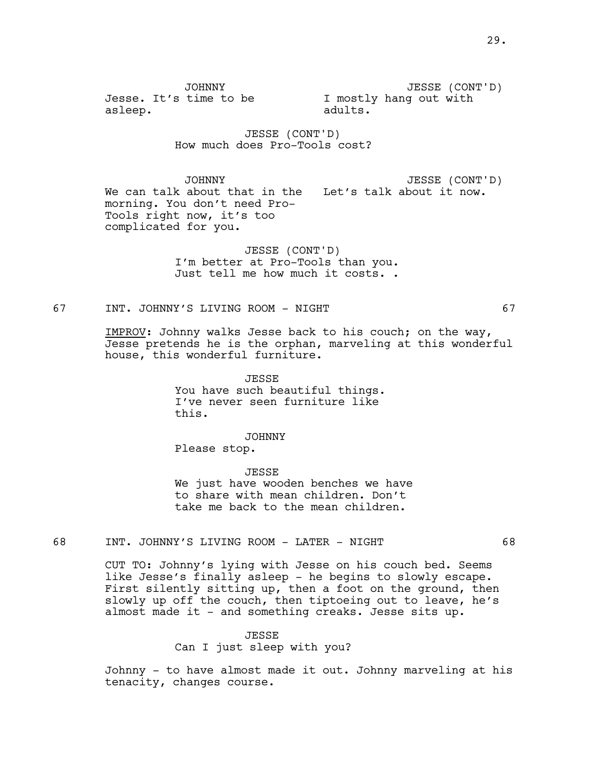JOHNNY
Jesse. It's time to be asleep.

JESSE (CONT'D)
I mostly hang out with adults.

JESSE (CONT'D)
How much does Pro-Tools cost?

JOHNNY
We can talk about that in the morning. You don't need Pro-Tools right now, it's too complicated for you.

JESSE (CONT'D)
Let's talk about it now.

JESSE (CONT'D)
I'm better at Pro-Tools than you. Just tell me how much it costs. .

67 INT. JOHNNY'S LIVING ROOM - NIGHT 67

<u>IMPROV</u>: Johnny walks Jesse back to his couch; on the way, Jesse pretends he is the orphan, marveling at this wonderful house, this wonderful furniture.

JESSE
You have such beautiful things. I've never seen furniture like this.

JOHNNY
Please stop.

JESSE
We just have wooden benches we have to share with mean children. Don't take me back to the mean children.

68 INT. JOHNNY'S LIVING ROOM - LATER - NIGHT 68

CUT TO: Johnny's lying with Jesse on his couch bed. Seems like Jesse's finally asleep - he begins to slowly escape. First silently sitting up, then a foot on the ground, then slowly up off the couch, then tiptoeing out to leave, he's almost made it - and something creaks. Jesse sits up.

JESSE
Can I just sleep with you?

Johnny - to have almost made it out. Johnny marveling at his tenacity, changes course.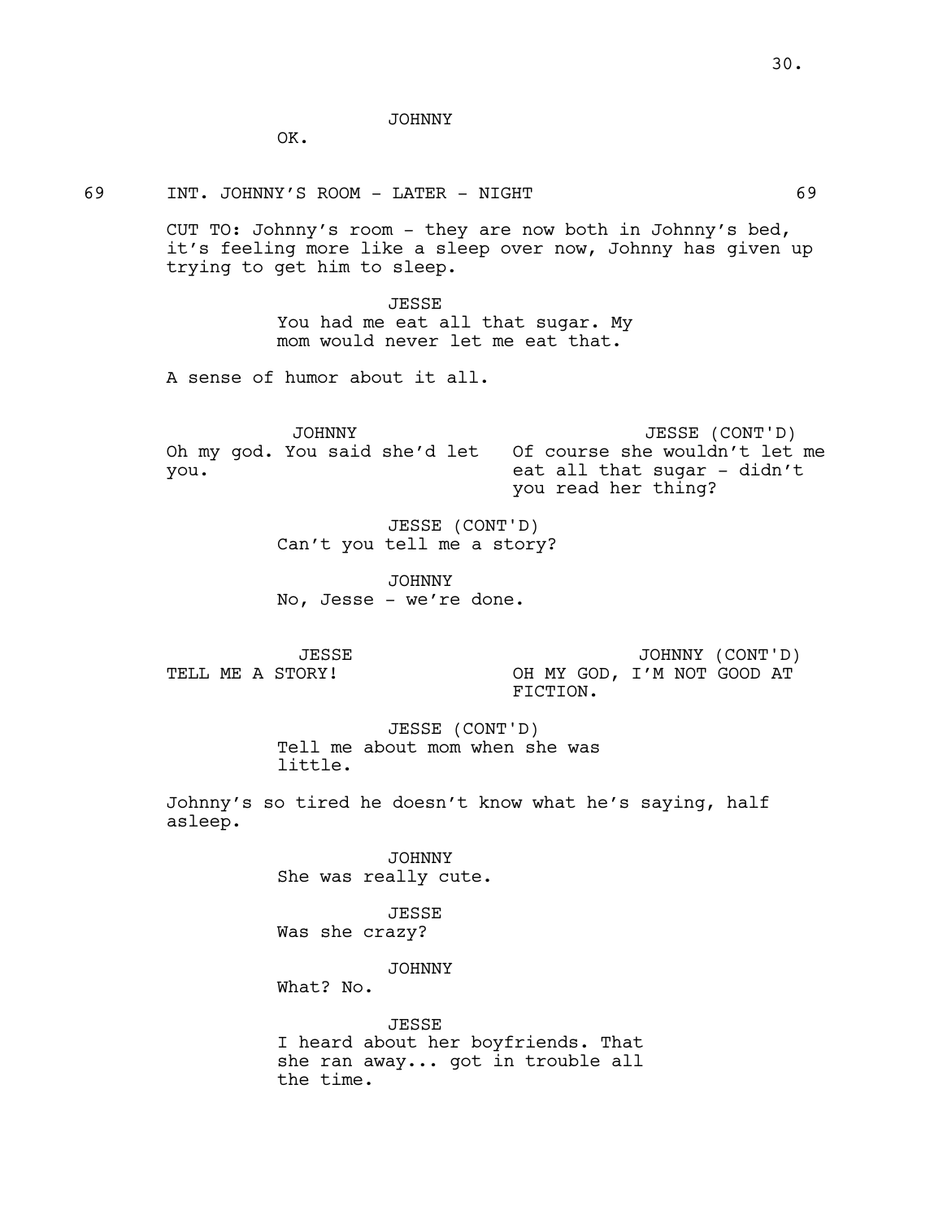JOHNNY
OK.

69 INT. JOHNNY'S ROOM - LATER - NIGHT 69

CUT TO: Johnny's room - they are now both in Johnny's bed, it's feeling more like a sleep over now, Johnny has given up trying to get him to sleep.

JESSE
You had me eat all that sugar. My mom would never let me eat that.

A sense of humor about it all.

JOHNNY
Oh my god. You said she'd let you.

JESSE (CONT'D)
Of course she wouldn't let me eat all that sugar - didn't you read her thing?

JESSE (CONT'D)
Can't you tell me a story?

JOHNNY
No, Jesse - we're done.

JESSE
TELL ME A STORY!

JOHNNY (CONT'D)
OH MY GOD, I'M NOT GOOD AT FICTION.

JESSE (CONT'D)
Tell me about mom when she was little.

Johnny's so tired he doesn't know what he's saying, half asleep.

JOHNNY
She was really cute.

JESSE
Was she crazy?

JOHNNY
What? No.

JESSE
I heard about her boyfriends. That she ran away... got in trouble all the time.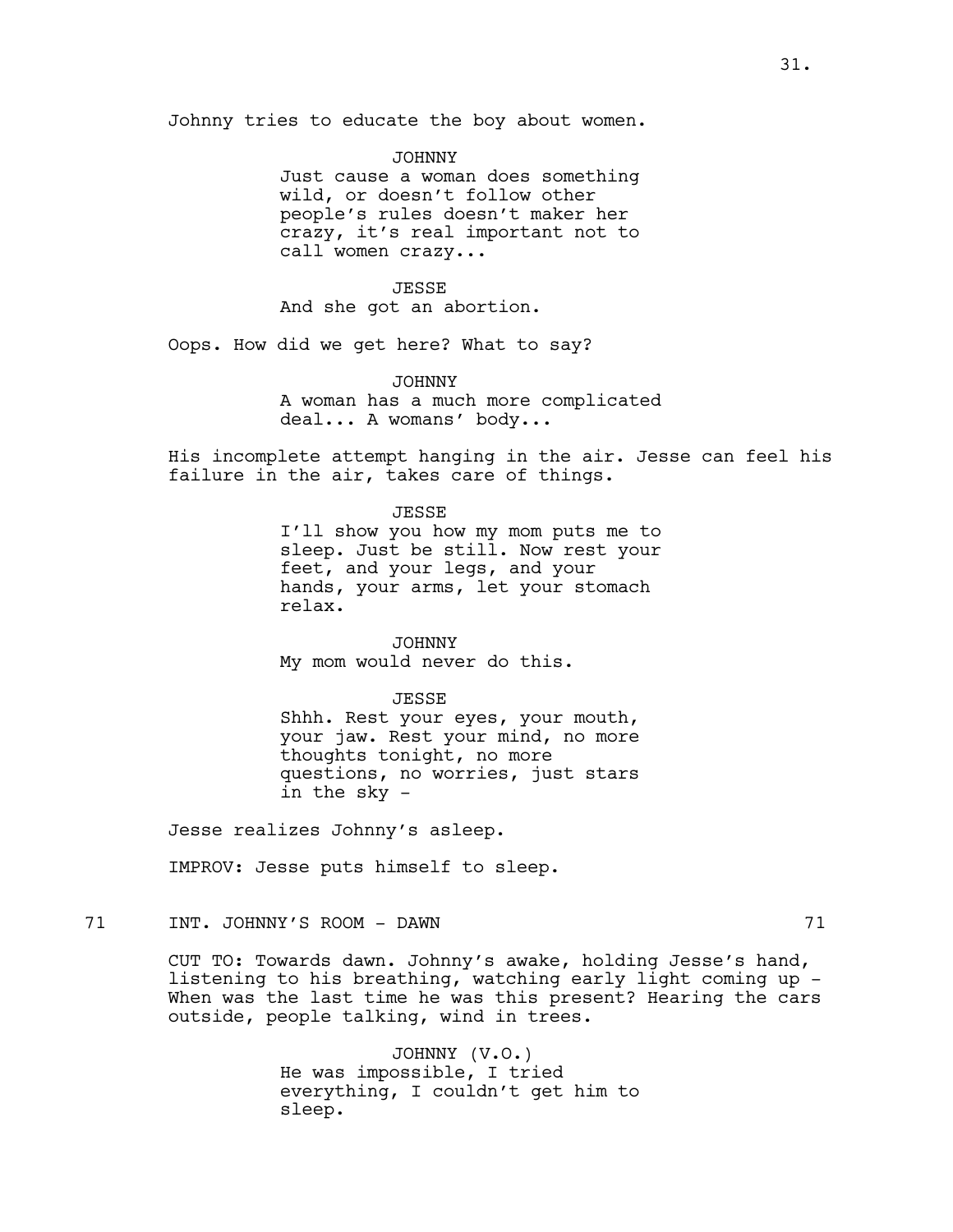Johnny tries to educate the boy about women.

JOHNNY
Just cause a woman does something wild, or doesn't follow other people's rules doesn't maker her crazy, it's real important not to call women crazy...

JESSE
And she got an abortion.

Oops. How did we get here? What to say?

JOHNNY
A woman has a much more complicated deal... A womans' body...

His incomplete attempt hanging in the air. Jesse can feel his failure in the air, takes care of things.

JESSE
I'll show you how my mom puts me to sleep. Just be still. Now rest your feet, and your legs, and your hands, your arms, let your stomach relax.

JOHNNY
My mom would never do this.

JESSE
Shhh. Rest your eyes, your mouth, your jaw. Rest your mind, no more thoughts tonight, no more questions, no worries, just stars in the sky -

Jesse realizes Johnny's asleep.

IMPROV: Jesse puts himself to sleep.

71 INT. JOHNNY'S ROOM - DAWN 71

CUT TO: Towards dawn. Johnny's awake, holding Jesse's hand, listening to his breathing, watching early light coming up - When was the last time he was this present? Hearing the cars outside, people talking, wind in trees.

JOHNNY (V.O.)
He was impossible, I tried everything, I couldn't get him to sleep.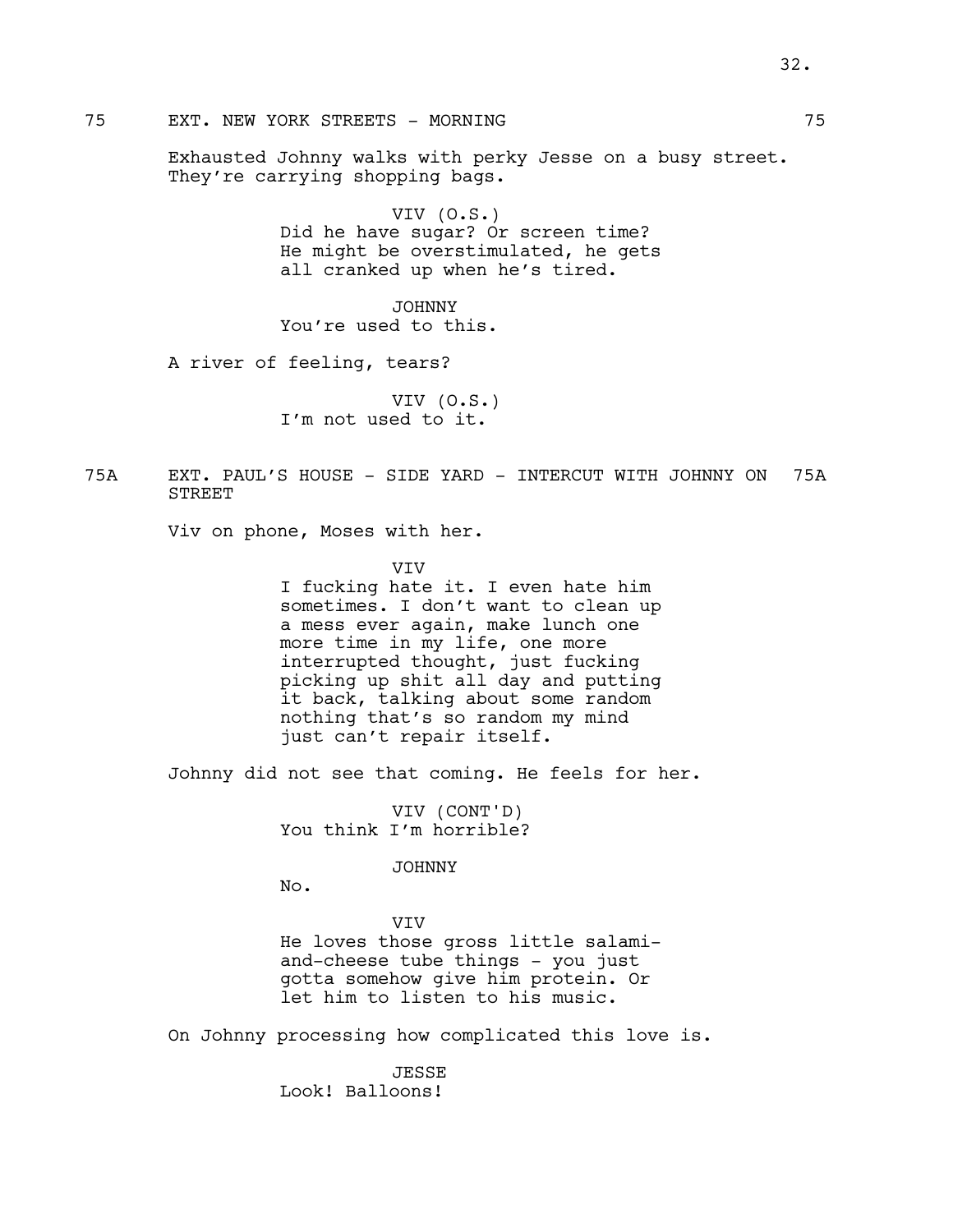75 EXT. NEW YORK STREETS - MORNING 75

Exhausted Johnny walks with perky Jesse on a busy street. They're carrying shopping bags.

VIV (O.S.)
Did he have sugar? Or screen time? He might be overstimulated, he gets all cranked up when he's tired.

JOHNNY
You're used to this.

A river of feeling, tears?

VIV (O.S.)
I'm not used to it.

75A EXT. PAUL'S HOUSE - SIDE YARD - INTERCUT WITH JOHNNY ON STREET 75A

Viv on phone, Moses with her.

VIV
I fucking hate it. I even hate him sometimes. I don't want to clean up a mess ever again, make lunch one more time in my life, one more interrupted thought, just fucking picking up shit all day and putting it back, talking about some random nothing that's so random my mind just can't repair itself.

Johnny did not see that coming. He feels for her.

VIV (CONT'D)
You think I'm horrible?

JOHNNY
No.

VIV
He loves those gross little salami-and-cheese tube things - you just gotta somehow give him protein. Or let him to listen to his music.

On Johnny processing how complicated this love is.

JESSE
Look! Balloons!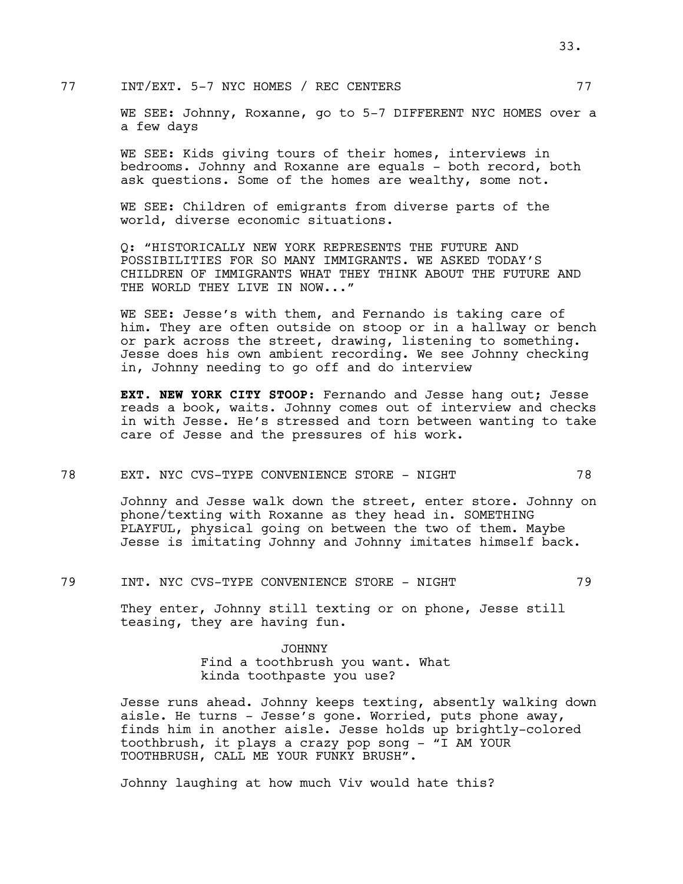77 INT/EXT. 5-7 NYC HOMES / REC CENTERS 77

WE SEE: Johnny, Roxanne, go to 5-7 DIFFERENT NYC HOMES over a a few days

WE SEE: Kids giving tours of their homes, interviews in bedrooms. Johnny and Roxanne are equals - both record, both ask questions. Some of the homes are wealthy, some not.

WE SEE: Children of emigrants from diverse parts of the world, diverse economic situations.

Q: "HISTORICALLY NEW YORK REPRESENTS THE FUTURE AND POSSIBILITIES FOR SO MANY IMMIGRANTS. WE ASKED TODAY'S CHILDREN OF IMMIGRANTS WHAT THEY THINK ABOUT THE FUTURE AND THE WORLD THEY LIVE IN NOW..."

WE SEE: Jesse's with them, and Fernando is taking care of him. They are often outside on stoop or in a hallway or bench or park across the street, drawing, listening to something. Jesse does his own ambient recording. We see Johnny checking in, Johnny needing to go off and do interview

**EXT. NEW YORK CITY STOOP:** Fernando and Jesse hang out; Jesse reads a book, waits. Johnny comes out of interview and checks in with Jesse. He's stressed and torn between wanting to take care of Jesse and the pressures of his work.

78 EXT. NYC CVS-TYPE CONVENIENCE STORE - NIGHT 78

Johnny and Jesse walk down the street, enter store. Johnny on phone/texting with Roxanne as they head in. SOMETHING PLAYFUL, physical going on between the two of them. Maybe Jesse is imitating Johnny and Johnny imitates himself back.

79 INT. NYC CVS-TYPE CONVENIENCE STORE - NIGHT 79

They enter, Johnny still texting or on phone, Jesse still teasing, they are having fun.

JOHNNY
Find a toothbrush you want. What kinda toothpaste you use?

Jesse runs ahead. Johnny keeps texting, absently walking down aisle. He turns - Jesse's gone. Worried, puts phone away, finds him in another aisle. Jesse holds up brightly-colored toothbrush, it plays a crazy pop song - "I AM YOUR TOOTHBRUSH, CALL ME YOUR FUNKY BRUSH".

Johnny laughing at how much Viv would hate this?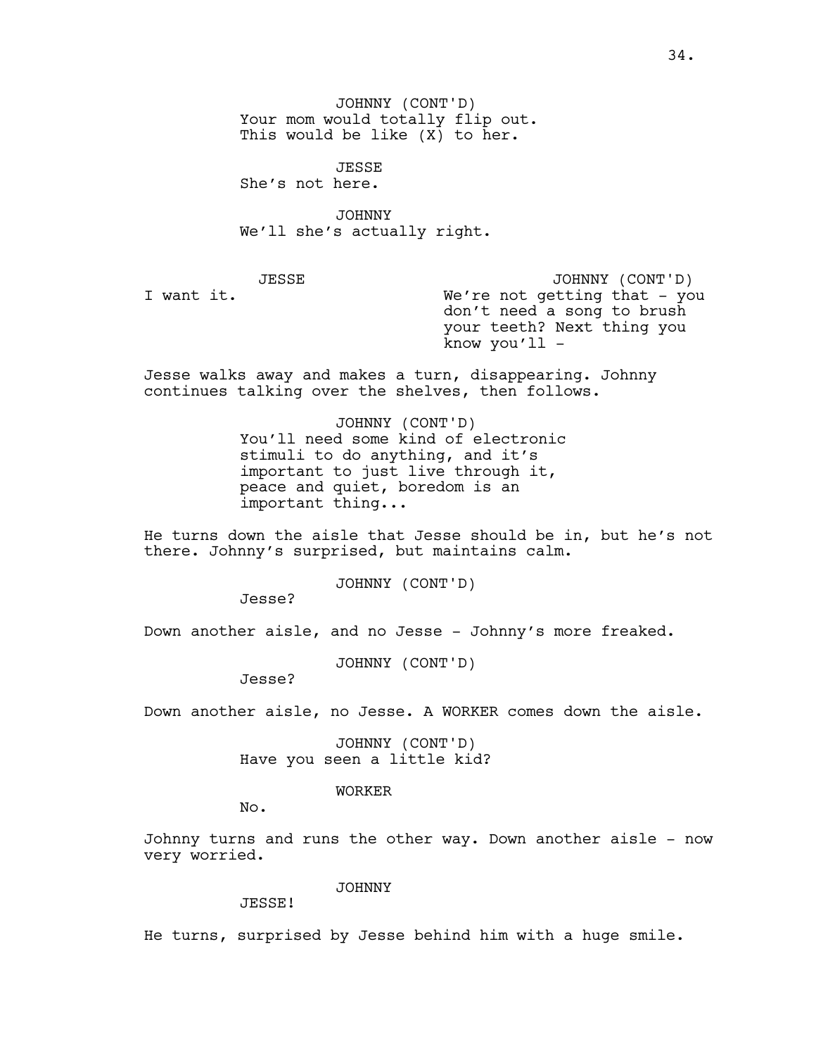JOHNNY (CONT'D)
Your mom would totally flip out. This would be like (X) to her.

JESSE
She's not here.

JOHNNY
We'll she's actually right.

JESSE
I want it.

JOHNNY (CONT'D)
We're not getting that - you don't need a song to brush your teeth? Next thing you know you'll -

Jesse walks away and makes a turn, disappearing. Johnny continues talking over the shelves, then follows.

JOHNNY (CONT'D)
You'll need some kind of electronic stimuli to do anything, and it's important to just live through it, peace and quiet, boredom is an important thing...

He turns down the aisle that Jesse should be in, but he's not there. Johnny's surprised, but maintains calm.

JOHNNY (CONT'D)
Jesse?

Down another aisle, and no Jesse - Johnny's more freaked.

JOHNNY (CONT'D)
Jesse?

Down another aisle, no Jesse. A WORKER comes down the aisle.

JOHNNY (CONT'D)
Have you seen a little kid?

WORKER
No.

Johnny turns and runs the other way. Down another aisle - now very worried.

JOHNNY
JESSE!

He turns, surprised by Jesse behind him with a huge smile.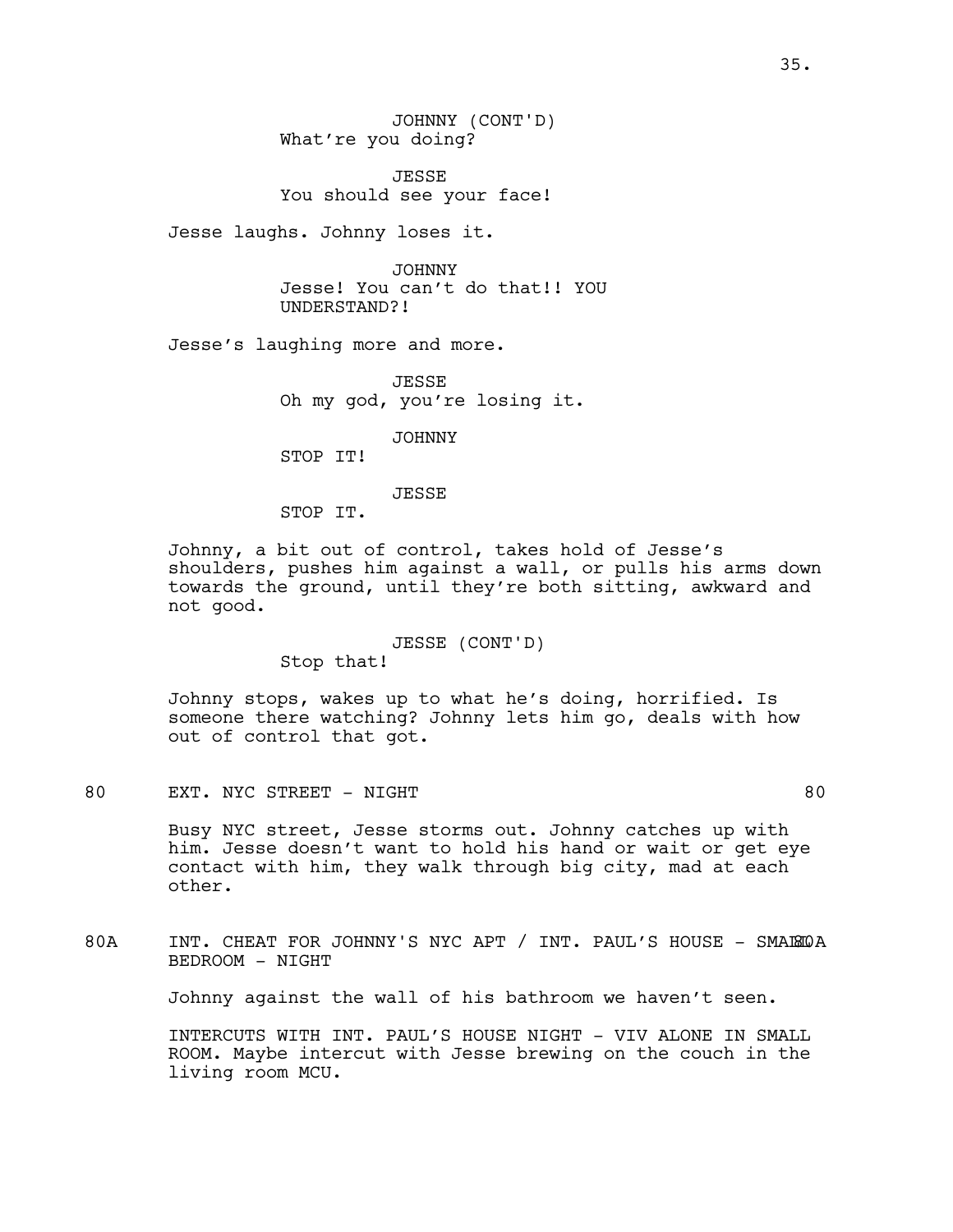JOHNNY (CONT'D)
What're you doing?

JESSE
You should see your face!

Jesse laughs. Johnny loses it.

JOHNNY
Jesse! You can't do that!! YOU UNDERSTAND?!

Jesse's laughing more and more.

JESSE
Oh my god, you're losing it.

JOHNNY
STOP IT!

JESSE
STOP IT.

Johnny, a bit out of control, takes hold of Jesse's shoulders, pushes him against a wall, or pulls his arms down towards the ground, until they're both sitting, awkward and not good.

JESSE (CONT'D)
Stop that!

Johnny stops, wakes up to what he's doing, horrified. Is someone there watching? Johnny lets him go, deals with how out of control that got.

80 EXT. NYC STREET - NIGHT 80

Busy NYC street, Jesse storms out. Johnny catches up with him. Jesse doesn't want to hold his hand or wait or get eye contact with him, they walk through big city, mad at each other.

80A INT. CHEAT FOR JOHNNY'S NYC APT / INT. PAUL'S HOUSE - SMALL BEDROOM - NIGHT 80A

Johnny against the wall of his bathroom we haven't seen.

INTERCUTS WITH INT. PAUL'S HOUSE NIGHT - VIV ALONE IN SMALL ROOM. Maybe intercut with Jesse brewing on the couch in the living room MCU.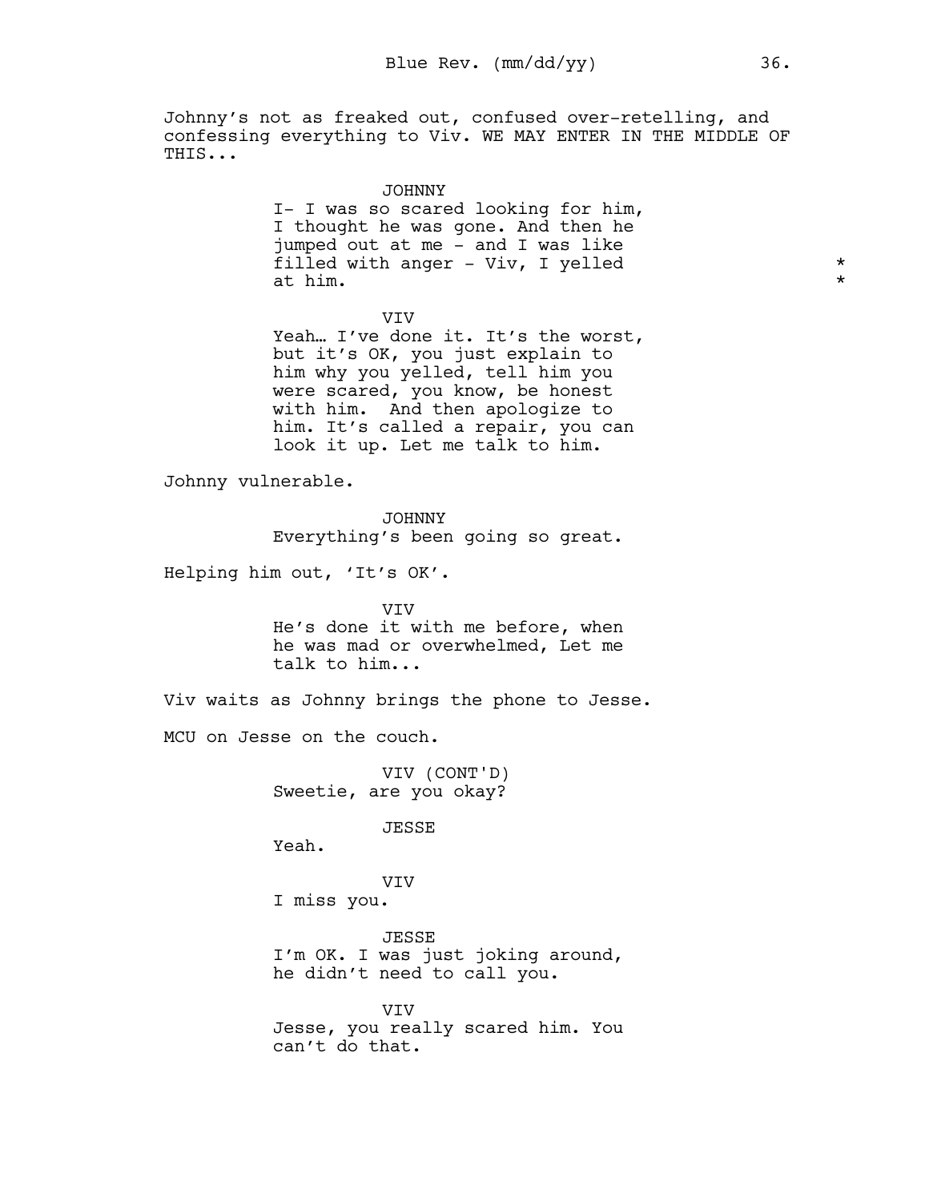Johnny's not as freaked out, confused over-retelling, and confessing everything to Viv. WE MAY ENTER IN THE MIDDLE OF THIS...

JOHNNY
I- I was so scared looking for him, I thought he was gone. And then he jumped out at me - and I was like filled with anger - Viv, I yelled at him. * *

VIV
Yeah… I've done it. It's the worst, but it's OK, you just explain to him why you yelled, tell him you were scared, you know, be honest with him. And then apologize to him. It's called a repair, you can look it up. Let me talk to him.

Johnny vulnerable.

JOHNNY
Everything's been going so great.

Helping him out, 'It's OK'.

VIV
He's done it with me before, when he was mad or overwhelmed, Let me talk to him...

Viv waits as Johnny brings the phone to Jesse.

MCU on Jesse on the couch.

VIV (CONT'D)
Sweetie, are you okay?

JESSE
Yeah.

VIV
I miss you.

JESSE
I'm OK. I was just joking around, he didn't need to call you.

VIV
Jesse, you really scared him. You can't do that.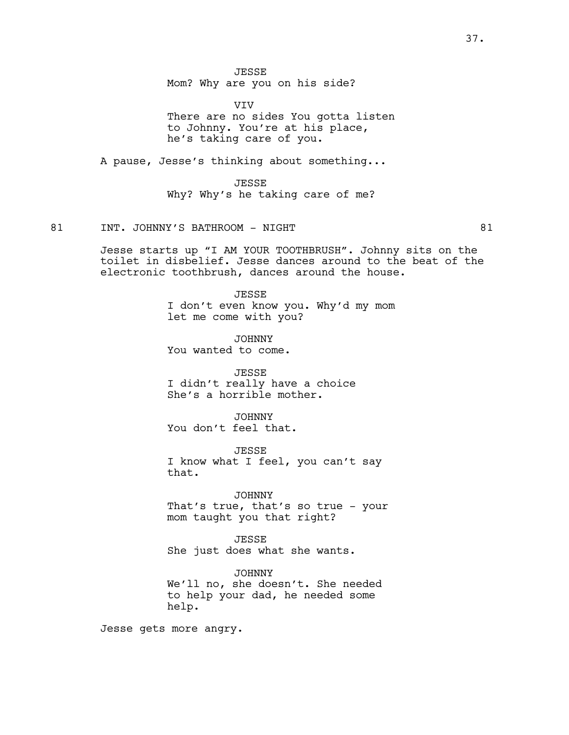JESSE
Mom? Why are you on his side?

VIV
There are no sides You gotta listen to Johnny. You're at his place, he's taking care of you.

A pause, Jesse's thinking about something...

JESSE
Why? Why's he taking care of me?

81 INT. JOHNNY'S BATHROOM - NIGHT 81

Jesse starts up "I AM YOUR TOOTHBRUSH". Johnny sits on the toilet in disbelief. Jesse dances around to the beat of the electronic toothbrush, dances around the house.

JESSE
I don't even know you. Why'd my mom let me come with you?

JOHNNY
You wanted to come.

JESSE
I didn't really have a choice
She's a horrible mother.

JOHNNY
You don't feel that.

JESSE
I know what I feel, you can't say that.

JOHNNY
That's true, that's so true - your mom taught you that right?

JESSE
She just does what she wants.

JOHNNY
We'll no, she doesn't. She needed to help your dad, he needed some help.

Jesse gets more angry.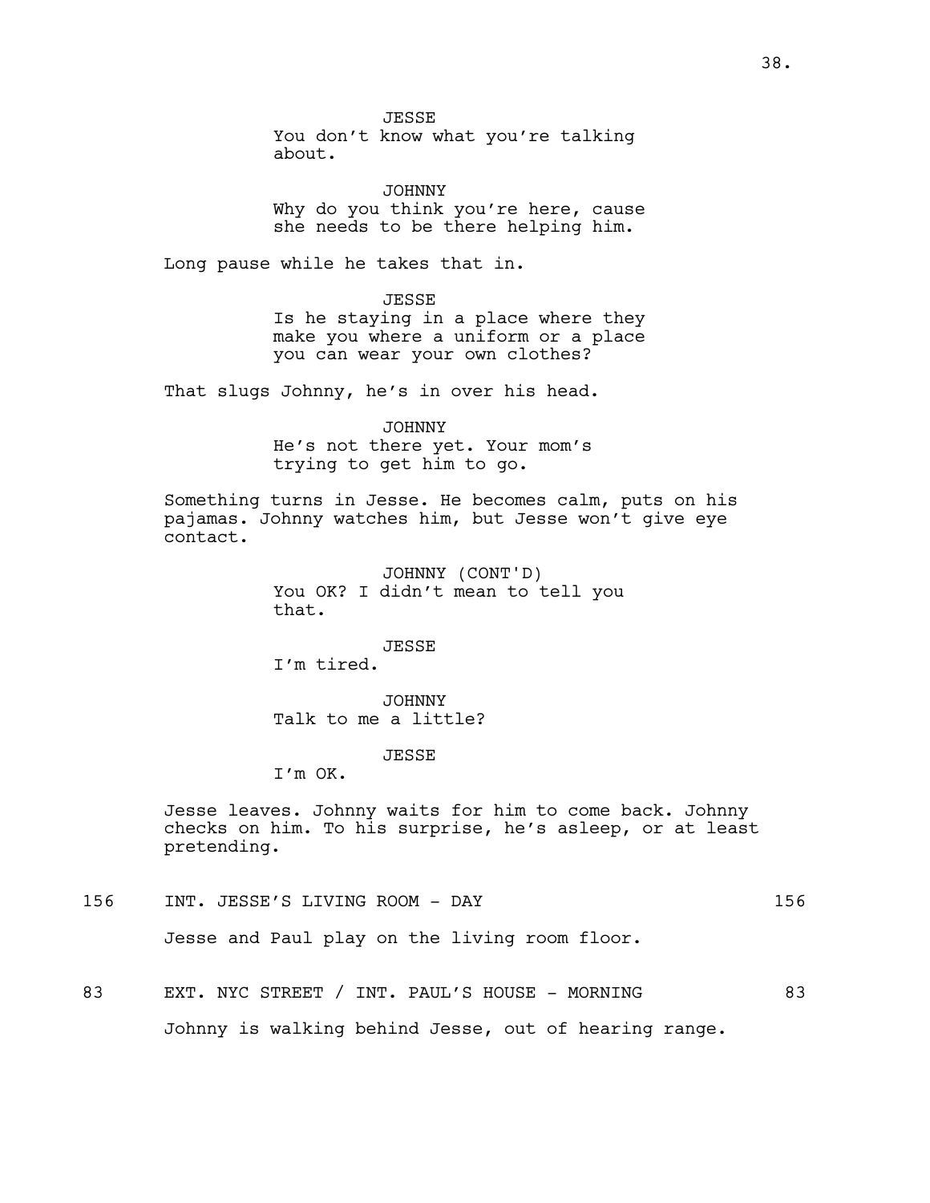JESSE
You don't know what you're talking about.

JOHNNY
Why do you think you're here, cause she needs to be there helping him.

Long pause while he takes that in.

JESSE
Is he staying in a place where they make you where a uniform or a place you can wear your own clothes?

That slugs Johnny, he's in over his head.

JOHNNY
He's not there yet. Your mom's trying to get him to go.

Something turns in Jesse. He becomes calm, puts on his pajamas. Johnny watches him, but Jesse won't give eye contact.

JOHNNY (CONT'D)
You OK? I didn't mean to tell you that.

JESSE
I'm tired.

JOHNNY
Talk to me a little?

JESSE
I'm OK.

Jesse leaves. Johnny waits for him to come back. Johnny checks on him. To his surprise, he's asleep, or at least pretending.

156 INT. JESSE'S LIVING ROOM - DAY 156

Jesse and Paul play on the living room floor.

83 EXT. NYC STREET / INT. PAUL'S HOUSE - MORNING 83

Johnny is walking behind Jesse, out of hearing range.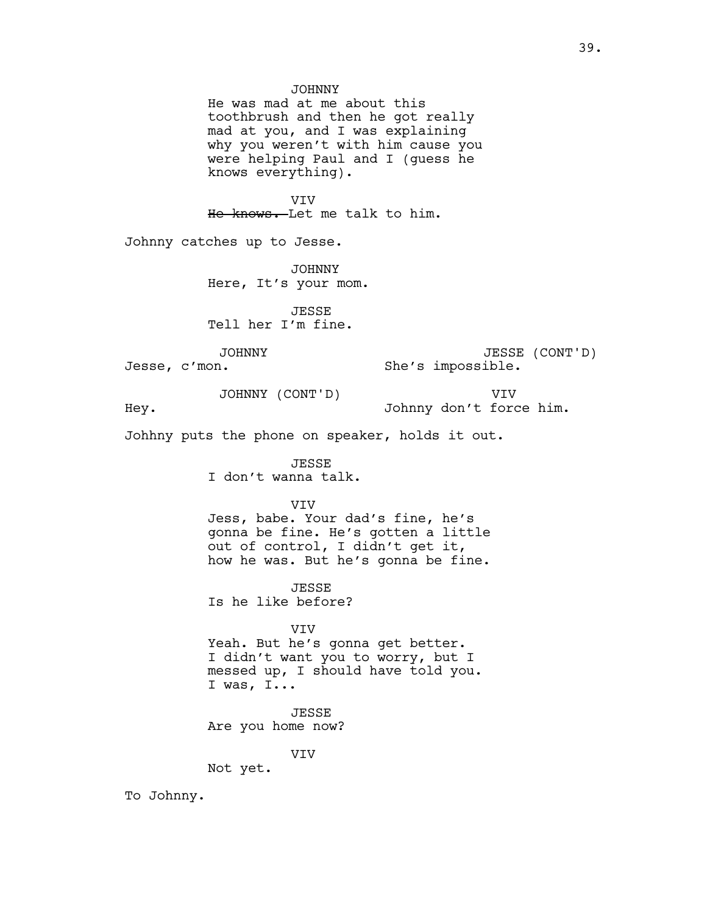JOHNNY
He was mad at me about this toothbrush and then he got really mad at you, and I was explaining why you weren't with him cause you were helping Paul and I (guess he knows everything).

VIV
~~He knows.~~ Let me talk to him.

Johnny catches up to Jesse.

JOHNNY
Here, It's your mom.

JESSE
Tell her I'm fine.

JOHNNY
Jesse, c'mon.

JESSE (CONT'D)
She's impossible.

JOHNNY (CONT'D)
Hey.

VIV
Johnny don't force him.

Johhny puts the phone on speaker, holds it out.

JESSE
I don't wanna talk.

VIV
Jess, babe. Your dad's fine, he's gonna be fine. He's gotten a little out of control, I didn't get it, how he was. But he's gonna be fine.

JESSE
Is he like before?

VIV
Yeah. But he's gonna get better. I didn't want you to worry, but I messed up, I should have told you. I was, I...

JESSE
Are you home now?

VIV
Not yet.

To Johnny.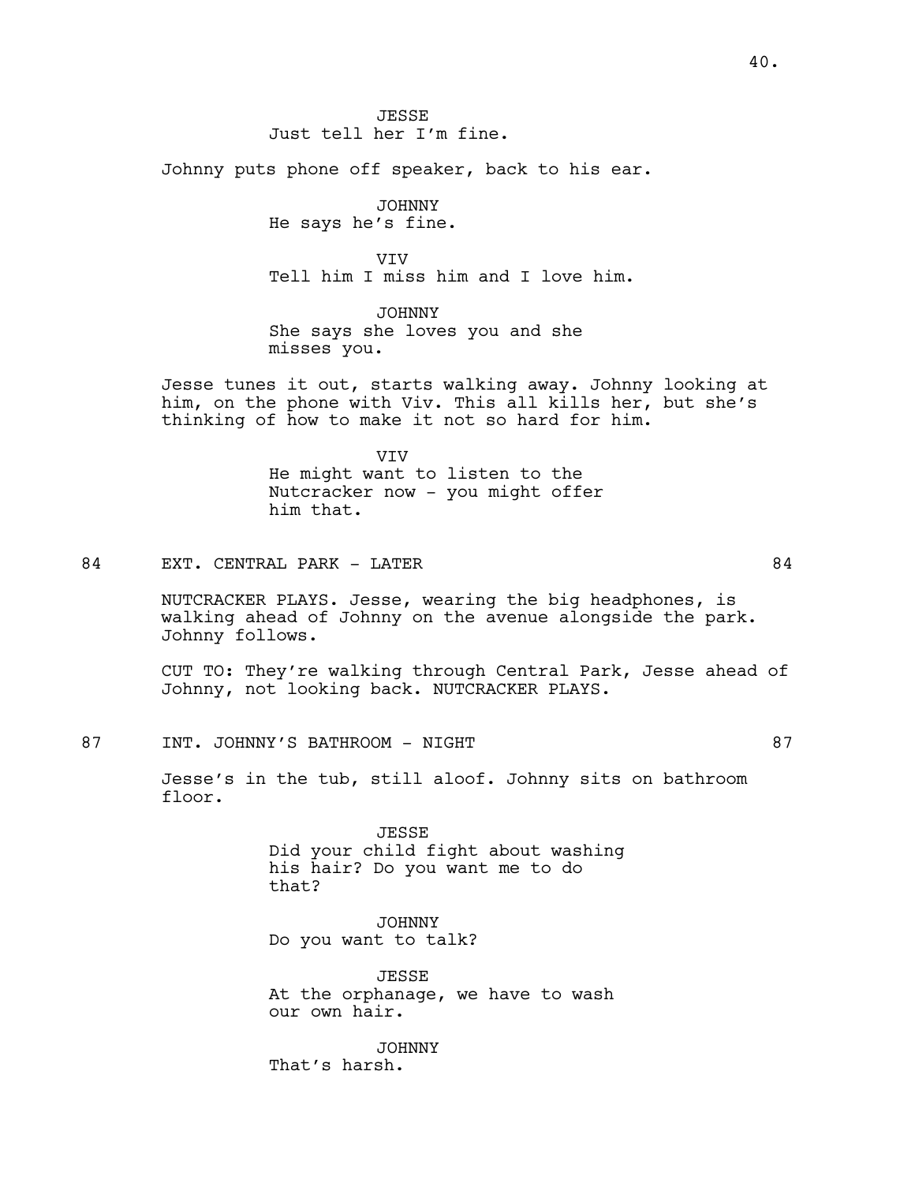JESSE
Just tell her I'm fine.

Johnny puts phone off speaker, back to his ear.

JOHNNY
He says he's fine.

VIV
Tell him I miss him and I love him.

JOHNNY
She says she loves you and she misses you.

Jesse tunes it out, starts walking away. Johnny looking at him, on the phone with Viv. This all kills her, but she's thinking of how to make it not so hard for him.

VIV
He might want to listen to the Nutcracker now - you might offer him that.

84 EXT. CENTRAL PARK - LATER 84

NUTCRACKER PLAYS. Jesse, wearing the big headphones, is walking ahead of Johnny on the avenue alongside the park. Johnny follows.

CUT TO: They're walking through Central Park, Jesse ahead of Johnny, not looking back. NUTCRACKER PLAYS.

87 INT. JOHNNY'S BATHROOM - NIGHT 87

Jesse's in the tub, still aloof. Johnny sits on bathroom floor.

JESSE
Did your child fight about washing his hair? Do you want me to do that?

JOHNNY
Do you want to talk?

JESSE
At the orphanage, we have to wash our own hair.

JOHNNY
That's harsh.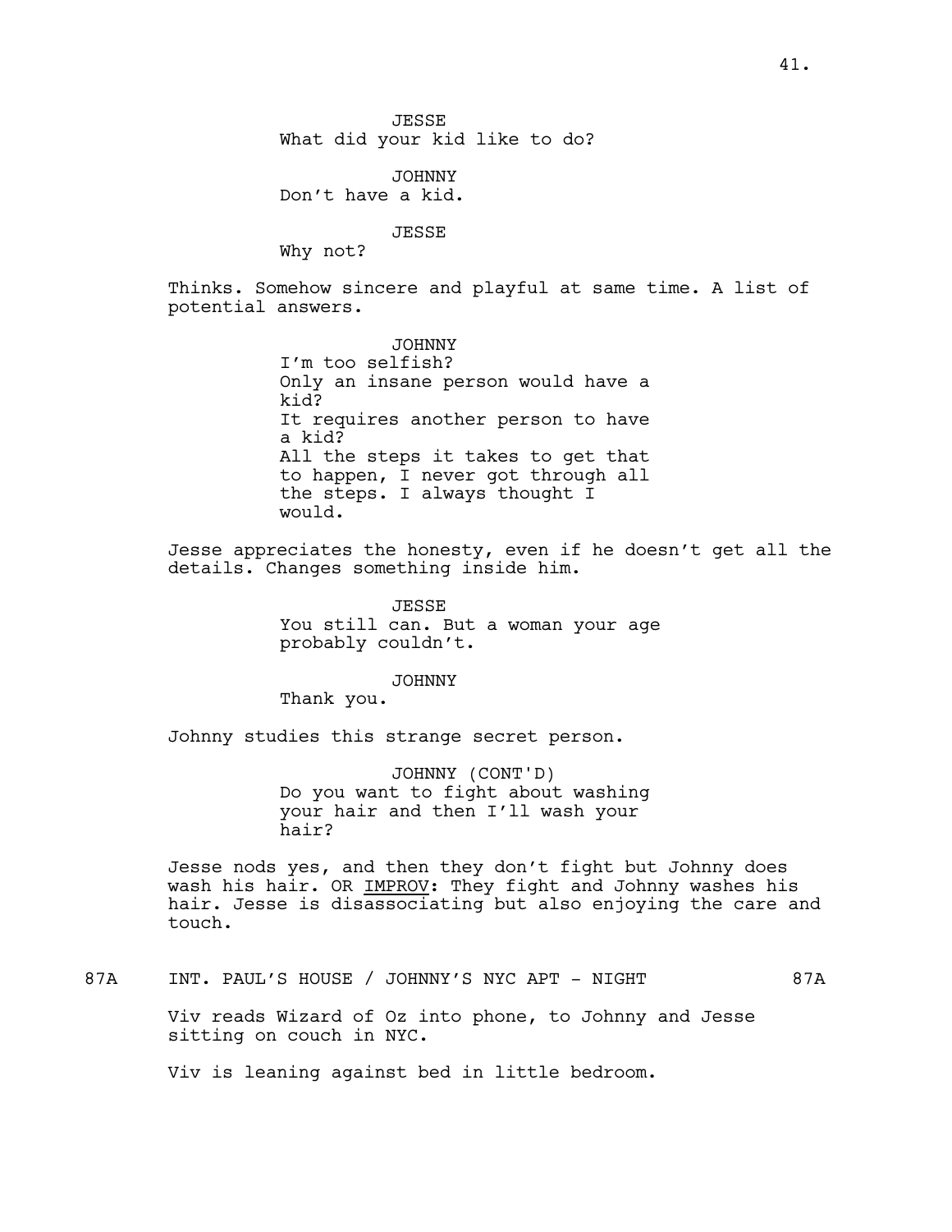JESSE
What did your kid like to do?

JOHNNY
Don't have a kid.

JESSE
Why not?

Thinks. Somehow sincere and playful at same time. A list of potential answers.

JOHNNY
I'm too selfish?
Only an insane person would have a kid?
It requires another person to have a kid?
All the steps it takes to get that to happen, I never got through all the steps. I always thought I would.

Jesse appreciates the honesty, even if he doesn't get all the details. Changes something inside him.

JESSE
You still can. But a woman your age probably couldn't.

JOHNNY
Thank you.

Johnny studies this strange secret person.

JOHNNY (CONT'D)
Do you want to fight about washing your hair and then I'll wash your hair?

Jesse nods yes, and then they don't fight but Johnny does wash his hair. OR <u>IMPROV</u>: They fight and Johnny washes his hair. Jesse is disassociating but also enjoying the care and touch.

87A INT. PAUL'S HOUSE / JOHNNY'S NYC APT - NIGHT 87A

Viv reads Wizard of Oz into phone, to Johnny and Jesse sitting on couch in NYC.

Viv is leaning against bed in little bedroom.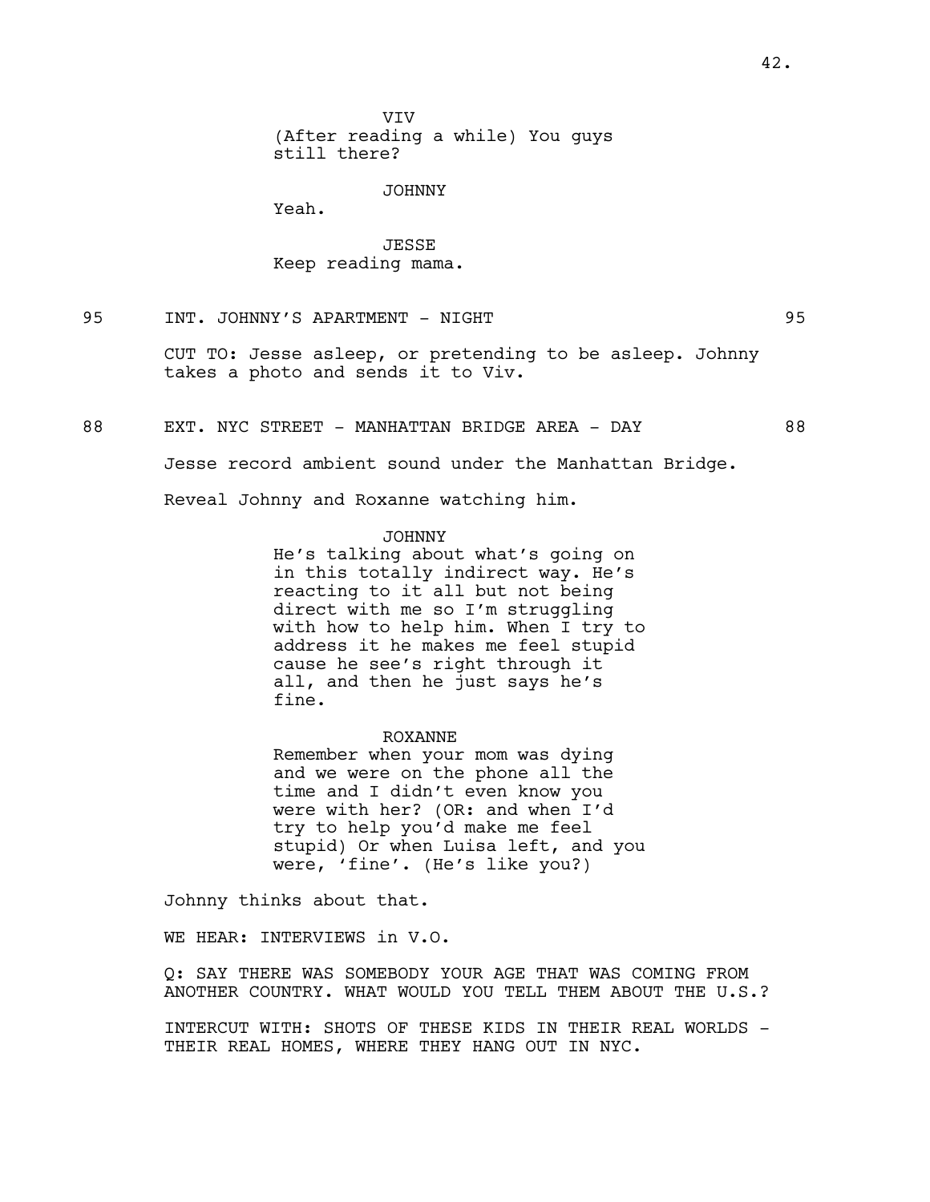VIV
(After reading a while) You guys still there?

JOHNNY
Yeah.

JESSE
Keep reading mama.

95 INT. JOHNNY'S APARTMENT - NIGHT 95

CUT TO: Jesse asleep, or pretending to be asleep. Johnny takes a photo and sends it to Viv.

88 EXT. NYC STREET - MANHATTAN BRIDGE AREA - DAY 88

Jesse record ambient sound under the Manhattan Bridge.

Reveal Johnny and Roxanne watching him.

JOHNNY
He's talking about what's going on in this totally indirect way. He's reacting to it all but not being direct with me so I'm struggling with how to help him. When I try to address it he makes me feel stupid cause he see's right through it all, and then he just says he's fine.

ROXANNE
Remember when your mom was dying and we were on the phone all the time and I didn't even know you were with her? (OR: and when I'd try to help you'd make me feel stupid) Or when Luisa left, and you were, 'fine'. (He's like you?)

Johnny thinks about that.

WE HEAR: INTERVIEWS in V.O.

Q: SAY THERE WAS SOMEBODY YOUR AGE THAT WAS COMING FROM ANOTHER COUNTRY. WHAT WOULD YOU TELL THEM ABOUT THE U.S.?

INTERCUT WITH: SHOTS OF THESE KIDS IN THEIR REAL WORLDS - THEIR REAL HOMES, WHERE THEY HANG OUT IN NYC.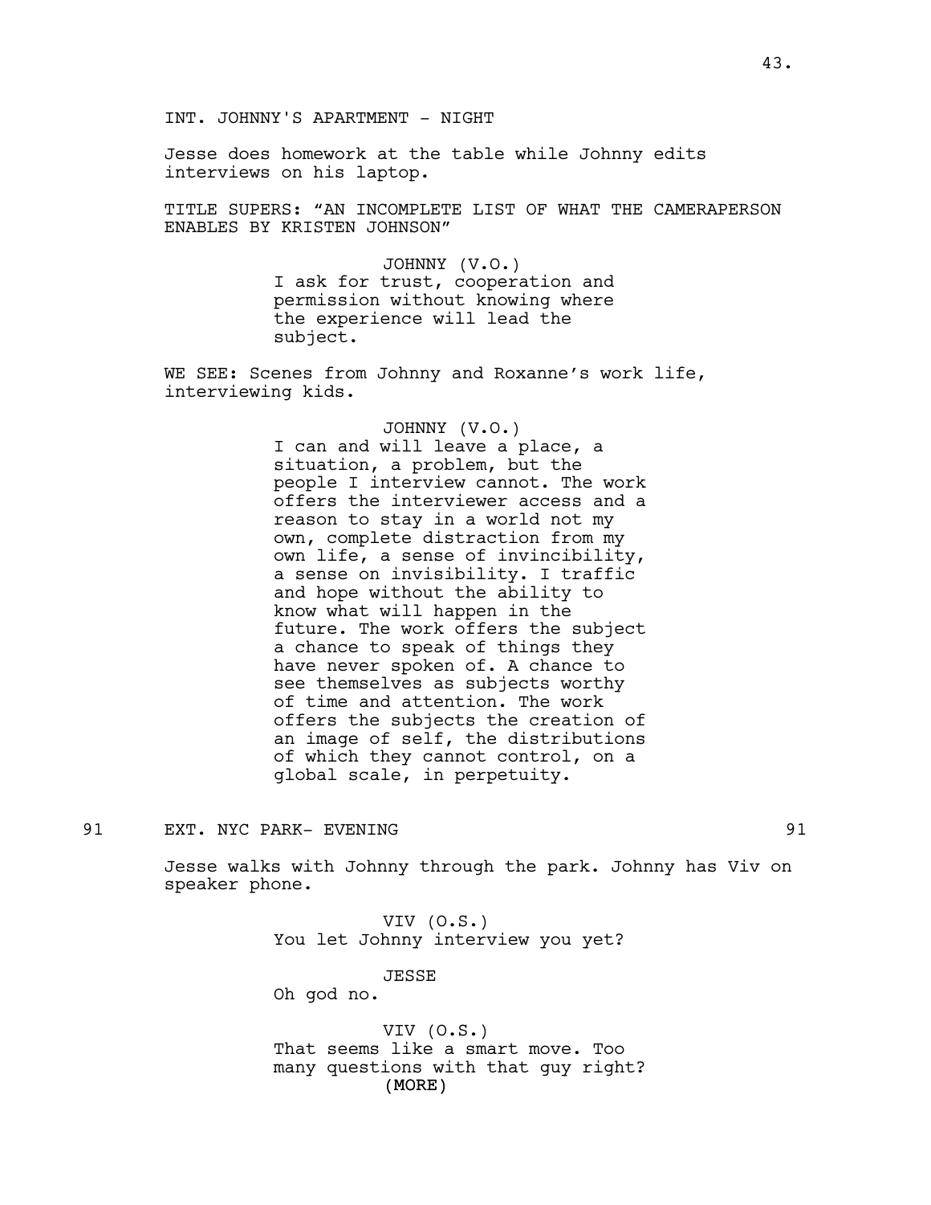INT. JOHNNY'S APARTMENT - NIGHT

Jesse does homework at the table while Johnny edits interviews on his laptop.

TITLE SUPERS: “AN INCOMPLETE LIST OF WHAT THE CAMERAPERSON ENABLES BY KRISTEN JOHNSON”

JOHNNY (V.O.)
I ask for trust, cooperation and permission without knowing where the experience will lead the subject.

WE SEE: Scenes from Johnny and Roxanne’s work life, interviewing kids.

JOHNNY (V.O.)
I can and will leave a place, a situation, a problem, but the people I interview cannot. The work offers the interviewer access and a reason to stay in a world not my own, complete distraction from my own life, a sense of invincibility, a sense on invisibility. I traffic and hope without the ability to know what will happen in the future. The work offers the subject a chance to speak of things they have never spoken of. A chance to see themselves as subjects worthy of time and attention. The work offers the subjects the creation of an image of self, the distributions of which they cannot control, on a global scale, in perpetuity.

91 EXT. NYC PARK- EVENING 91

Jesse walks with Johnny through the park. Johnny has Viv on speaker phone.

VIV (O.S.)
You let Johnny interview you yet?

JESSE
Oh god no.

VIV (O.S.)
That seems like a smart move. Too many questions with that guy right?
(MORE)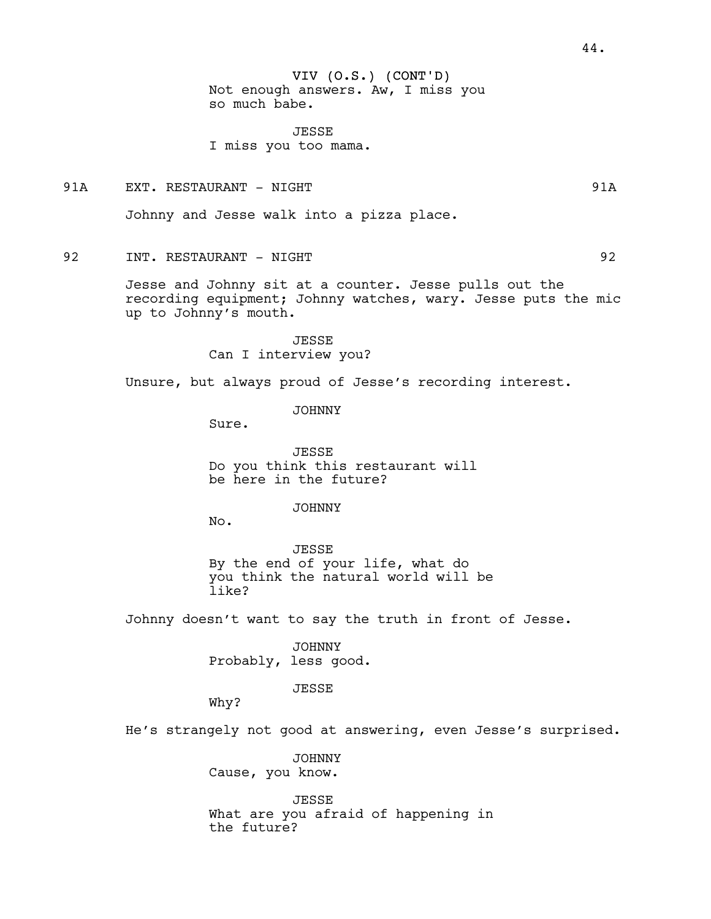VIV (O.S.) (CONT'D)
Not enough answers. Aw, I miss you so much babe.

JESSE
I miss you too mama.

91A EXT. RESTAURANT - NIGHT 91A

Johnny and Jesse walk into a pizza place.

92 INT. RESTAURANT - NIGHT 92

Jesse and Johnny sit at a counter. Jesse pulls out the recording equipment; Johnny watches, wary. Jesse puts the mic up to Johnny's mouth.

JESSE
Can I interview you?

Unsure, but always proud of Jesse's recording interest.

JOHNNY
Sure.

JESSE
Do you think this restaurant will be here in the future?

JOHNNY
No.

JESSE
By the end of your life, what do you think the natural world will be like?

Johnny doesn't want to say the truth in front of Jesse.

JOHNNY
Probably, less good.

JESSE
Why?

He's strangely not good at answering, even Jesse's surprised.

JOHNNY
Cause, you know.

JESSE
What are you afraid of happening in the future?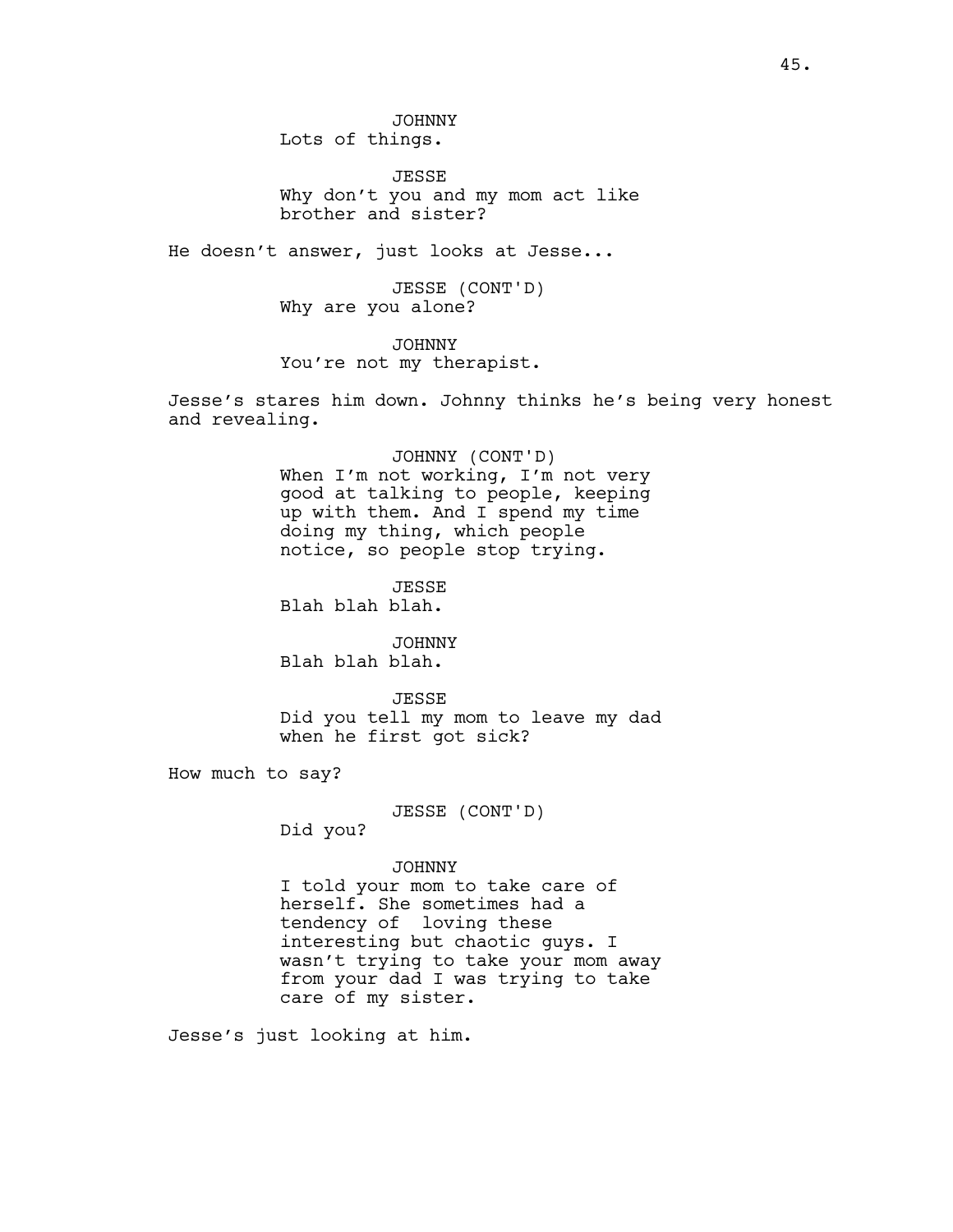JOHNNY
Lots of things.

JESSE
Why don't you and my mom act like brother and sister?

He doesn't answer, just looks at Jesse...

JESSE (CONT'D)
Why are you alone?

JOHNNY
You're not my therapist.

Jesse's stares him down. Johnny thinks he's being very honest and revealing.

JOHNNY (CONT'D)
When I'm not working, I'm not very good at talking to people, keeping up with them. And I spend my time doing my thing, which people notice, so people stop trying.

JESSE
Blah blah blah.

JOHNNY
Blah blah blah.

JESSE
Did you tell my mom to leave my dad when he first got sick?

How much to say?

JESSE (CONT'D)
Did you?

JOHNNY
I told your mom to take care of herself. She sometimes had a tendency of  loving these interesting but chaotic guys. I wasn't trying to take your mom away from your dad I was trying to take care of my sister.

Jesse's just looking at him.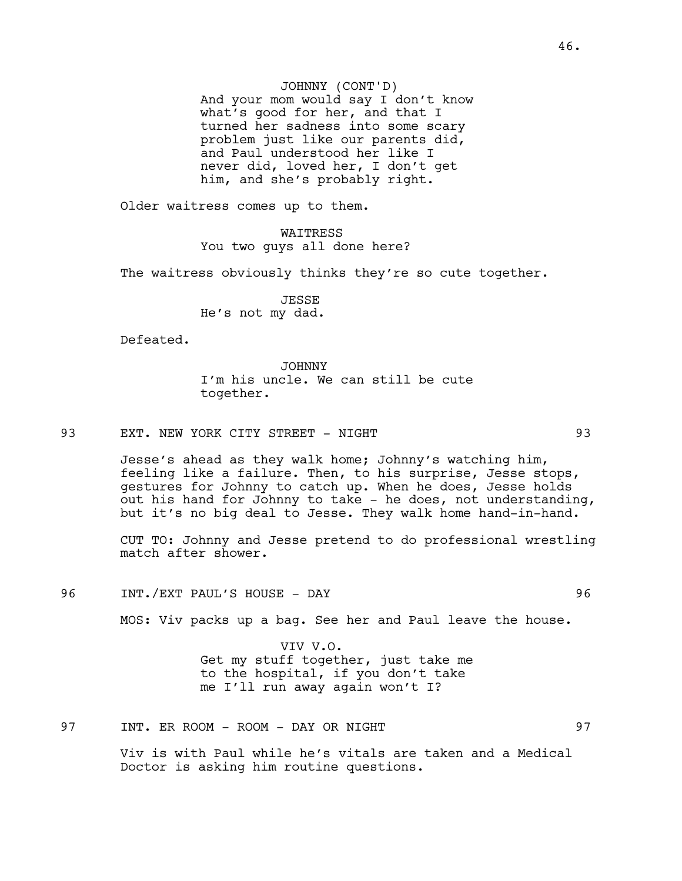JOHNNY (CONT'D)
And your mom would say I don't know what's good for her, and that I turned her sadness into some scary problem just like our parents did, and Paul understood her like I never did, loved her, I don't get him, and she's probably right.

Older waitress comes up to them.

WAITRESS
You two guys all done here?

The waitress obviously thinks they're so cute together.

JESSE
He's not my dad.

Defeated.

JOHNNY
I'm his uncle. We can still be cute together.

93 EXT. NEW YORK CITY STREET - NIGHT 93

Jesse's ahead as they walk home; Johnny's watching him, feeling like a failure. Then, to his surprise, Jesse stops, gestures for Johnny to catch up. When he does, Jesse holds out his hand for Johnny to take - he does, not understanding, but it's no big deal to Jesse. They walk home hand-in-hand.

CUT TO: Johnny and Jesse pretend to do professional wrestling match after shower.

96 INT./EXT PAUL'S HOUSE - DAY 96

MOS: Viv packs up a bag. See her and Paul leave the house.

VIV V.O.
Get my stuff together, just take me to the hospital, if you don't take me I'll run away again won't I?

97 INT. ER ROOM - ROOM - DAY OR NIGHT 97

Viv is with Paul while he's vitals are taken and a Medical Doctor is asking him routine questions.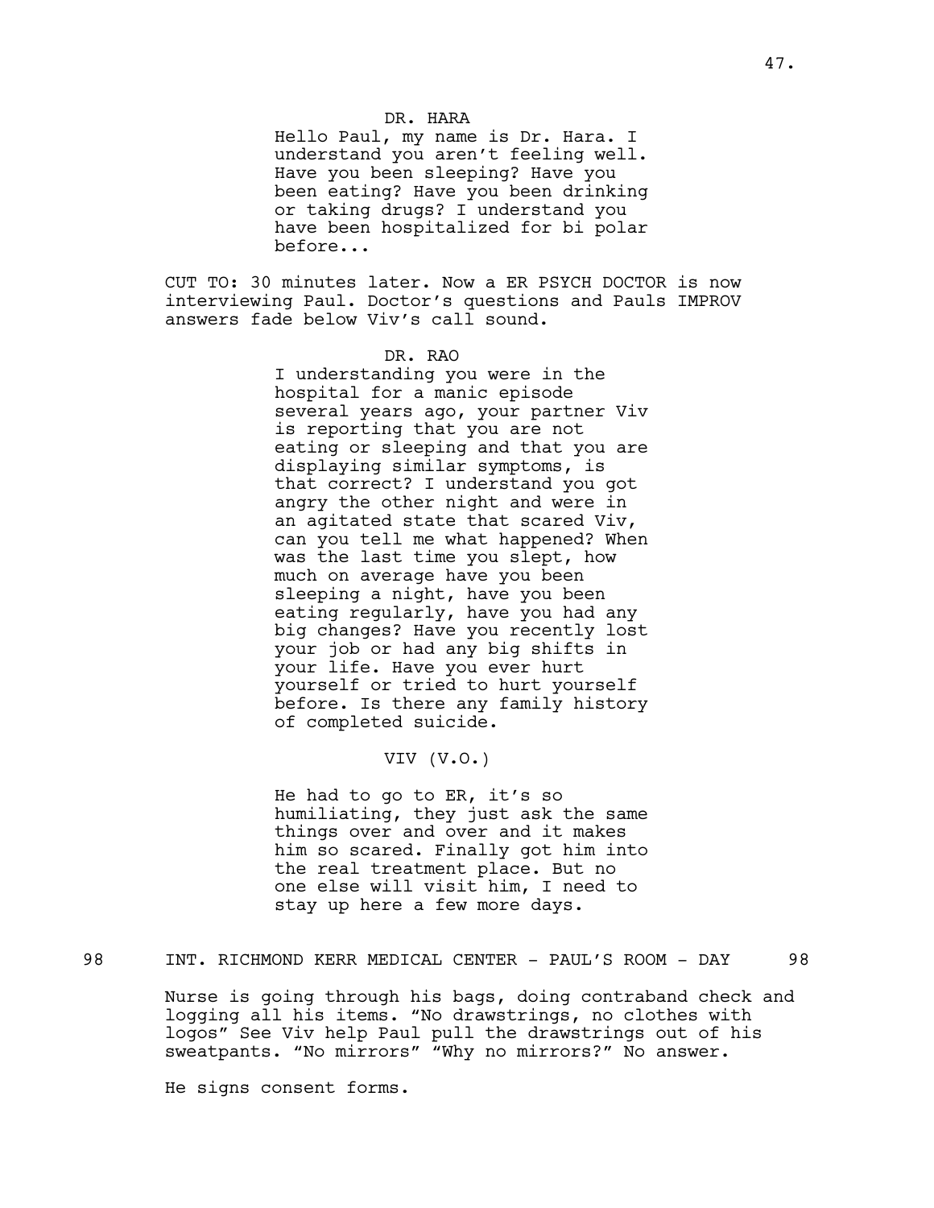DR. HARA

Hello Paul, my name is Dr. Hara. I understand you aren't feeling well. Have you been sleeping? Have you been eating? Have you been drinking or taking drugs? I understand you have been hospitalized for bi polar before...

CUT TO: 30 minutes later. Now a ER PSYCH DOCTOR is now interviewing Paul. Doctor's questions and Pauls IMPROV answers fade below Viv's call sound.

DR. RAO

I understanding you were in the hospital for a manic episode several years ago, your partner Viv is reporting that you are not eating or sleeping and that you are displaying similar symptoms, is that correct? I understand you got angry the other night and were in an agitated state that scared Viv, can you tell me what happened? When was the last time you slept, how much on average have you been sleeping a night, have you been eating regularly, have you had any big changes? Have you recently lost your job or had any big shifts in your life. Have you ever hurt yourself or tried to hurt yourself before. Is there any family history of completed suicide.

VIV (V.O.)

He had to go to ER, it's so humiliating, they just ask the same things over and over and it makes him so scared. Finally got him into the real treatment place. But no one else will visit him, I need to stay up here a few more days.

98 INT. RICHMOND KERR MEDICAL CENTER - PAUL'S ROOM - DAY 98

Nurse is going through his bags, doing contraband check and logging all his items. "No drawstrings, no clothes with logos" See Viv help Paul pull the drawstrings out of his sweatpants. "No mirrors" "Why no mirrors?" No answer.

He signs consent forms.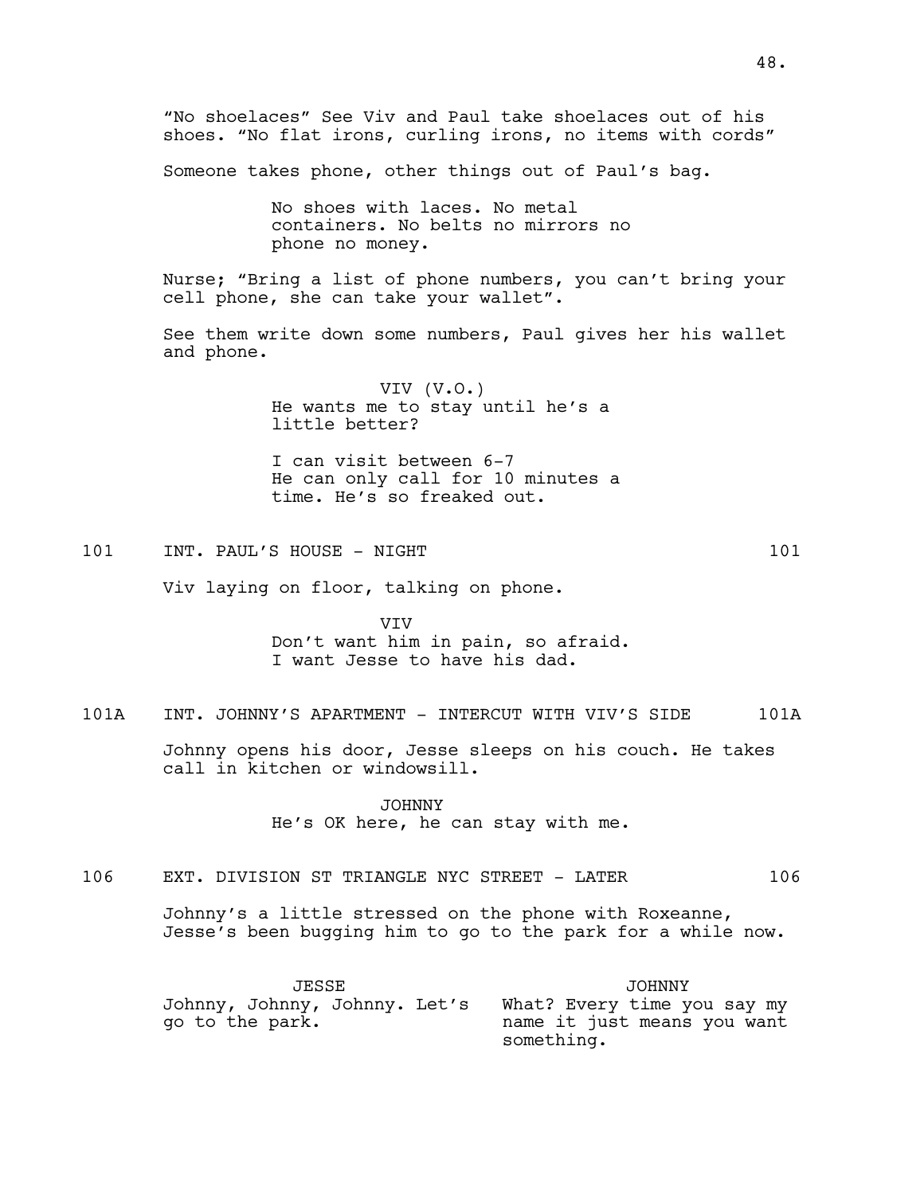"No shoelaces" See Viv and Paul take shoelaces out of his shoes. "No flat irons, curling irons, no items with cords"

Someone takes phone, other things out of Paul's bag.

No shoes with laces. No metal containers. No belts no mirrors no phone no money.

Nurse; "Bring a list of phone numbers, you can't bring your cell phone, she can take your wallet".

See them write down some numbers, Paul gives her his wallet and phone.

VIV (V.O.)
He wants me to stay until he's a little better?

I can visit between 6-7
He can only call for 10 minutes a time. He's so freaked out.

101 INT. PAUL'S HOUSE - NIGHT 101

Viv laying on floor, talking on phone.

VIV
Don't want him in pain, so afraid. I want Jesse to have his dad.

101A INT. JOHNNY'S APARTMENT - INTERCUT WITH VIV'S SIDE 101A

Johnny opens his door, Jesse sleeps on his couch. He takes call in kitchen or windowsill.

JOHNNY
He's OK here, he can stay with me.

106 EXT. DIVISION ST TRIANGLE NYC STREET - LATER 106

Johnny's a little stressed on the phone with Roxeanne, Jesse's been bugging him to go to the park for a while now.

JESSE
Johnny, Johnny, Johnny. Let's go to the park.

JOHNNY
What? Every time you say my name it just means you want something.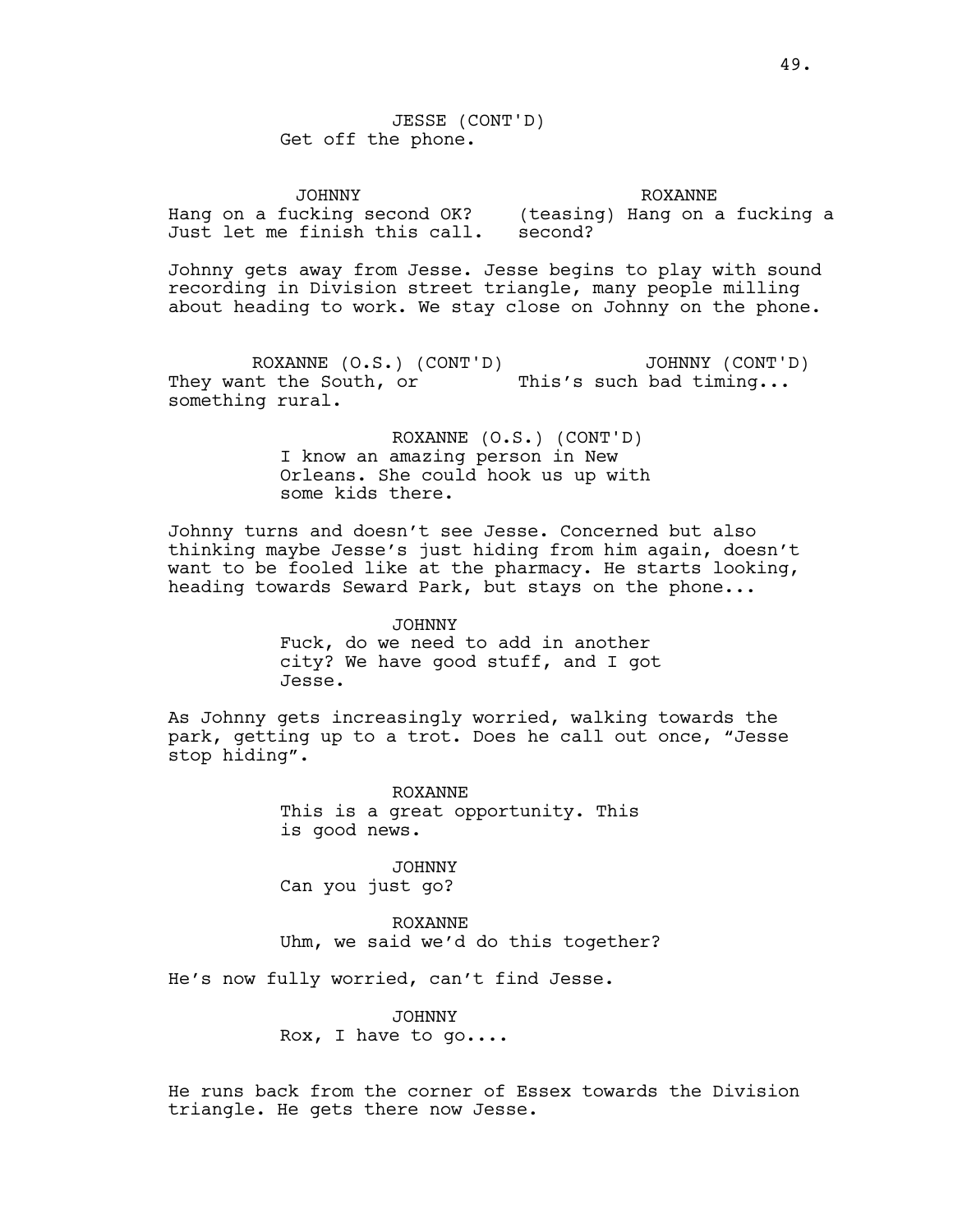JESSE (CONT'D)
Get off the phone.

| JOHNNY | ROXANNE |
| --- | --- |
| Hang on a fucking second OK? Just let me finish this call. | (teasing) Hang on a fucking a second? |

Johnny gets away from Jesse. Jesse begins to play with sound recording in Division street triangle, many people milling about heading to work. We stay close on Johnny on the phone.

| ROXANNE (O.S.) (CONT'D) | JOHNNY (CONT'D) |
| --- | --- |
| They want the South, or something rural. | This's such bad timing... |

ROXANNE (O.S.) (CONT'D)
I know an amazing person in New Orleans. She could hook us up with some kids there.

Johnny turns and doesn't see Jesse. Concerned but also thinking maybe Jesse's just hiding from him again, doesn't want to be fooled like at the pharmacy. He starts looking, heading towards Seward Park, but stays on the phone...

JOHNNY
Fuck, do we need to add in another city? We have good stuff, and I got Jesse.

As Johnny gets increasingly worried, walking towards the park, getting up to a trot. Does he call out once, "Jesse stop hiding".

ROXANNE
This is a great opportunity. This is good news.

JOHNNY
Can you just go?

ROXANNE
Uhm, we said we'd do this together?

He's now fully worried, can't find Jesse.

JOHNNY
Rox, I have to go....

He runs back from the corner of Essex towards the Division triangle. He gets there now Jesse.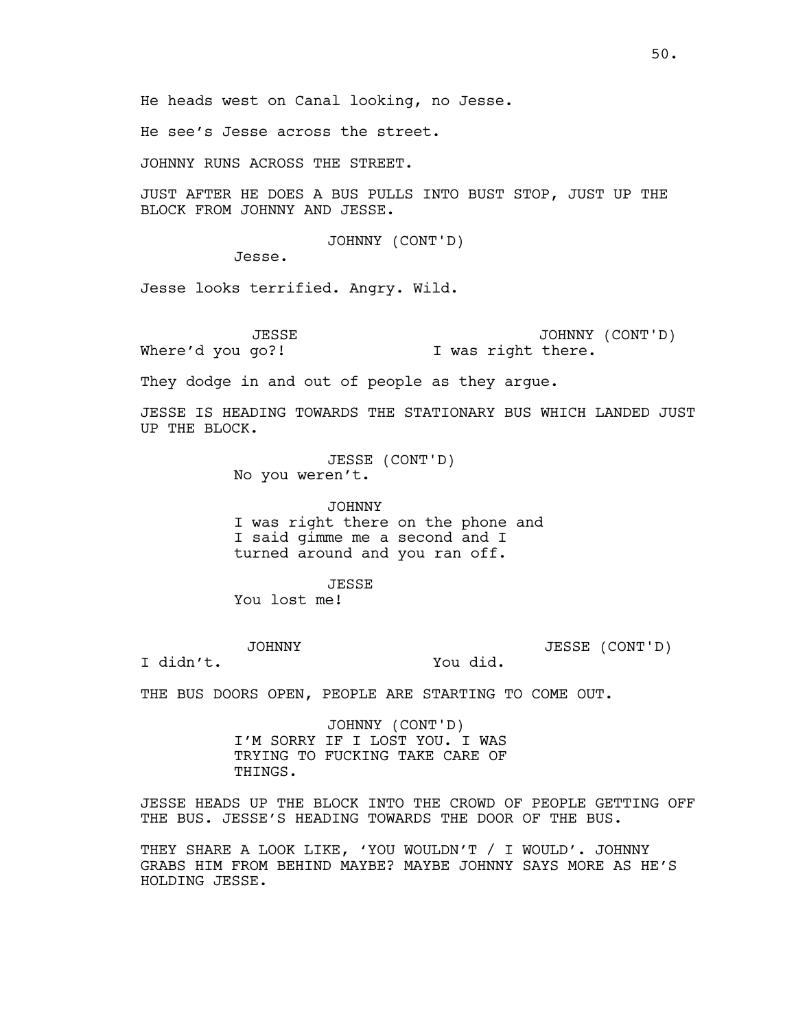He heads west on Canal looking, no Jesse.

He see's Jesse across the street.

JOHNNY RUNS ACROSS THE STREET.

JUST AFTER HE DOES A BUS PULLS INTO BUST STOP, JUST UP THE BLOCK FROM JOHNNY AND JESSE.

JOHNNY (CONT'D)
Jesse.

Jesse looks terrified. Angry. Wild.

JESSE
Where'd you go?!

JOHNNY (CONT'D)
I was right there.

They dodge in and out of people as they argue.

JESSE IS HEADING TOWARDS THE STATIONARY BUS WHICH LANDED JUST UP THE BLOCK.

JESSE (CONT'D)
No you weren't.

JOHNNY
I was right there on the phone and I said gimme me a second and I turned around and you ran off.

JESSE
You lost me!

JOHNNY
I didn't.

JESSE (CONT'D)
You did.

THE BUS DOORS OPEN, PEOPLE ARE STARTING TO COME OUT.

JOHNNY (CONT'D)
I'M SORRY IF I LOST YOU. I WAS TRYING TO FUCKING TAKE CARE OF THINGS.

JESSE HEADS UP THE BLOCK INTO THE CROWD OF PEOPLE GETTING OFF THE BUS. JESSE'S HEADING TOWARDS THE DOOR OF THE BUS.

THEY SHARE A LOOK LIKE, 'YOU WOULDN'T / I WOULD'. JOHNNY GRABS HIM FROM BEHIND MAYBE? MAYBE JOHNNY SAYS MORE AS HE'S HOLDING JESSE.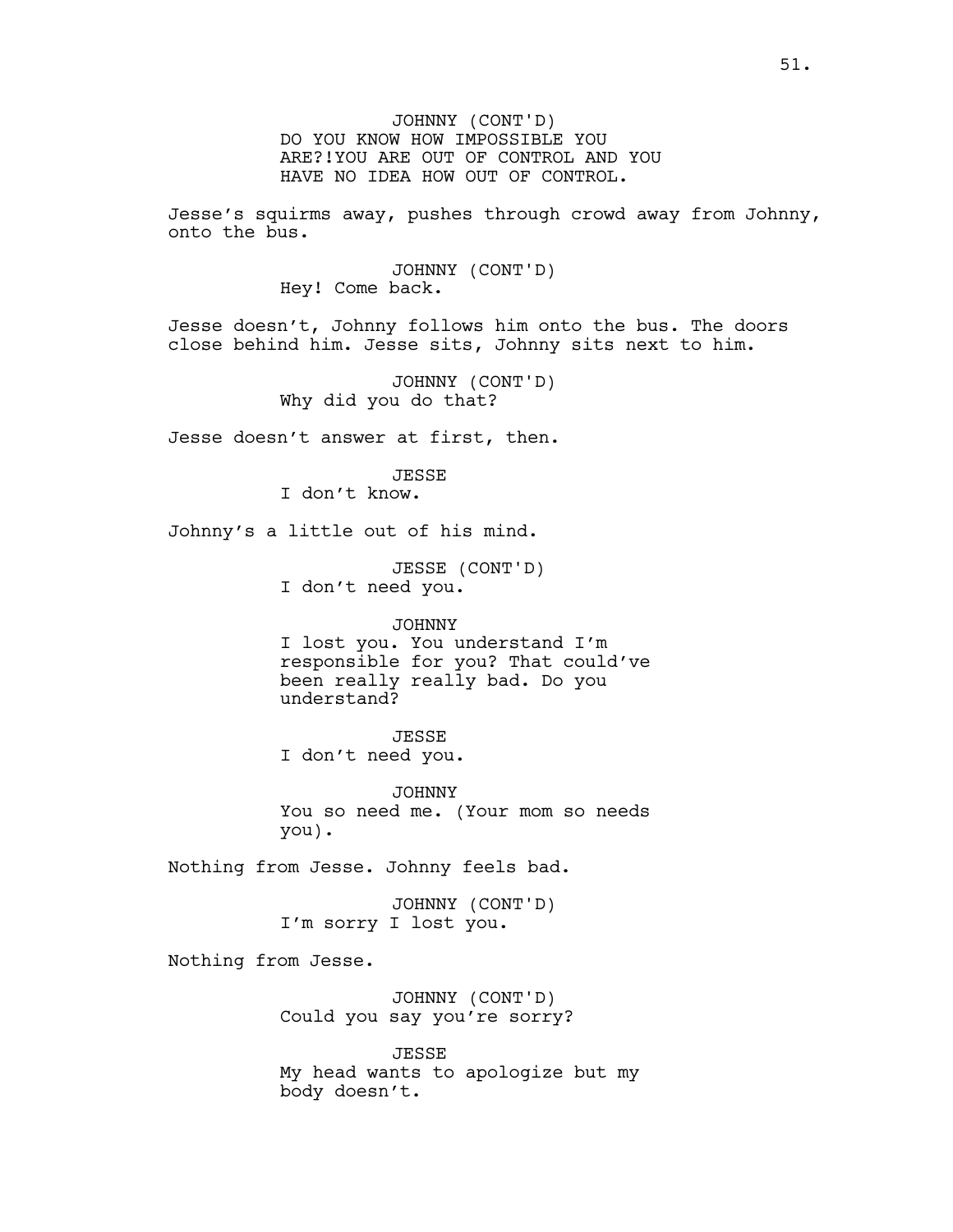JOHNNY (CONT'D)
DO YOU KNOW HOW IMPOSSIBLE YOU ARE?!YOU ARE OUT OF CONTROL AND YOU HAVE NO IDEA HOW OUT OF CONTROL.

Jesse's squirms away, pushes through crowd away from Johnny, onto the bus.

JOHNNY (CONT'D)
Hey! Come back.

Jesse doesn't, Johnny follows him onto the bus. The doors close behind him. Jesse sits, Johnny sits next to him.

JOHNNY (CONT'D)
Why did you do that?

Jesse doesn't answer at first, then.

JESSE
I don't know.

Johnny's a little out of his mind.

JESSE (CONT'D)
I don't need you.

JOHNNY
I lost you. You understand I'm responsible for you? That could've been really really bad. Do you understand?

JESSE
I don't need you.

JOHNNY
You so need me. (Your mom so needs you).

Nothing from Jesse. Johnny feels bad.

JOHNNY (CONT'D)
I'm sorry I lost you.

Nothing from Jesse.

JOHNNY (CONT'D)
Could you say you're sorry?

JESSE
My head wants to apologize but my body doesn't.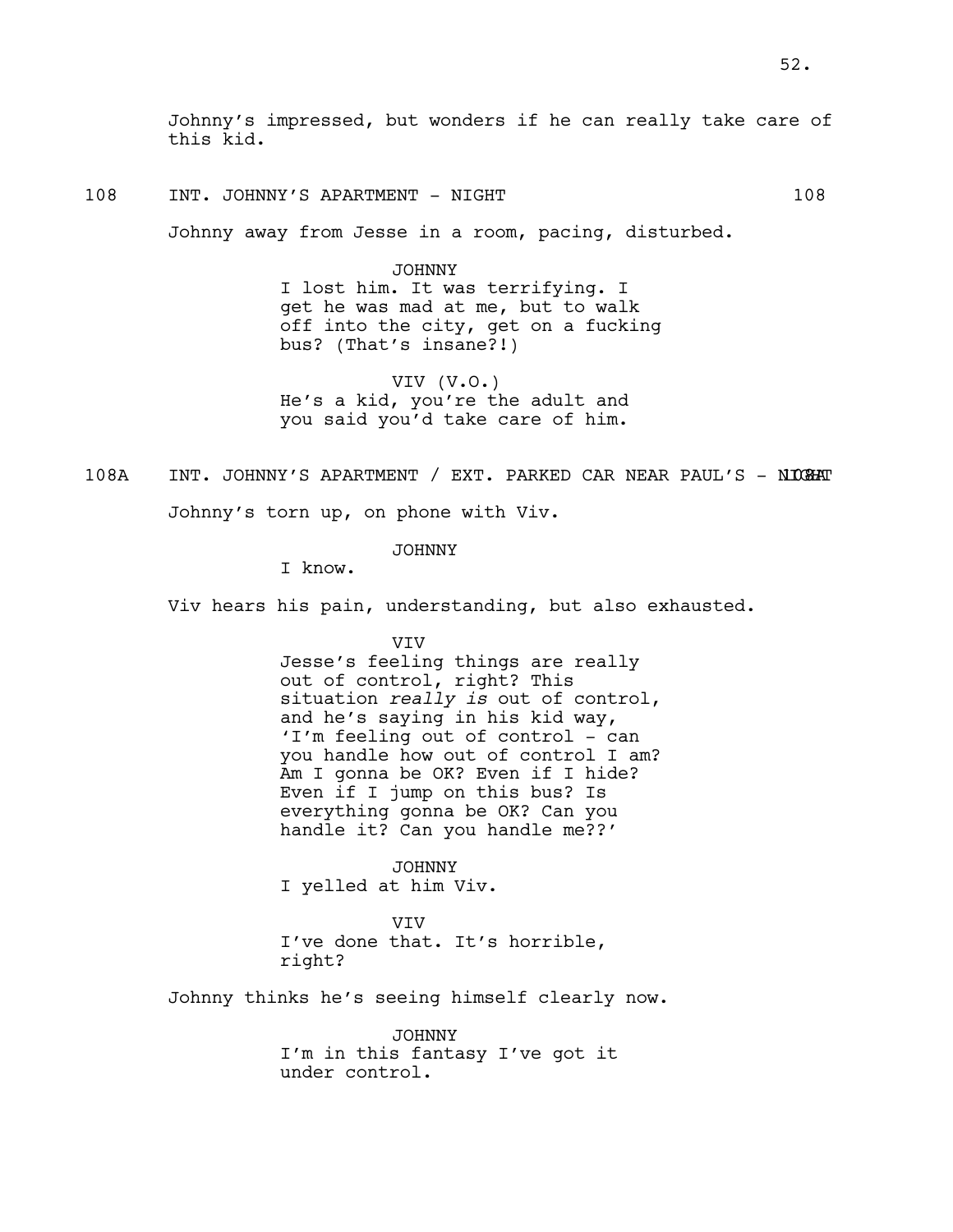Johnny's impressed, but wonders if he can really take care of this kid.

108 INT. JOHNNY'S APARTMENT - NIGHT 108

Johnny away from Jesse in a room, pacing, disturbed.

JOHNNY
I lost him. It was terrifying. I get he was mad at me, but to walk off into the city, get on a fucking bus? (That's insane?!)

VIV (V.O.)
He's a kid, you're the adult and you said you'd take care of him.

108A INT. JOHNNY'S APARTMENT / EXT. PARKED CAR NEAR PAUL'S - NIGHT 108A

Johnny's torn up, on phone with Viv.

JOHNNY
I know.

Viv hears his pain, understanding, but also exhausted.

VIV
Jesse's feeling things are really out of control, right? This situation *really is* out of control, and he's saying in his kid way, 'I'm feeling out of control - can you handle how out of control I am? Am I gonna be OK? Even if I hide? Even if I jump on this bus? Is everything gonna be OK? Can you handle it? Can you handle me??'

JOHNNY
I yelled at him Viv.

VIV
I've done that. It's horrible, right?

Johnny thinks he's seeing himself clearly now.

JOHNNY
I'm in this fantasy I've got it under control.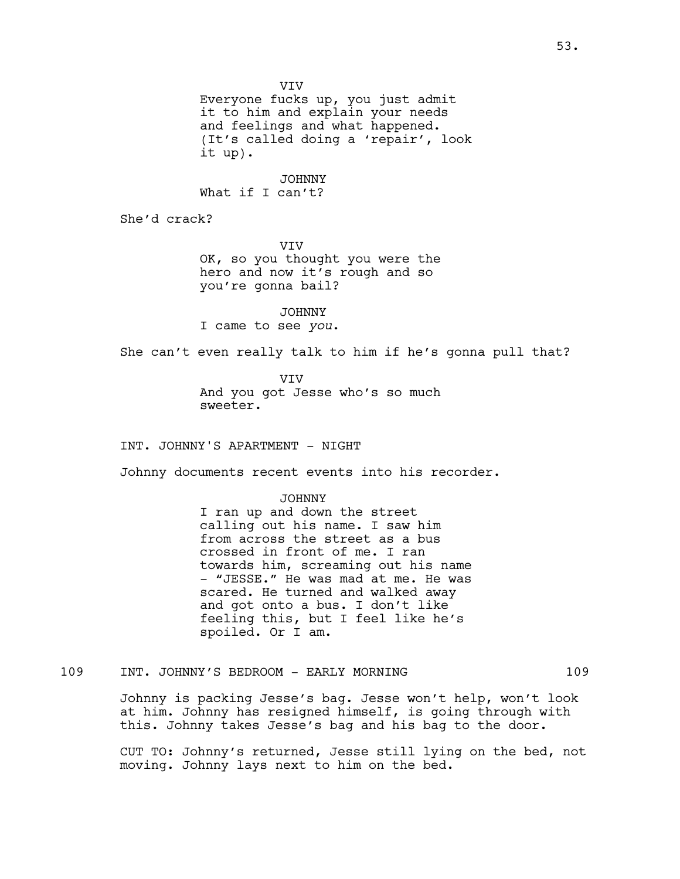VIV
Everyone fucks up, you just admit it to him and explain your needs and feelings and what happened. (It's called doing a 'repair', look it up).

JOHNNY
What if I can't?

She'd crack?

VIV
OK, so you thought you were the hero and now it's rough and so you're gonna bail?

JOHNNY
I came to see *you*.

She can't even really talk to him if he's gonna pull that?

VIV
And you got Jesse who's so much sweeter.

INT. JOHNNY'S APARTMENT - NIGHT

Johnny documents recent events into his recorder.

JOHNNY
I ran up and down the street calling out his name. I saw him from across the street as a bus crossed in front of me. I ran towards him, screaming out his name - "JESSE." He was mad at me. He was scared. He turned and walked away and got onto a bus. I don't like feeling this, but I feel like he's spoiled. Or I am.

109 INT. JOHNNY'S BEDROOM - EARLY MORNING 109

Johnny is packing Jesse's bag. Jesse won't help, won't look at him. Johnny has resigned himself, is going through with this. Johnny takes Jesse's bag and his bag to the door.

CUT TO: Johnny's returned, Jesse still lying on the bed, not moving. Johnny lays next to him on the bed.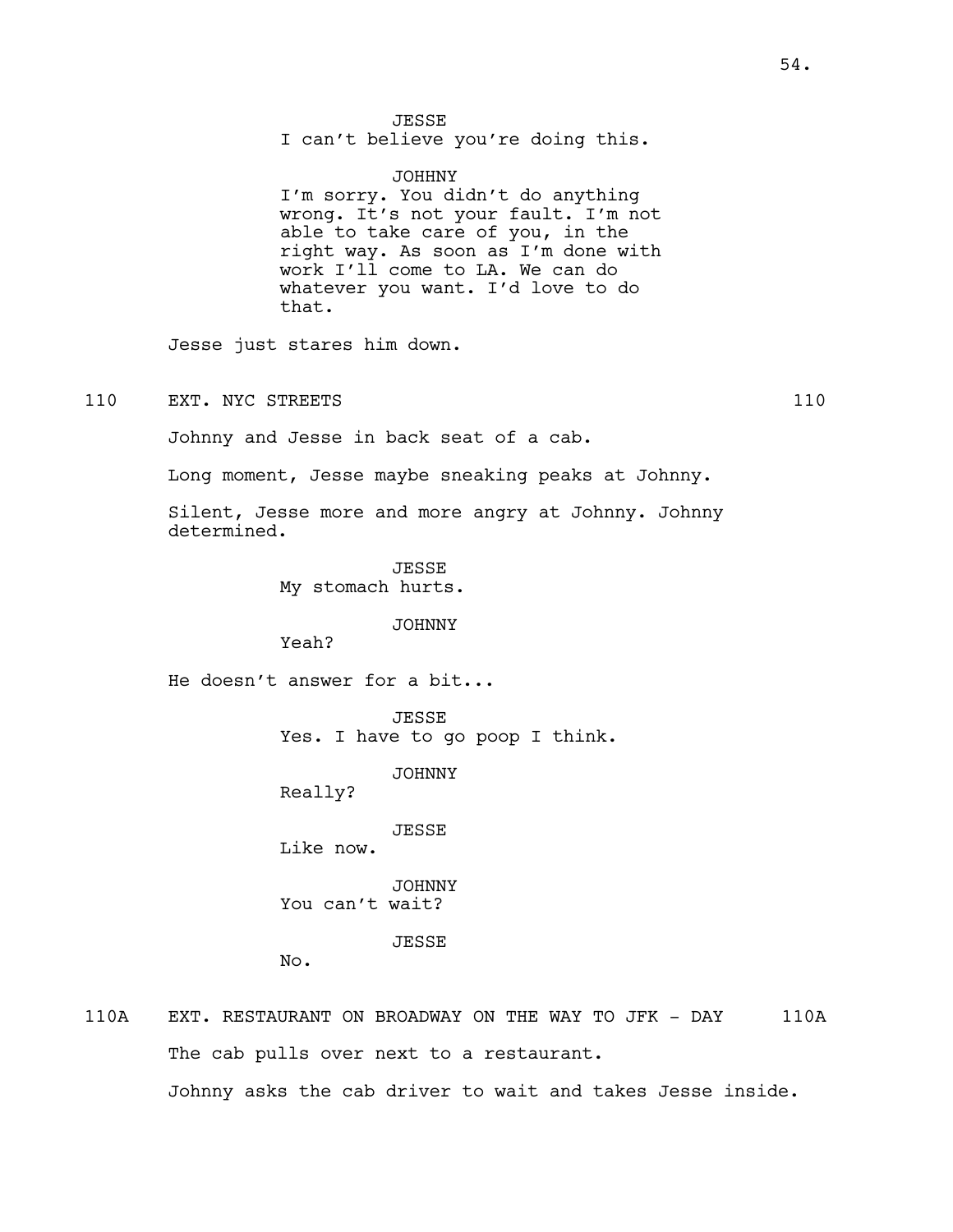JESSE
I can't believe you're doing this.

JOHHNY
I'm sorry. You didn't do anything wrong. It's not your fault. I'm not able to take care of you, in the right way. As soon as I'm done with work I'll come to LA. We can do whatever you want. I'd love to do that.

Jesse just stares him down.

110 EXT. NYC STREETS 110

Johnny and Jesse in back seat of a cab.

Long moment, Jesse maybe sneaking peaks at Johnny.

Silent, Jesse more and more angry at Johnny. Johnny determined.

JESSE
My stomach hurts.

JOHNNY
Yeah?

He doesn't answer for a bit...

JESSE
Yes. I have to go poop I think.

JOHNNY
Really?

JESSE
Like now.

JOHNNY
You can't wait?

JESSE
No.

110A EXT. RESTAURANT ON BROADWAY ON THE WAY TO JFK - DAY 110A

The cab pulls over next to a restaurant.

Johnny asks the cab driver to wait and takes Jesse inside.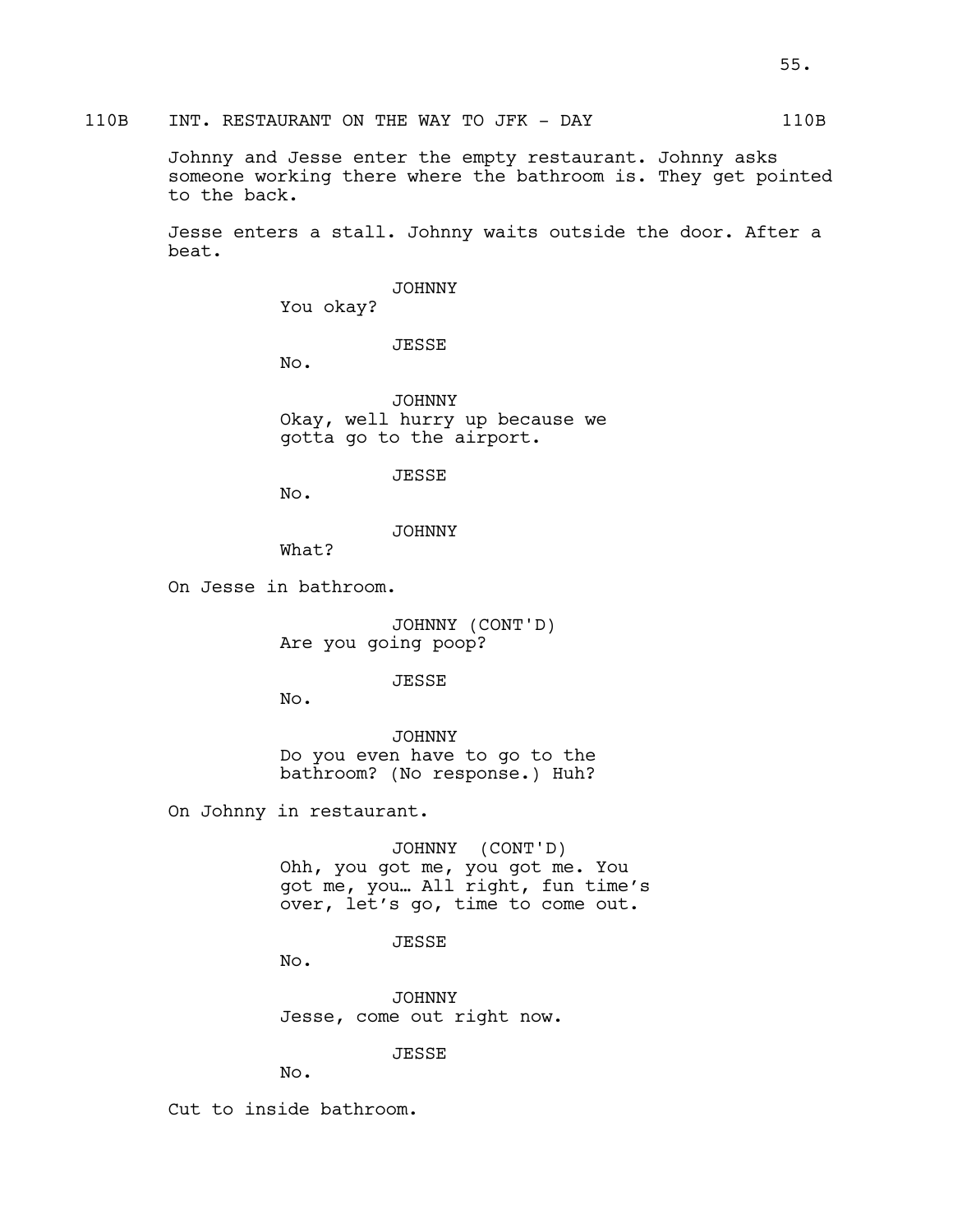110B INT. RESTAURANT ON THE WAY TO JFK - DAY 110B

Johnny and Jesse enter the empty restaurant. Johnny asks someone working there where the bathroom is. They get pointed to the back.

Jesse enters a stall. Johnny waits outside the door. After a beat.

JOHNNY
You okay?

JESSE
No.

JOHNNY
Okay, well hurry up because we gotta go to the airport.

JESSE
No.

JOHNNY
What?

On Jesse in bathroom.

JOHNNY (CONT'D)
Are you going poop?

JESSE
No.

JOHNNY
Do you even have to go to the bathroom? (No response.) Huh?

On Johnny in restaurant.

JOHNNY (CONT'D)
Ohh, you got me, you got me. You got me, you… All right, fun time's over, let's go, time to come out.

JESSE
No.

JOHNNY
Jesse, come out right now.

JESSE
No.

Cut to inside bathroom.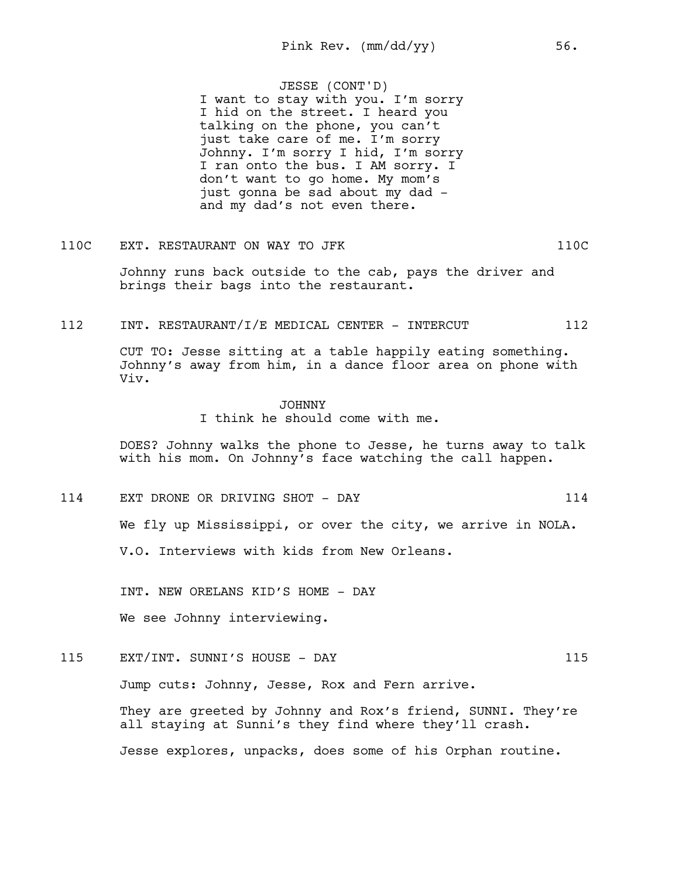JESSE (CONT'D)
I want to stay with you. I'm sorry I hid on the street. I heard you talking on the phone, you can't just take care of me. I'm sorry Johnny. I'm sorry I hid, I'm sorry I ran onto the bus. I AM sorry. I don't want to go home. My mom's just gonna be sad about my dad - and my dad's not even there.

110C EXT. RESTAURANT ON WAY TO JFK 110C

Johnny runs back outside to the cab, pays the driver and brings their bags into the restaurant.

112 INT. RESTAURANT/I/E MEDICAL CENTER - INTERCUT 112

CUT TO: Jesse sitting at a table happily eating something. Johnny's away from him, in a dance floor area on phone with Viv.

JOHNNY
I think he should come with me.

DOES? Johnny walks the phone to Jesse, he turns away to talk with his mom. On Johnny's face watching the call happen.

114 EXT DRONE OR DRIVING SHOT - DAY 114

We fly up Mississippi, or over the city, we arrive in NOLA.

V.O. Interviews with kids from New Orleans.

INT. NEW ORELANS KID'S HOME - DAY

We see Johnny interviewing.

115 EXT/INT. SUNNI'S HOUSE - DAY 115

Jump cuts: Johnny, Jesse, Rox and Fern arrive.

They are greeted by Johnny and Rox's friend, SUNNI. They're all staying at Sunni's they find where they'll crash.

Jesse explores, unpacks, does some of his Orphan routine.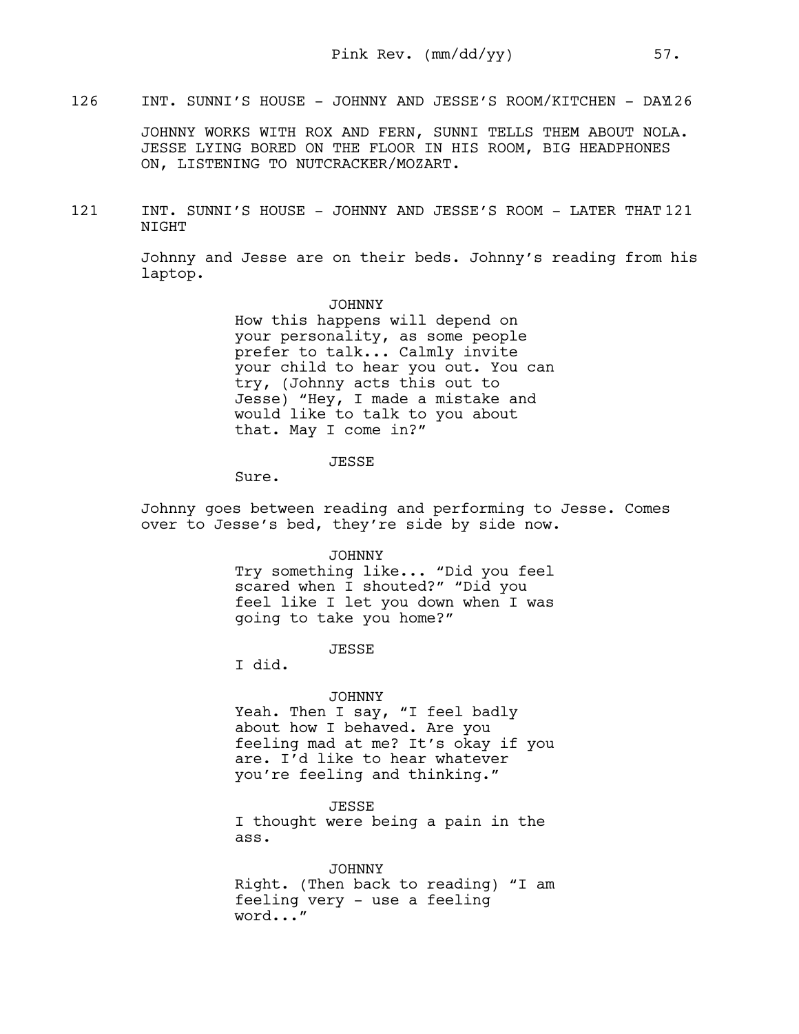126 INT. SUNNI'S HOUSE - JOHNNY AND JESSE'S ROOM/KITCHEN - DAY 126

JOHNNY WORKS WITH ROX AND FERN, SUNNI TELLS THEM ABOUT NOLA. JESSE LYING BORED ON THE FLOOR IN HIS ROOM, BIG HEADPHONES ON, LISTENING TO NUTCRACKER/MOZART.

121 INT. SUNNI'S HOUSE - JOHNNY AND JESSE'S ROOM - LATER THAT NIGHT 121

Johnny and Jesse are on their beds. Johnny's reading from his laptop.

JOHNNY

How this happens will depend on your personality, as some people prefer to talk... Calmly invite your child to hear you out. You can try, (Johnny acts this out to Jesse) "Hey, I made a mistake and would like to talk to you about that. May I come in?"

JESSE

Sure.

Johnny goes between reading and performing to Jesse. Comes over to Jesse's bed, they're side by side now.

JOHNNY

Try something like... "Did you feel scared when I shouted?" "Did you feel like I let you down when I was going to take you home?"

JESSE

I did.

JOHNNY

Yeah. Then I say, "I feel badly about how I behaved. Are you feeling mad at me? It's okay if you are. I'd like to hear whatever you're feeling and thinking."

JESSE

I thought were being a pain in the ass.

JOHNNY

Right. (Then back to reading) "I am feeling very - use a feeling word..."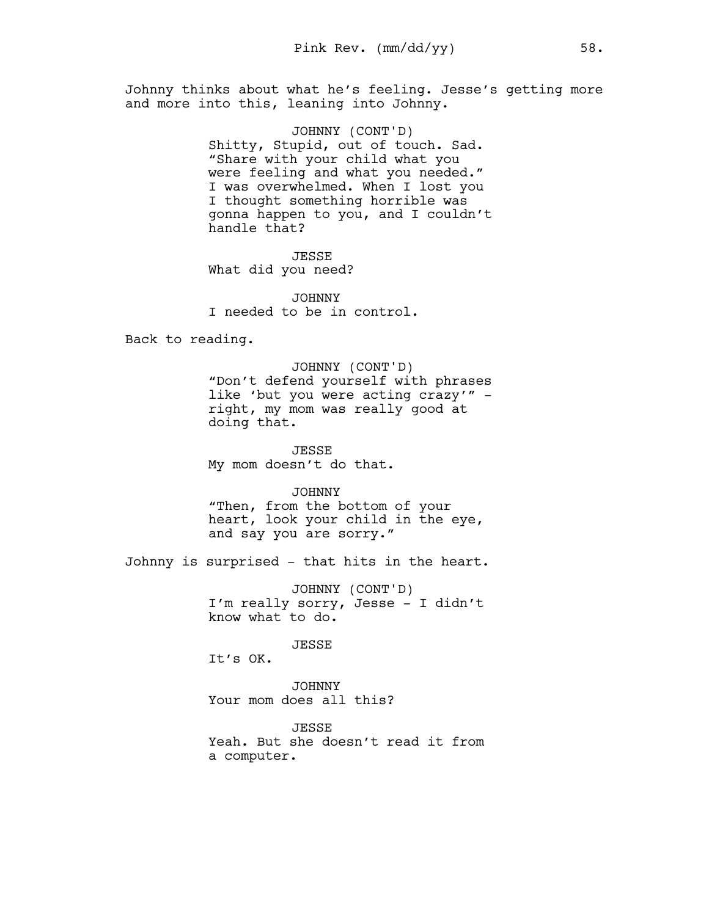Johnny thinks about what he's feeling. Jesse's getting more and more into this, leaning into Johnny.

JOHNNY (CONT'D)
Shitty, Stupid, out of touch. Sad. "Share with your child what you were feeling and what you needed." I was overwhelmed. When I lost you I thought something horrible was gonna happen to you, and I couldn't handle that?

JESSE
What did you need?

JOHNNY
I needed to be in control.

Back to reading.

JOHNNY (CONT'D)
"Don't defend yourself with phrases like 'but you were acting crazy'" - right, my mom was really good at doing that.

JESSE
My mom doesn't do that.

JOHNNY
"Then, from the bottom of your heart, look your child in the eye, and say you are sorry."

Johnny is surprised - that hits in the heart.

JOHNNY (CONT'D)
I'm really sorry, Jesse - I didn't know what to do.

JESSE
It's OK.

JOHNNY
Your mom does all this?

JESSE
Yeah. But she doesn't read it from a computer.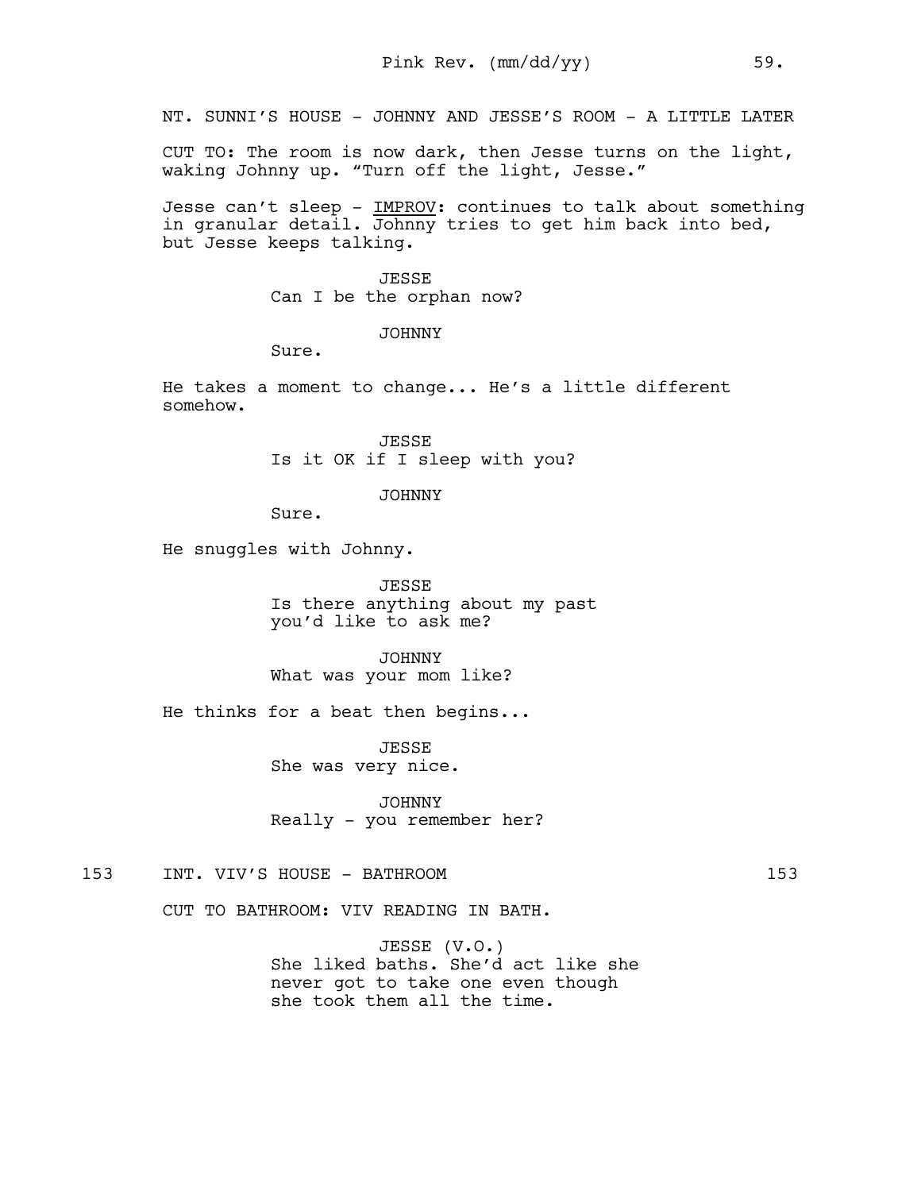NT. SUNNI'S HOUSE - JOHNNY AND JESSE'S ROOM - A LITTLE LATER

CUT TO: The room is now dark, then Jesse turns on the light, waking Johnny up. "Turn off the light, Jesse."

Jesse can't sleep - IMPROV: continues to talk about something in granular detail. Johnny tries to get him back into bed, but Jesse keeps talking.

JESSE
Can I be the orphan now?

JOHNNY
Sure.

He takes a moment to change... He's a little different somehow.

JESSE
Is it OK if I sleep with you?

JOHNNY
Sure.

He snuggles with Johnny.

JESSE
Is there anything about my past you'd like to ask me?

JOHNNY
What was your mom like?

He thinks for a beat then begins...

JESSE
She was very nice.

JOHNNY
Really - you remember her?

153 INT. VIV'S HOUSE - BATHROOM 153

CUT TO BATHROOM: VIV READING IN BATH.

JESSE (V.O.)
She liked baths. She'd act like she never got to take one even though she took them all the time.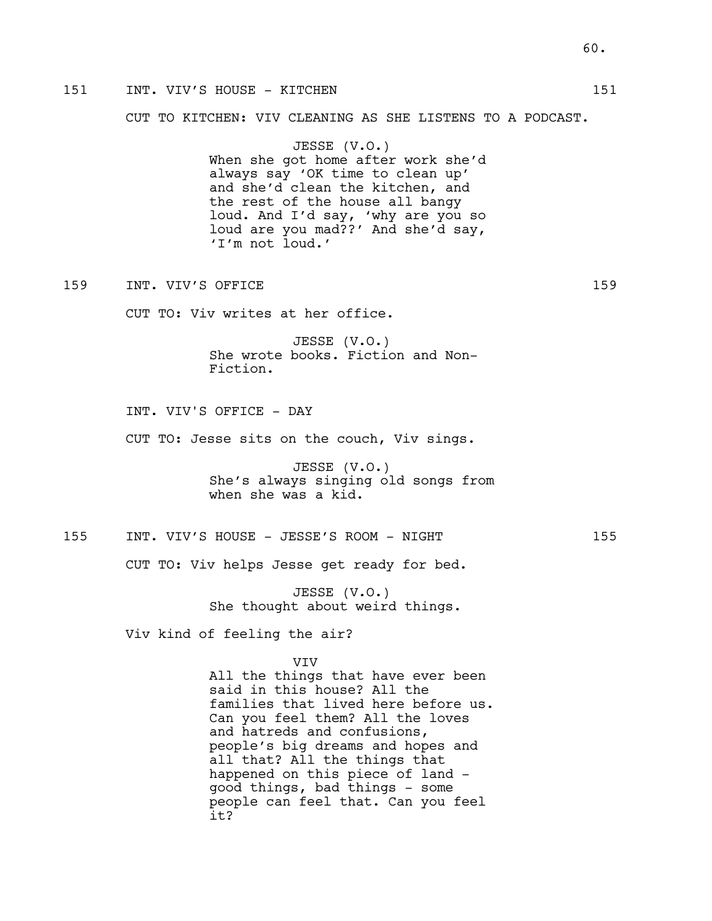151 INT. VIV'S HOUSE - KITCHEN 151

CUT TO KITCHEN: VIV CLEANING AS SHE LISTENS TO A PODCAST.

JESSE (V.O.)
When she got home after work she'd always say 'OK time to clean up' and she'd clean the kitchen, and the rest of the house all bangy loud. And I'd say, 'why are you so loud are you mad??' And she'd say, 'I'm not loud.'

159 INT. VIV'S OFFICE 159

CUT TO: Viv writes at her office.

JESSE (V.O.)
She wrote books. Fiction and Non-Fiction.

INT. VIV'S OFFICE - DAY

CUT TO: Jesse sits on the couch, Viv sings.

JESSE (V.O.)
She's always singing old songs from when she was a kid.

155 INT. VIV'S HOUSE - JESSE'S ROOM - NIGHT 155

CUT TO: Viv helps Jesse get ready for bed.

JESSE (V.O.)
She thought about weird things.

Viv kind of feeling the air?

VIV
All the things that have ever been said in this house? All the families that lived here before us. Can you feel them? All the loves and hatreds and confusions, people's big dreams and hopes and all that? All the things that happened on this piece of land - good things, bad things - some people can feel that. Can you feel it?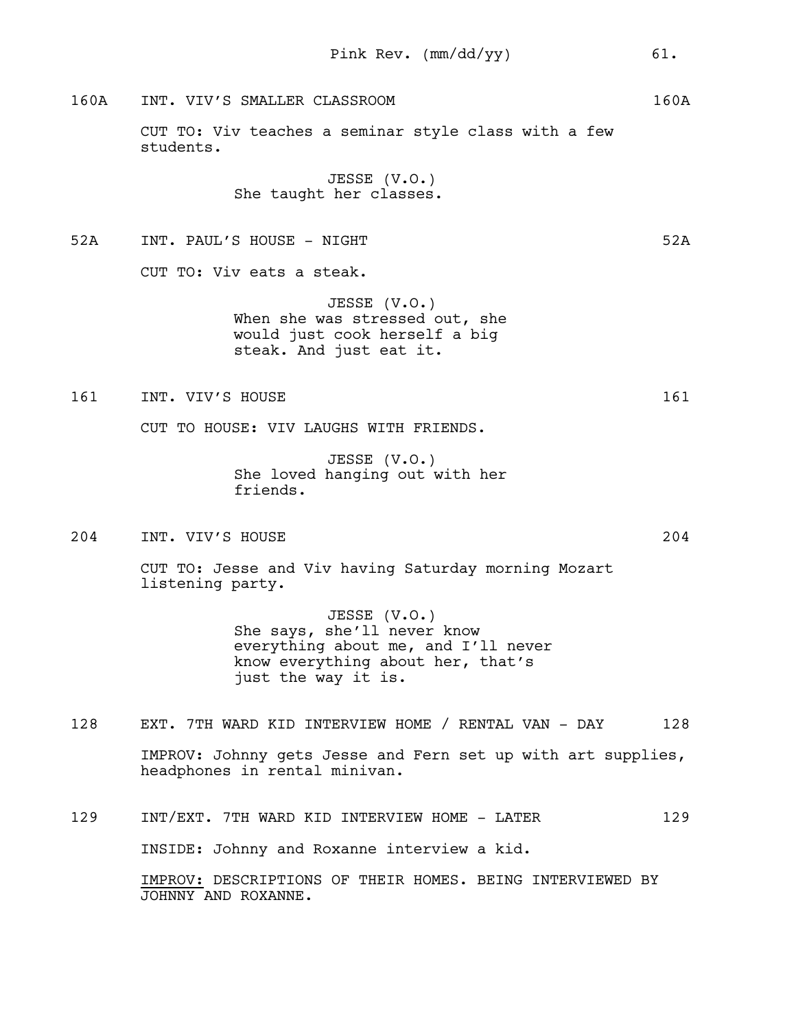160A INT. VIV'S SMALLER CLASSROOM 160A

CUT TO: Viv teaches a seminar style class with a few students.

JESSE (V.O.)
She taught her classes.

52A INT. PAUL'S HOUSE - NIGHT 52A

CUT TO: Viv eats a steak.

JESSE (V.O.)
When she was stressed out, she would just cook herself a big steak. And just eat it.

161 INT. VIV'S HOUSE 161

CUT TO HOUSE: VIV LAUGHS WITH FRIENDS.

JESSE (V.O.)
She loved hanging out with her friends.

204 INT. VIV'S HOUSE 204

CUT TO: Jesse and Viv having Saturday morning Mozart listening party.

JESSE (V.O.)
She says, she'll never know everything about me, and I'll never know everything about her, that's just the way it is.

128 EXT. 7TH WARD KID INTERVIEW HOME / RENTAL VAN - DAY 128

IMPROV: Johnny gets Jesse and Fern set up with art supplies, headphones in rental minivan.

129 INT/EXT. 7TH WARD KID INTERVIEW HOME - LATER 129

INSIDE: Johnny and Roxanne interview a kid.

<u>IMPROV:</u> DESCRIPTIONS OF THEIR HOMES. BEING INTERVIEWED BY JOHNNY AND ROXANNE.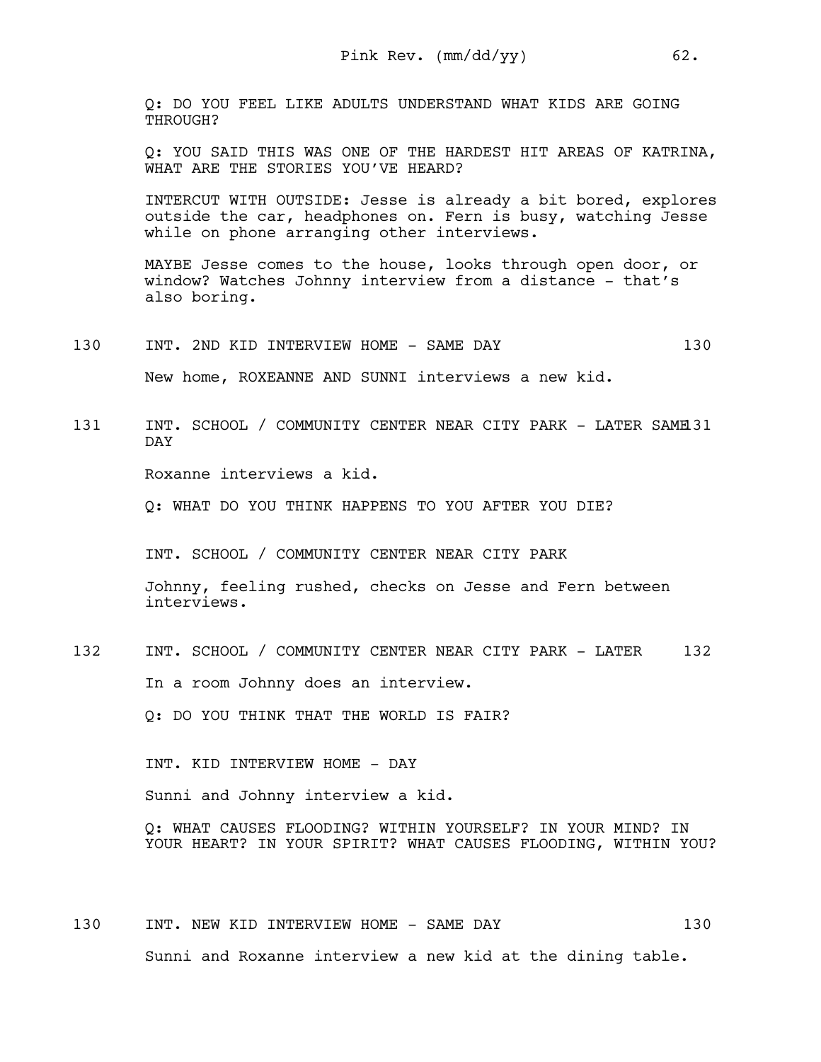Q: DO YOU FEEL LIKE ADULTS UNDERSTAND WHAT KIDS ARE GOING THROUGH?

Q: YOU SAID THIS WAS ONE OF THE HARDEST HIT AREAS OF KATRINA, WHAT ARE THE STORIES YOU'VE HEARD?

INTERCUT WITH OUTSIDE: Jesse is already a bit bored, explores outside the car, headphones on. Fern is busy, watching Jesse while on phone arranging other interviews.

MAYBE Jesse comes to the house, looks through open door, or window? Watches Johnny interview from a distance - that's also boring.

130 INT. 2ND KID INTERVIEW HOME - SAME DAY 130

New home, ROXEANNE AND SUNNI interviews a new kid.

131 INT. SCHOOL / COMMUNITY CENTER NEAR CITY PARK - LATER SAME DAY 131

Roxanne interviews a kid.

Q: WHAT DO YOU THINK HAPPENS TO YOU AFTER YOU DIE?

INT. SCHOOL / COMMUNITY CENTER NEAR CITY PARK

Johnny, feeling rushed, checks on Jesse and Fern between interviews.

132 INT. SCHOOL / COMMUNITY CENTER NEAR CITY PARK - LATER 132

In a room Johnny does an interview.

Q: DO YOU THINK THAT THE WORLD IS FAIR?

INT. KID INTERVIEW HOME - DAY

Sunni and Johnny interview a kid.

Q: WHAT CAUSES FLOODING? WITHIN YOURSELF? IN YOUR MIND? IN YOUR HEART? IN YOUR SPIRIT? WHAT CAUSES FLOODING, WITHIN YOU?

130 INT. NEW KID INTERVIEW HOME - SAME DAY 130

Sunni and Roxanne interview a new kid at the dining table.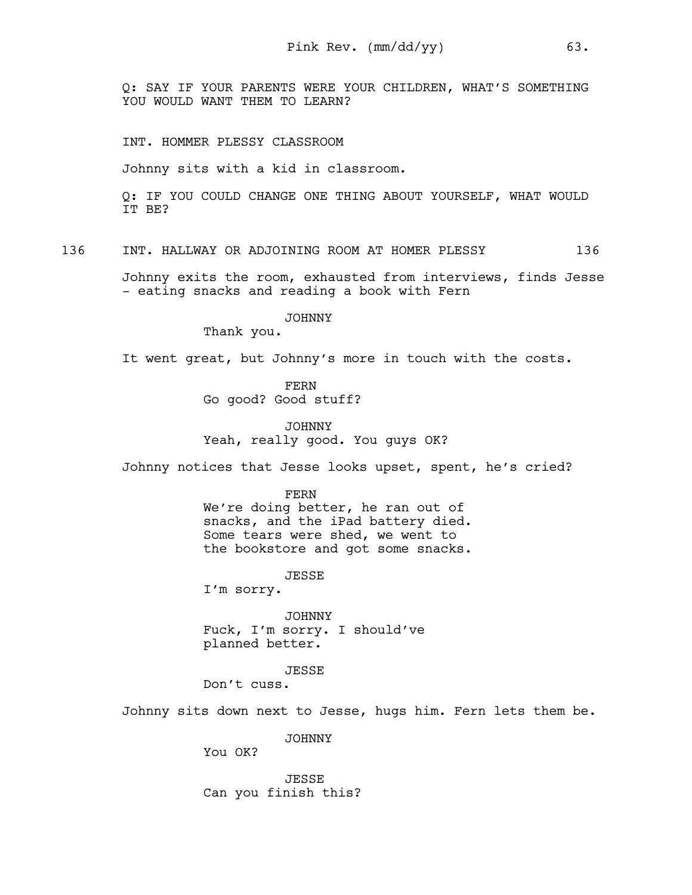Q: SAY IF YOUR PARENTS WERE YOUR CHILDREN, WHAT'S SOMETHING YOU WOULD WANT THEM TO LEARN?

INT. HOMMER PLESSY CLASSROOM

Johnny sits with a kid in classroom.

Q: IF YOU COULD CHANGE ONE THING ABOUT YOURSELF, WHAT WOULD IT BE?

136 INT. HALLWAY OR ADJOINING ROOM AT HOMER PLESSY 136

Johnny exits the room, exhausted from interviews, finds Jesse - eating snacks and reading a book with Fern

JOHNNY
Thank you.

It went great, but Johnny's more in touch with the costs.

FERN
Go good? Good stuff?

JOHNNY
Yeah, really good. You guys OK?

Johnny notices that Jesse looks upset, spent, he's cried?

FERN
We're doing better, he ran out of snacks, and the iPad battery died. Some tears were shed, we went to the bookstore and got some snacks.

JESSE
I'm sorry.

JOHNNY
Fuck, I'm sorry. I should've planned better.

JESSE
Don't cuss.

Johnny sits down next to Jesse, hugs him. Fern lets them be.

JOHNNY
You OK?

JESSE
Can you finish this?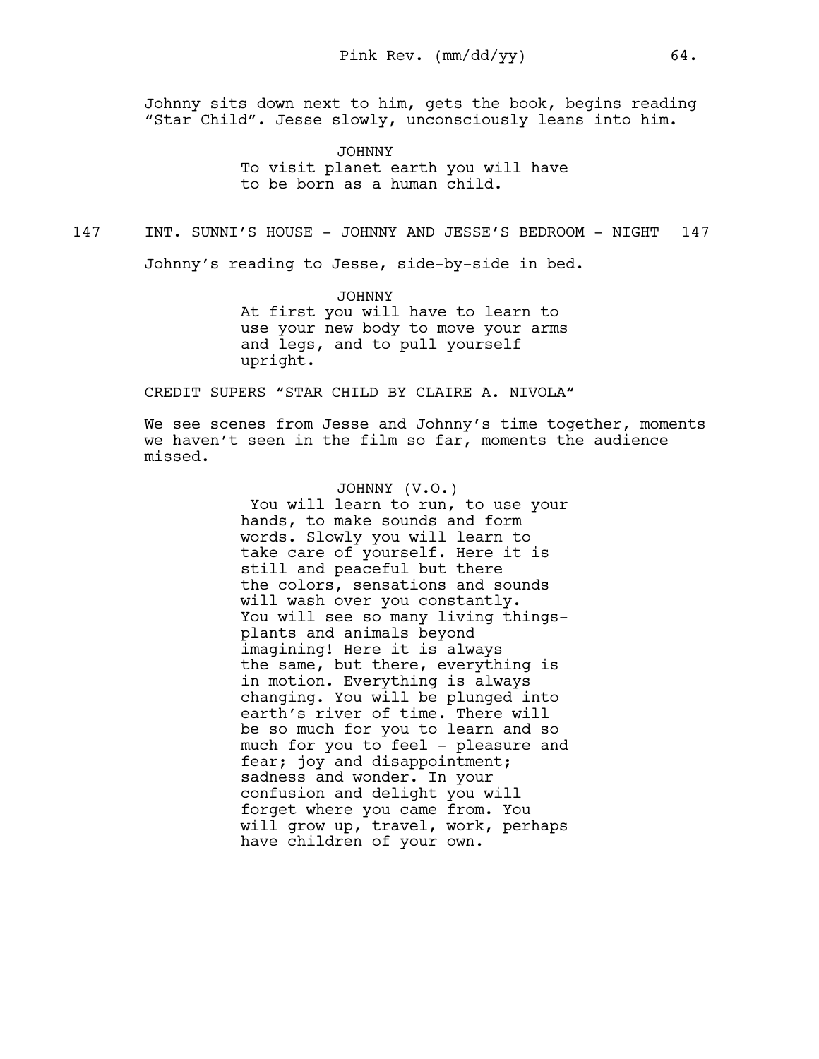Johnny sits down next to him, gets the book, begins reading "Star Child". Jesse slowly, unconsciously leans into him.

JOHNNY
To visit planet earth you will have to be born as a human child.

147 INT. SUNNI'S HOUSE - JOHNNY AND JESSE'S BEDROOM - NIGHT 147

Johnny's reading to Jesse, side-by-side in bed.

JOHNNY
At first you will have to learn to use your new body to move your arms and legs, and to pull yourself upright.

CREDIT SUPERS "STAR CHILD BY CLAIRE A. NIVOLA"

We see scenes from Jesse and Johnny's time together, moments we haven't seen in the film so far, moments the audience missed.

JOHNNY (V.O.)
You will learn to run, to use your hands, to make sounds and form words. Slowly you will learn to take care of yourself. Here it is still and peaceful but there the colors, sensations and sounds will wash over you constantly. You will see so many living things- plants and animals beyond imagining! Here it is always the same, but there, everything is in motion. Everything is always changing. You will be plunged into earth's river of time. There will be so much for you to learn and so much for you to feel - pleasure and fear; joy and disappointment; sadness and wonder. In your confusion and delight you will forget where you came from. You will grow up, travel, work, perhaps have children of your own.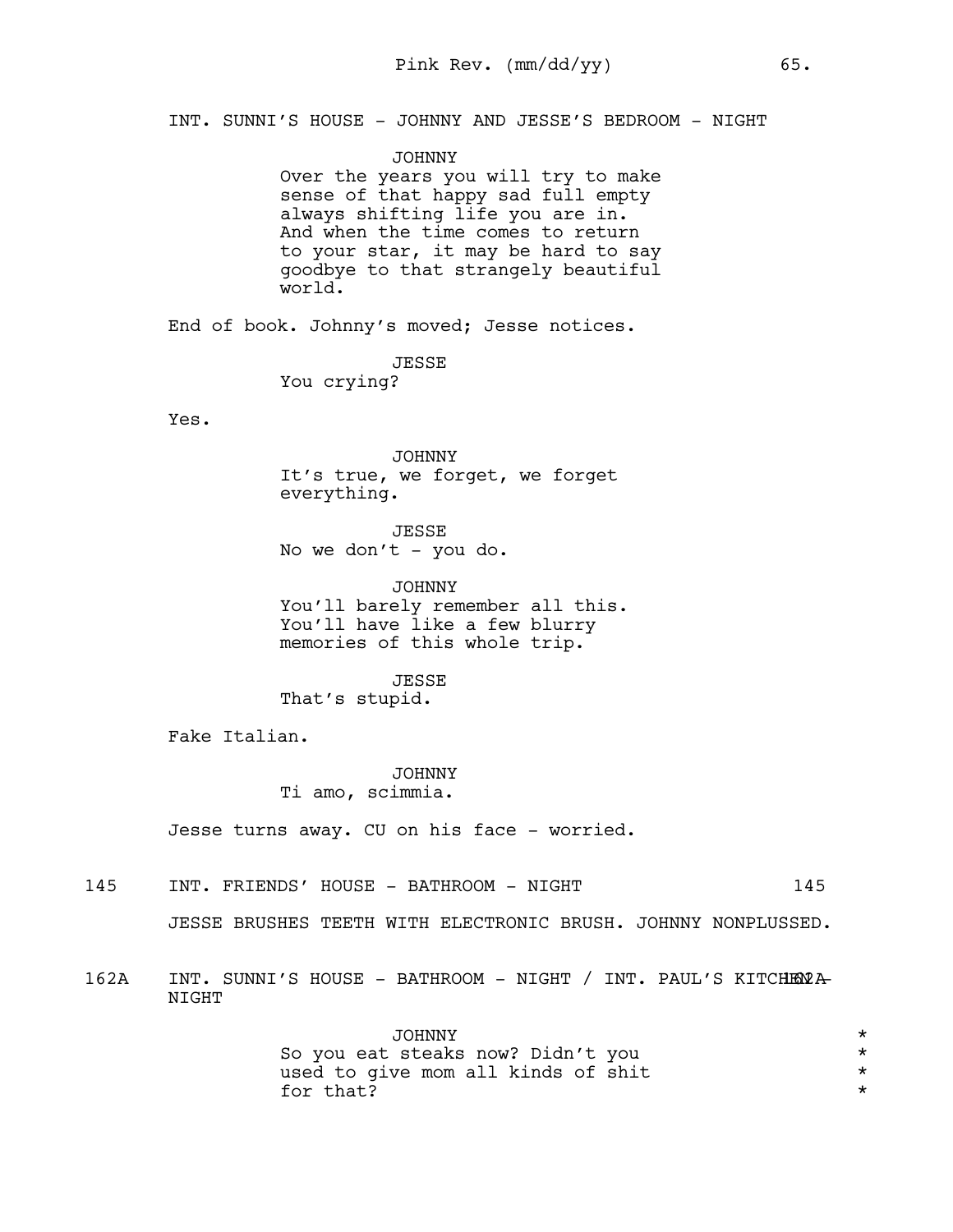INT. SUNNI'S HOUSE - JOHNNY AND JESSE'S BEDROOM - NIGHT

JOHNNY
Over the years you will try to make sense of that happy sad full empty always shifting life you are in. And when the time comes to return to your star, it may be hard to say goodbye to that strangely beautiful world.

End of book. Johnny's moved; Jesse notices.

JESSE
You crying?

Yes.

JOHNNY
It's true, we forget, we forget everything.

JESSE
No we don't - you do.

JOHNNY
You'll barely remember all this. You'll have like a few blurry memories of this whole trip.

JESSE
That's stupid.

Fake Italian.

JOHNNY
Ti amo, scimmia.

Jesse turns away. CU on his face - worried.

145 INT. FRIENDS' HOUSE - BATHROOM - NIGHT 145

JESSE BRUSHES TEETH WITH ELECTRONIC BRUSH. JOHNNY NONPLUSSED.

162A INT. SUNNI'S HOUSE - BATHROOM - NIGHT / INT. PAUL'S KITCHEN - NIGHT 162A

JOHNNY *
So you eat steaks now? Didn't you *
used to give mom all kinds of shit *
for that? *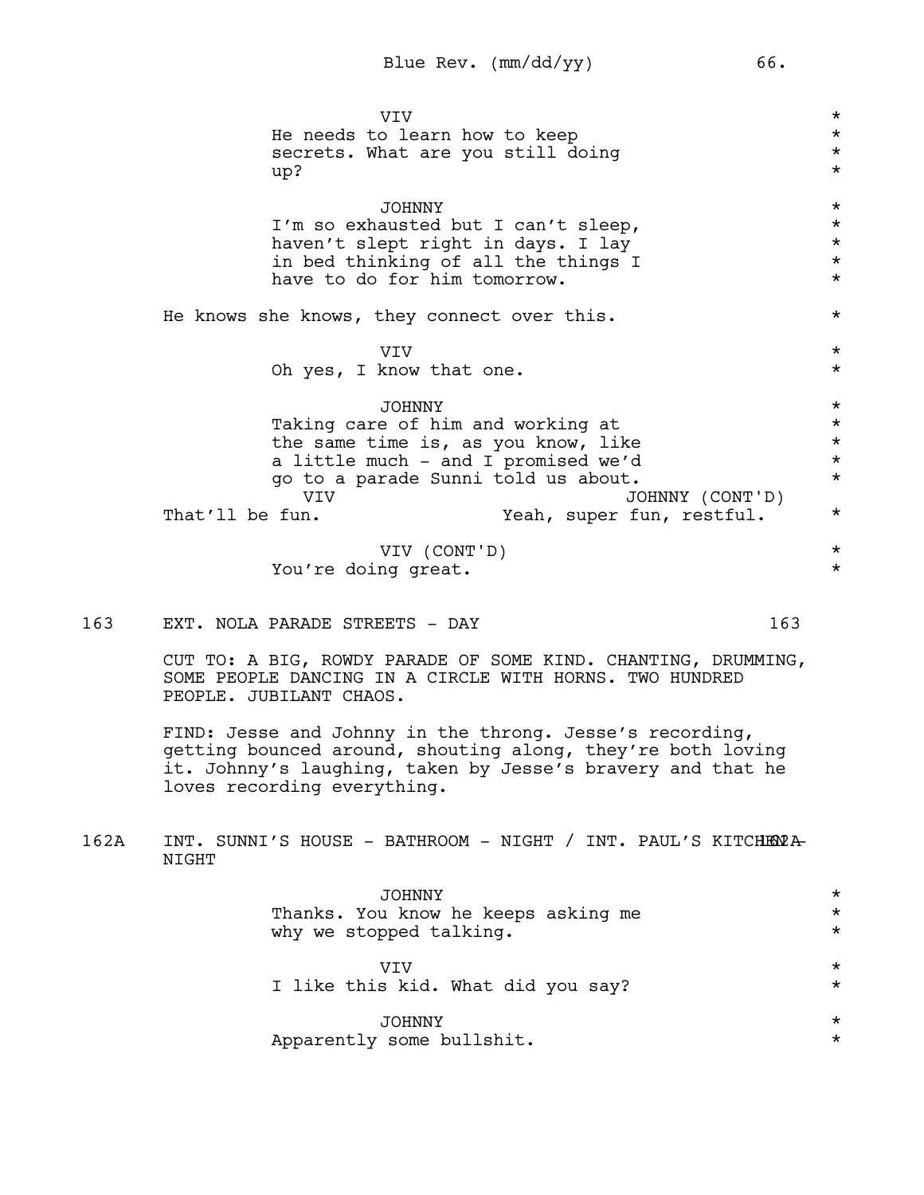VIV
He needs to learn how to keep secrets. What are you still doing up?

JOHNNY
I'm so exhausted but I can't sleep, haven't slept right in days. I lay in bed thinking of all the things I have to do for him tomorrow.

He knows she knows, they connect over this.

VIV
Oh yes, I know that one.

JOHNNY
Taking care of him and working at the same time is, as you know, like a little much - and I promised we'd go to a parade Sunni told us about.

VIV
That'll be fun.

JOHNNY (CONT'D)
Yeah, super fun, restful.

VIV (CONT'D)
You're doing great.

163 EXT. NOLA PARADE STREETS - DAY 163

CUT TO: A BIG, ROWDY PARADE OF SOME KIND. CHANTING, DRUMMING, SOME PEOPLE DANCING IN A CIRCLE WITH HORNS. TWO HUNDRED PEOPLE. JUBILANT CHAOS.

FIND: Jesse and Johnny in the throng. Jesse's recording, getting bounced around, shouting along, they're both loving it. Johnny's laughing, taken by Jesse's bravery and that he loves recording everything.

162A INT. SUNNI'S HOUSE - BATHROOM - NIGHT / INT. PAUL'S KITCHEN - NIGHT 162A

JOHNNY
Thanks. You know he keeps asking me why we stopped talking.

VIV
I like this kid. What did you say?

JOHNNY
Apparently some bullshit.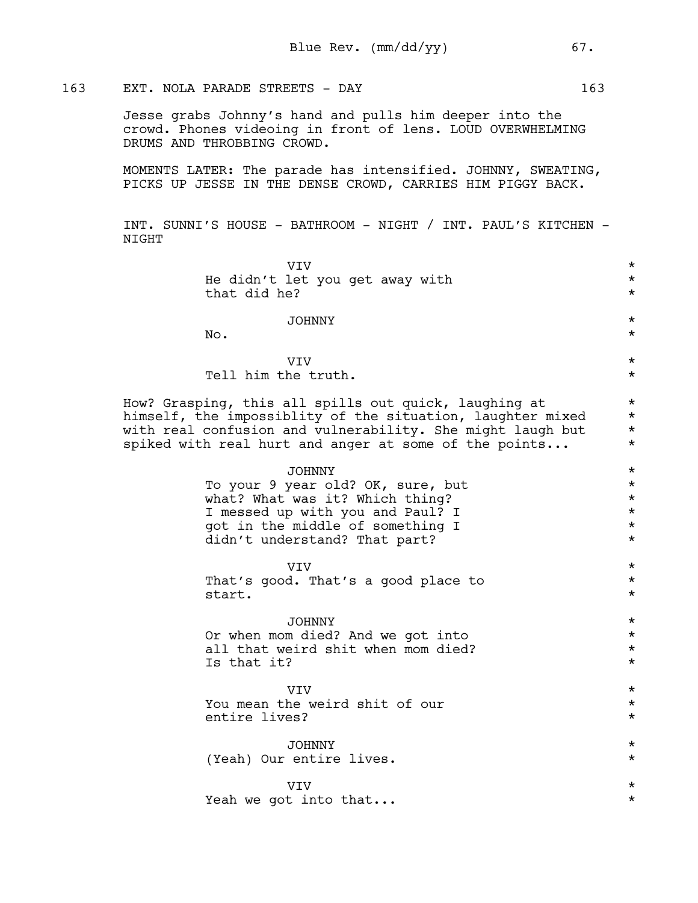163 EXT. NOLA PARADE STREETS - DAY 163

Jesse grabs Johnny's hand and pulls him deeper into the crowd. Phones videoing in front of lens. LOUD OVERWHELMING DRUMS AND THROBBING CROWD.

MOMENTS LATER: The parade has intensified. JOHNNY, SWEATING, PICKS UP JESSE IN THE DENSE CROWD, CARRIES HIM PIGGY BACK.

INT. SUNNI'S HOUSE - BATHROOM - NIGHT / INT. PAUL'S KITCHEN - NIGHT

VIV *
He didn't let you get away with *
that did he? *

JOHNNY *
No. *

VIV *
Tell him the truth. *

How? Grasping, this all spills out quick, laughing at *
himself, the impossiblity of the situation, laughter mixed *
with real confusion and vulnerability. She might laugh but *
spiked with real hurt and anger at some of the points... *

JOHNNY *
To your 9 year old? OK, sure, but *
what? What was it? Which thing? *
I messed up with you and Paul? I *
got in the middle of something I *
didn't understand? That part? *

VIV *
That's good. That's a good place to *
start. *

JOHNNY *
Or when mom died? And we got into *
all that weird shit when mom died? *
Is that it? *

VIV *
You mean the weird shit of our *
entire lives? *

JOHNNY *
(Yeah) Our entire lives. *

VIV *
Yeah we got into that... *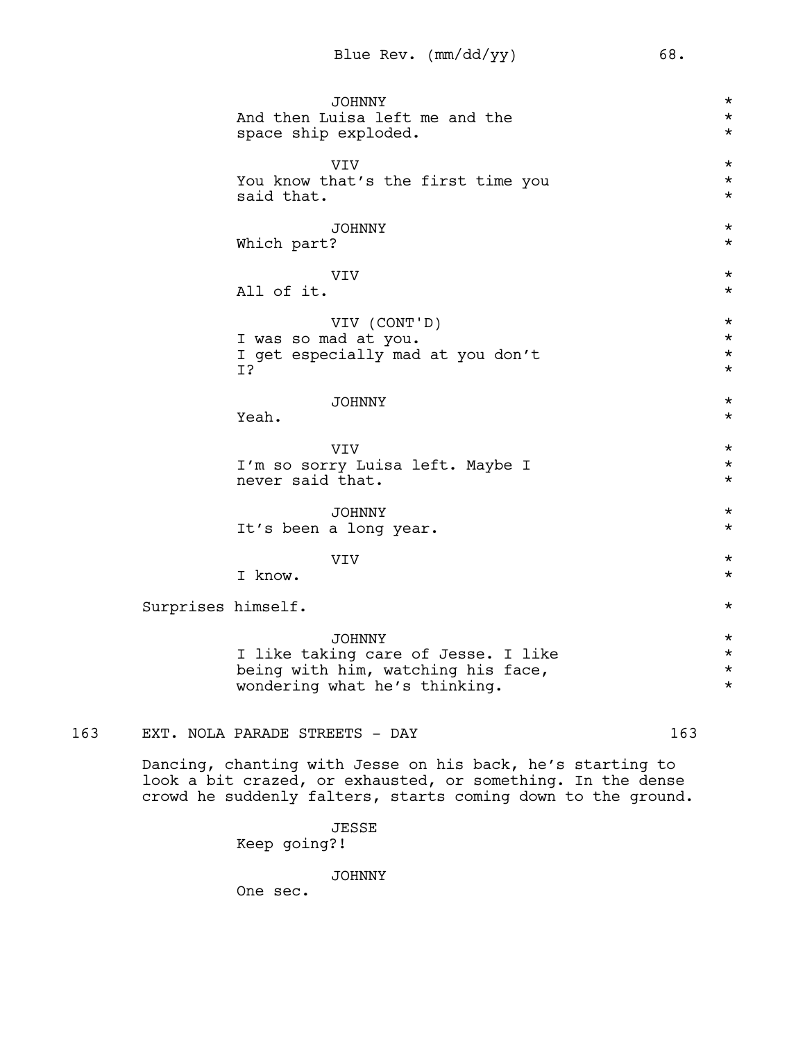JOHNNY
And then Luisa left me and the space ship exploded.

VIV
You know that's the first time you said that.

JOHNNY
Which part?

VIV
All of it.

VIV (CONT'D)
I was so mad at you.
I get especially mad at you don't I?

JOHNNY
Yeah.

VIV
I'm so sorry Luisa left. Maybe I never said that.

JOHNNY
It's been a long year.

VIV
I know.

Surprises himself.

JOHNNY
I like taking care of Jesse. I like being with him, watching his face, wondering what he's thinking.

163 EXT. NOLA PARADE STREETS - DAY 163

Dancing, chanting with Jesse on his back, he's starting to look a bit crazed, or exhausted, or something. In the dense crowd he suddenly falters, starts coming down to the ground.

JESSE
Keep going?!

JOHNNY
One sec.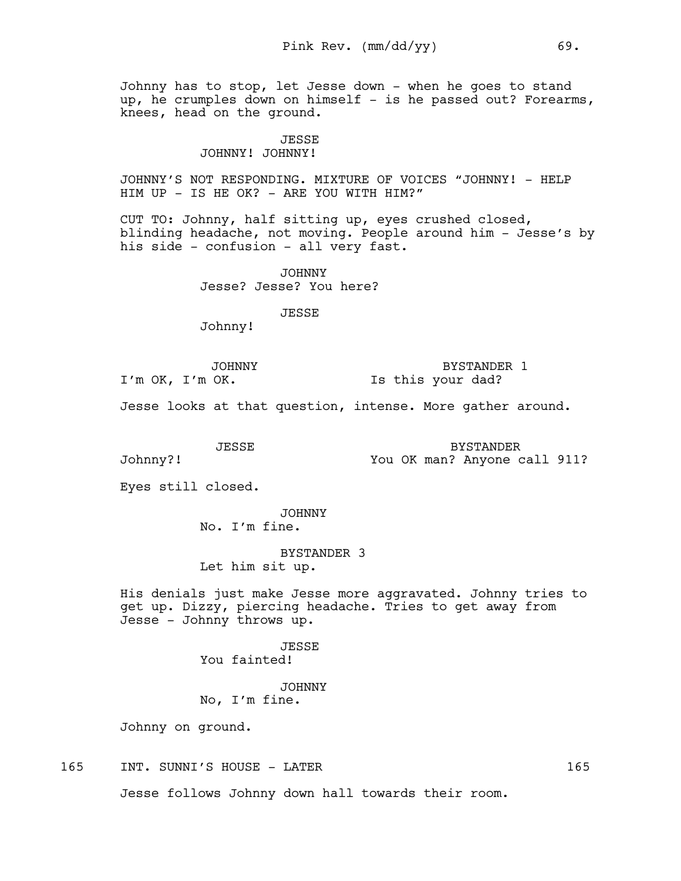Johnny has to stop, let Jesse down - when he goes to stand up, he crumples down on himself - is he passed out? Forearms, knees, head on the ground.

JESSE
JOHNNY! JOHNNY!

JOHNNY'S NOT RESPONDING. MIXTURE OF VOICES "JOHNNY! - HELP HIM UP - IS HE OK? - ARE YOU WITH HIM?"

CUT TO: Johnny, half sitting up, eyes crushed closed, blinding headache, not moving. People around him - Jesse's by his side - confusion - all very fast.

JOHNNY
Jesse? Jesse? You here?

JESSE
Johnny!

JOHNNY
I'm OK, I'm OK.

BYSTANDER 1
Is this your dad?

Jesse looks at that question, intense. More gather around.

JESSE
Johnny?!

BYSTANDER
You OK man? Anyone call 911?

Eyes still closed.

JOHNNY
No. I'm fine.

BYSTANDER 3
Let him sit up.

His denials just make Jesse more aggravated. Johnny tries to get up. Dizzy, piercing headache. Tries to get away from Jesse - Johnny throws up.

JESSE
You fainted!

JOHNNY
No, I'm fine.

Johnny on ground.

165 INT. SUNNI'S HOUSE - LATER 165

Jesse follows Johnny down hall towards their room.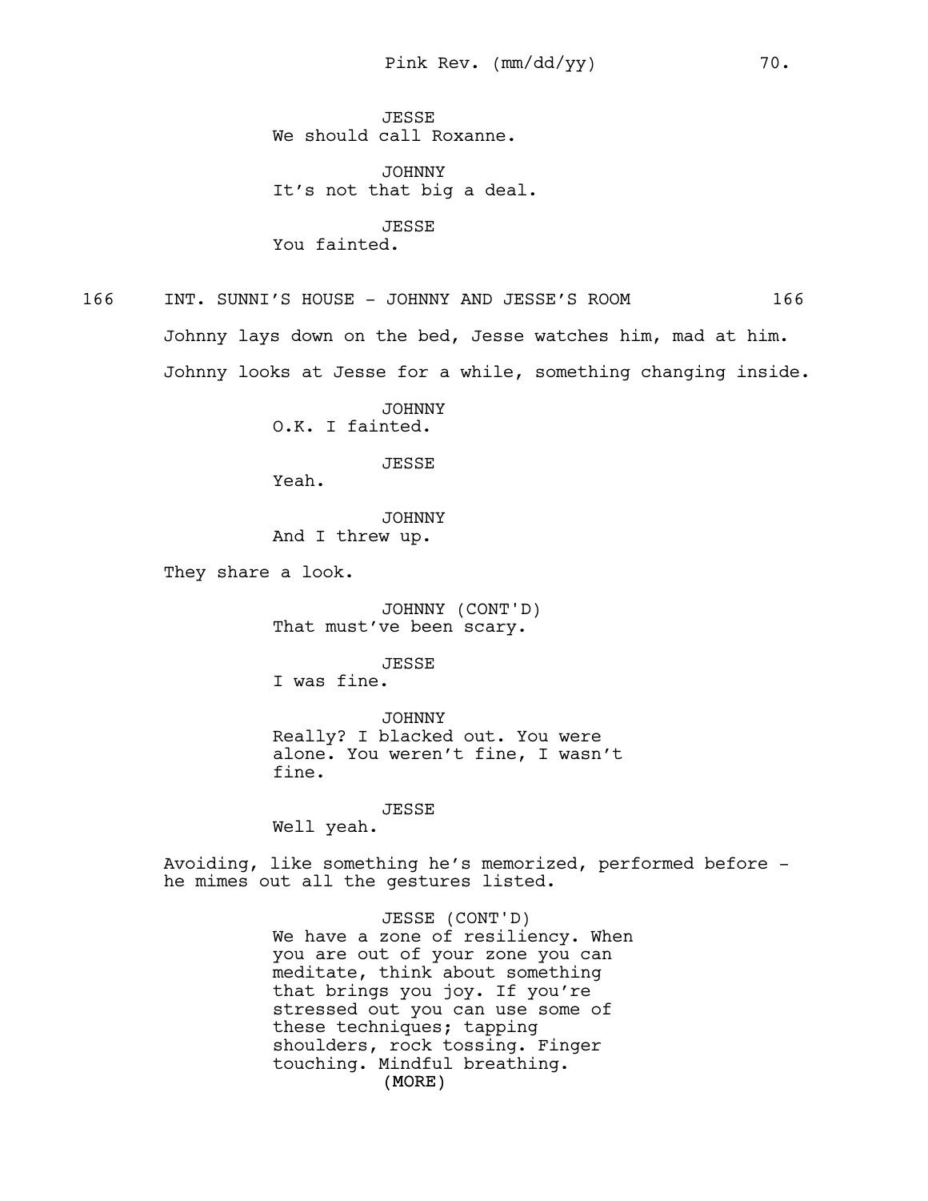JESSE
We should call Roxanne.

JOHNNY
It's not that big a deal.

JESSE
You fainted.

166 INT. SUNNI'S HOUSE - JOHNNY AND JESSE'S ROOM 166

Johnny lays down on the bed, Jesse watches him, mad at him.

Johnny looks at Jesse for a while, something changing inside.

JOHNNY
O.K. I fainted.

JESSE
Yeah.

JOHNNY
And I threw up.

They share a look.

JOHNNY (CONT'D)
That must've been scary.

JESSE
I was fine.

JOHNNY
Really? I blacked out. You were alone. You weren't fine, I wasn't fine.

JESSE
Well yeah.

Avoiding, like something he's memorized, performed before - he mimes out all the gestures listed.

JESSE (CONT'D)
We have a zone of resiliency. When you are out of your zone you can meditate, think about something that brings you joy. If you're stressed out you can use some of these techniques; tapping shoulders, rock tossing. Finger touching. Mindful breathing.
(MORE)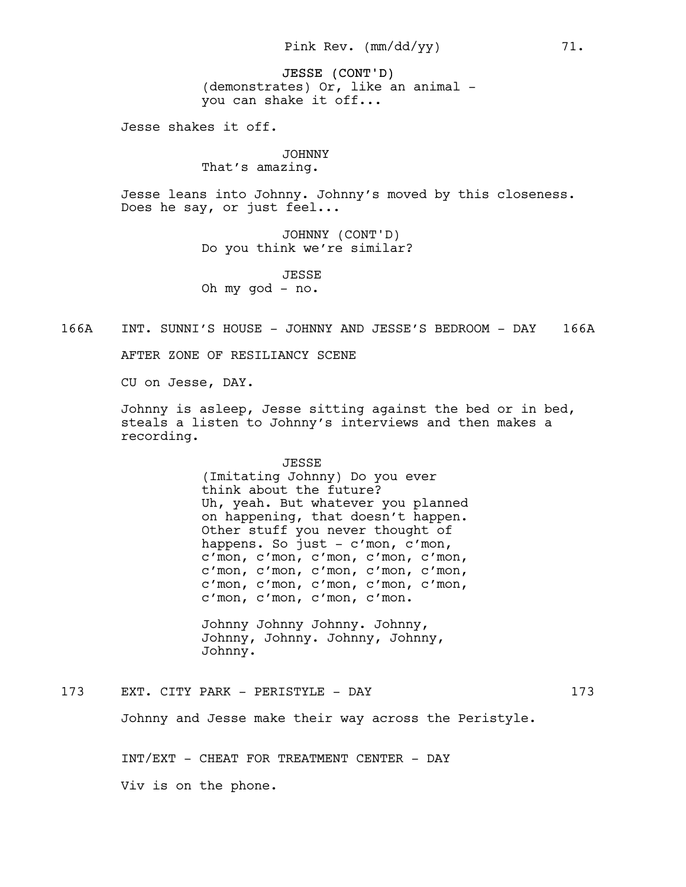JESSE (CONT'D)
(demonstrates) Or, like an animal - you can shake it off...

Jesse shakes it off.

JOHNNY
That's amazing.

Jesse leans into Johnny. Johnny's moved by this closeness. Does he say, or just feel...

JOHNNY (CONT'D)
Do you think we're similar?

JESSE
Oh my god - no.

166A INT. SUNNI'S HOUSE - JOHNNY AND JESSE'S BEDROOM - DAY 166A

AFTER ZONE OF RESILIANCY SCENE

CU on Jesse, DAY.

Johnny is asleep, Jesse sitting against the bed or in bed, steals a listen to Johnny's interviews and then makes a recording.

JESSE
(Imitating Johnny) Do you ever think about the future?
Uh, yeah. But whatever you planned on happening, that doesn't happen. Other stuff you never thought of happens. So just - c'mon, c'mon, c'mon, c'mon, c'mon, c'mon, c'mon, c'mon, c'mon, c'mon, c'mon, c'mon, c'mon, c'mon, c'mon, c'mon, c'mon, c'mon, c'mon, c'mon, c'mon.

Johnny Johnny Johnny. Johnny, Johnny, Johnny. Johnny, Johnny, Johnny.

173 EXT. CITY PARK - PERISTYLE - DAY 173

Johnny and Jesse make their way across the Peristyle.

INT/EXT - CHEAT FOR TREATMENT CENTER - DAY

Viv is on the phone.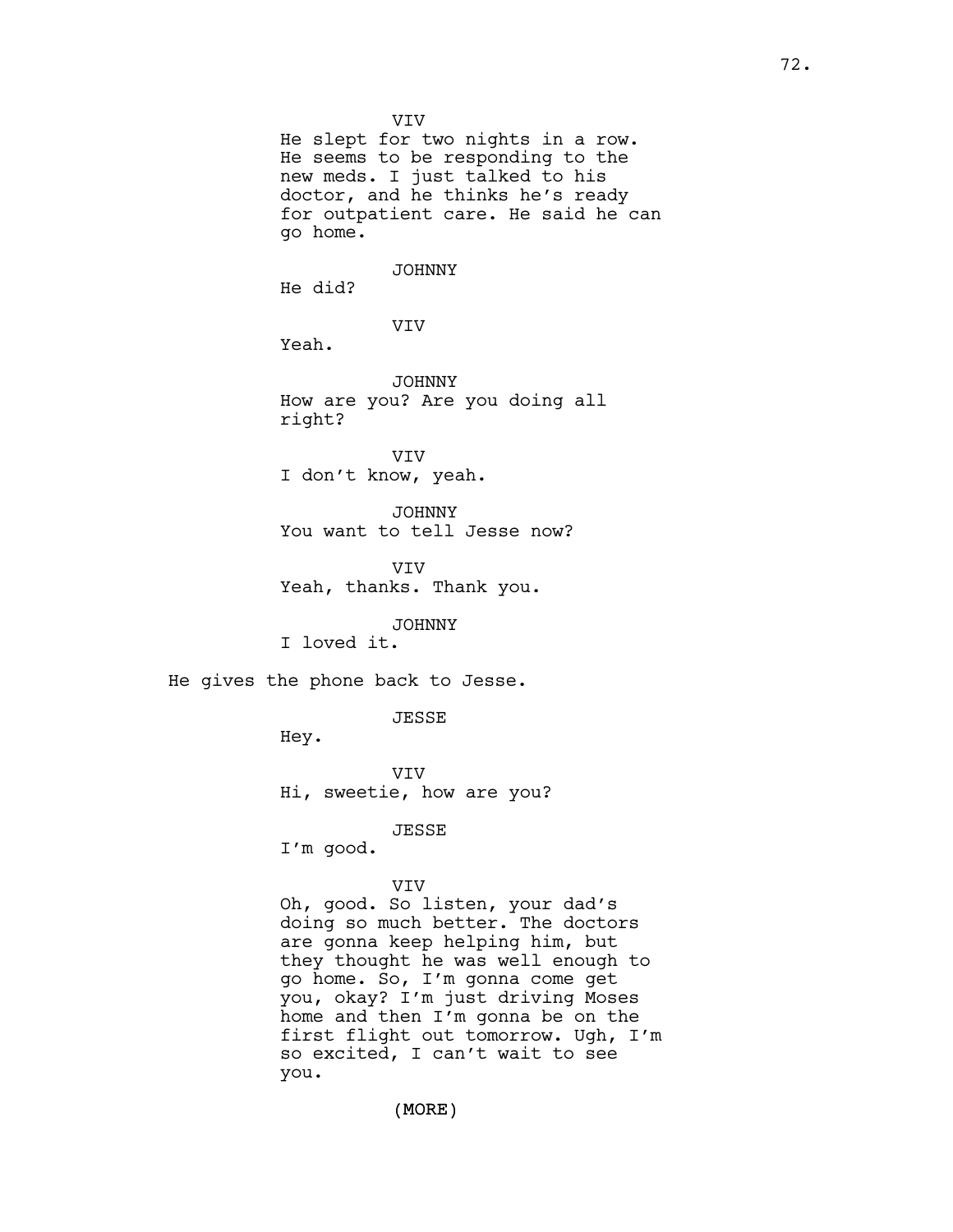VIV

He slept for two nights in a row. He seems to be responding to the new meds. I just talked to his doctor, and he thinks he's ready for outpatient care. He said he can go home.

JOHNNY

He did?

VIV

Yeah.

JOHNNY

How are you? Are you doing all right?

VIV

I don't know, yeah.

JOHNNY

You want to tell Jesse now?

VIV

Yeah, thanks. Thank you.

JOHNNY

I loved it.

He gives the phone back to Jesse.

JESSE

Hey.

VIV

Hi, sweetie, how are you?

JESSE

I'm good.

VIV

Oh, good. So listen, your dad's doing so much better. The doctors are gonna keep helping him, but they thought he was well enough to go home. So, I'm gonna come get you, okay? I'm just driving Moses home and then I'm gonna be on the first flight out tomorrow. Ugh, I'm so excited, I can't wait to see you.

(MORE)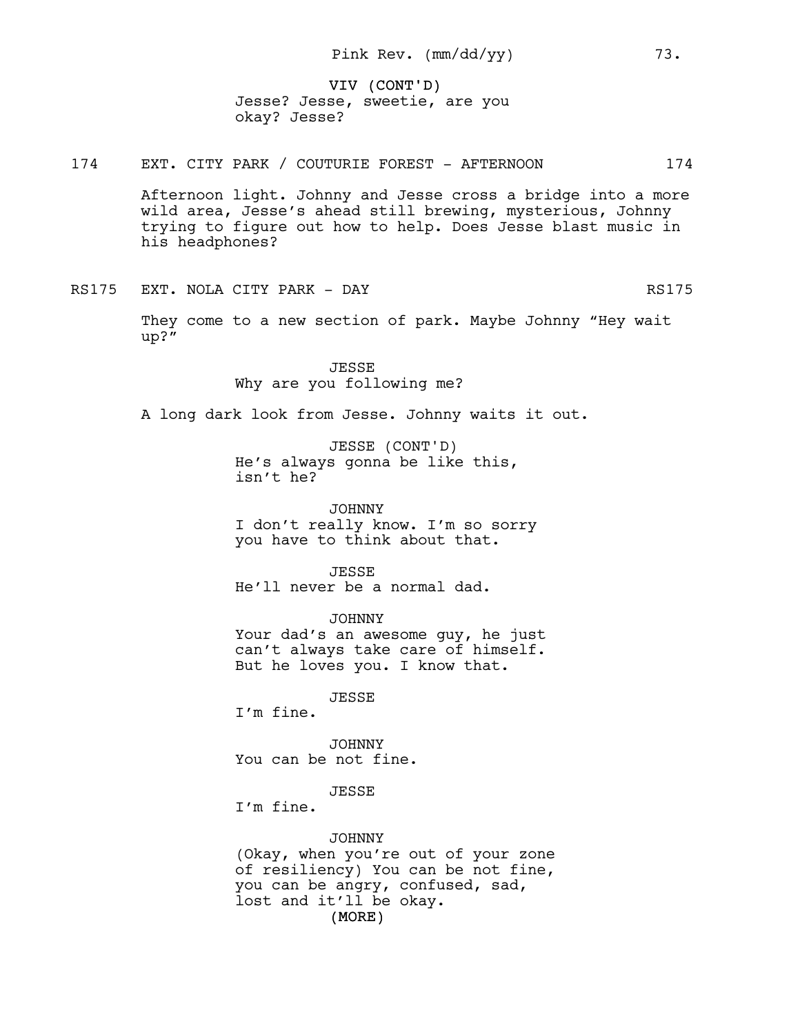VIV (CONT'D)
Jesse? Jesse, sweetie, are you okay? Jesse?

174 EXT. CITY PARK / COUTURIE FOREST - AFTERNOON 174

Afternoon light. Johnny and Jesse cross a bridge into a more wild area, Jesse's ahead still brewing, mysterious, Johnny trying to figure out how to help. Does Jesse blast music in his headphones?

RS175 EXT. NOLA CITY PARK - DAY RS175

They come to a new section of park. Maybe Johnny "Hey wait up?"

JESSE
Why are you following me?

A long dark look from Jesse. Johnny waits it out.

JESSE (CONT'D)
He's always gonna be like this, isn't he?

JOHNNY
I don't really know. I'm so sorry you have to think about that.

JESSE
He'll never be a normal dad.

JOHNNY
Your dad's an awesome guy, he just can't always take care of himself. But he loves you. I know that.

JESSE
I'm fine.

JOHNNY
You can be not fine.

JESSE
I'm fine.

JOHNNY
(Okay, when you're out of your zone of resiliency) You can be not fine, you can be angry, confused, sad, lost and it'll be okay.
(MORE)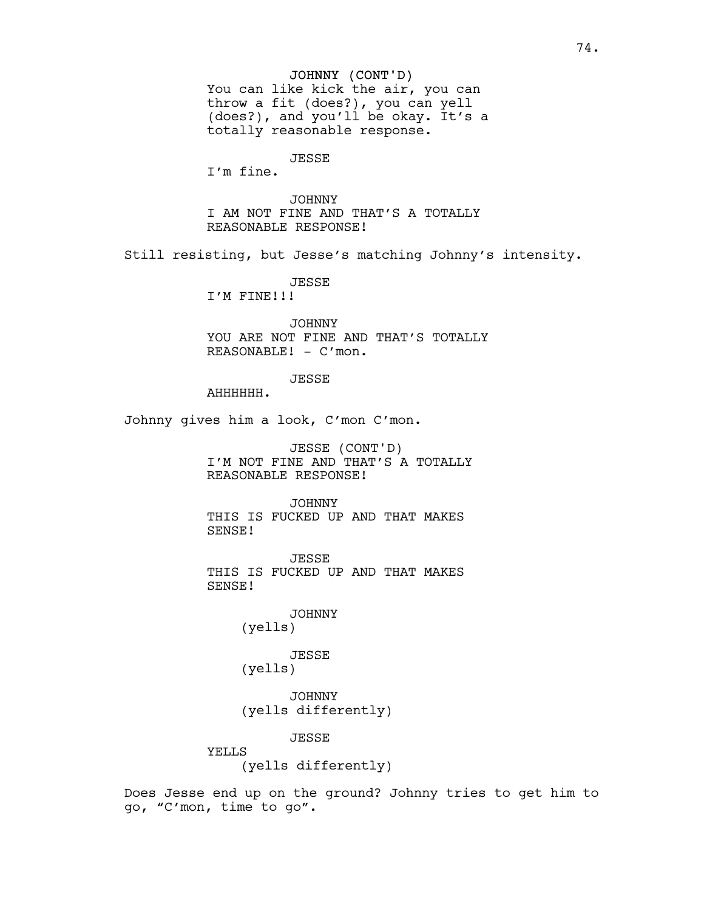JOHNNY (CONT'D)
You can like kick the air, you can throw a fit (does?), you can yell (does?), and you'll be okay. It's a totally reasonable response.

JESSE
I'm fine.

JOHNNY
I AM NOT FINE AND THAT'S A TOTALLY REASONABLE RESPONSE!

Still resisting, but Jesse's matching Johnny's intensity.

JESSE
I'M FINE!!!

JOHNNY
YOU ARE NOT FINE AND THAT'S TOTALLY REASONABLE! - C'mon.

JESSE
AHHHHHH.

Johnny gives him a look, C'mon C'mon.

JESSE (CONT'D)
I'M NOT FINE AND THAT'S A TOTALLY REASONABLE RESPONSE!

JOHNNY
THIS IS FUCKED UP AND THAT MAKES SENSE!

JESSE
THIS IS FUCKED UP AND THAT MAKES SENSE!

JOHNNY
(yells)

JESSE
(yells)

JOHNNY
(yells differently)

JESSE
YELLS
(yells differently)

Does Jesse end up on the ground? Johnny tries to get him to go, "C'mon, time to go".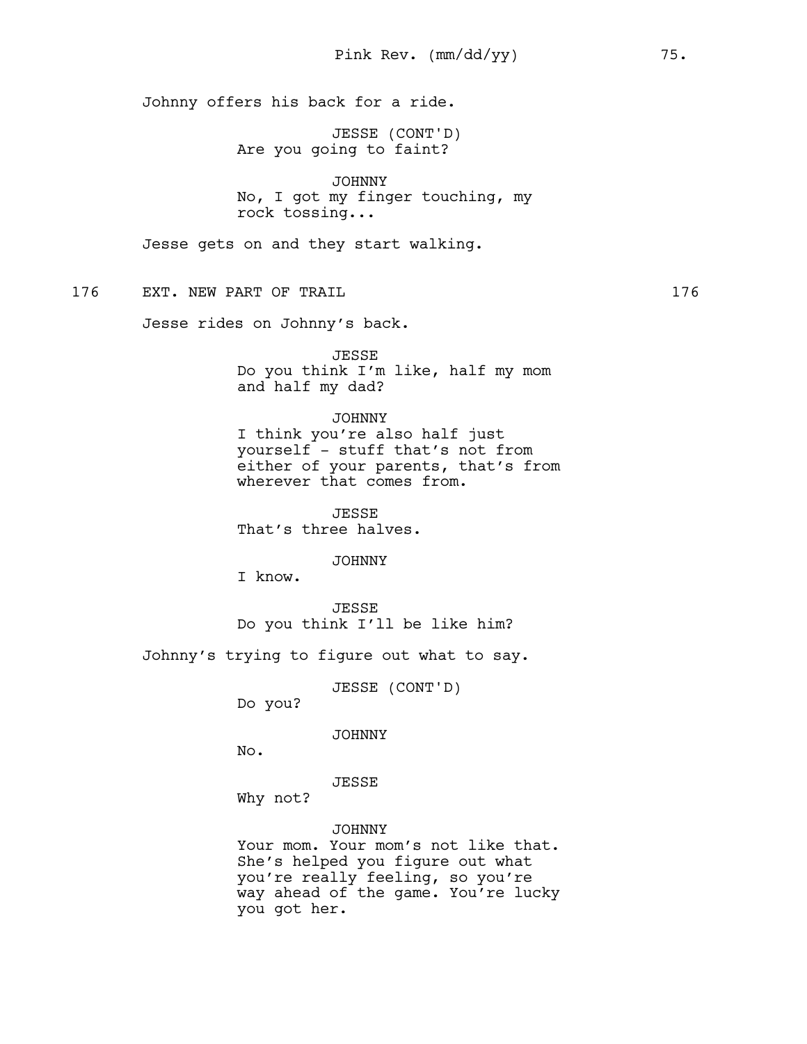Johnny offers his back for a ride.

JESSE (CONT'D)
Are you going to faint?

JOHNNY
No, I got my finger touching, my rock tossing...

Jesse gets on and they start walking.

176 EXT. NEW PART OF TRAIL 176

Jesse rides on Johnny's back.

JESSE
Do you think I'm like, half my mom and half my dad?

JOHNNY
I think you're also half just yourself - stuff that's not from either of your parents, that's from wherever that comes from.

JESSE
That's three halves.

JOHNNY
I know.

JESSE
Do you think I'll be like him?

Johnny's trying to figure out what to say.

JESSE (CONT'D)
Do you?

JOHNNY
No.

JESSE
Why not?

JOHNNY
Your mom. Your mom's not like that. She's helped you figure out what you're really feeling, so you're way ahead of the game. You're lucky you got her.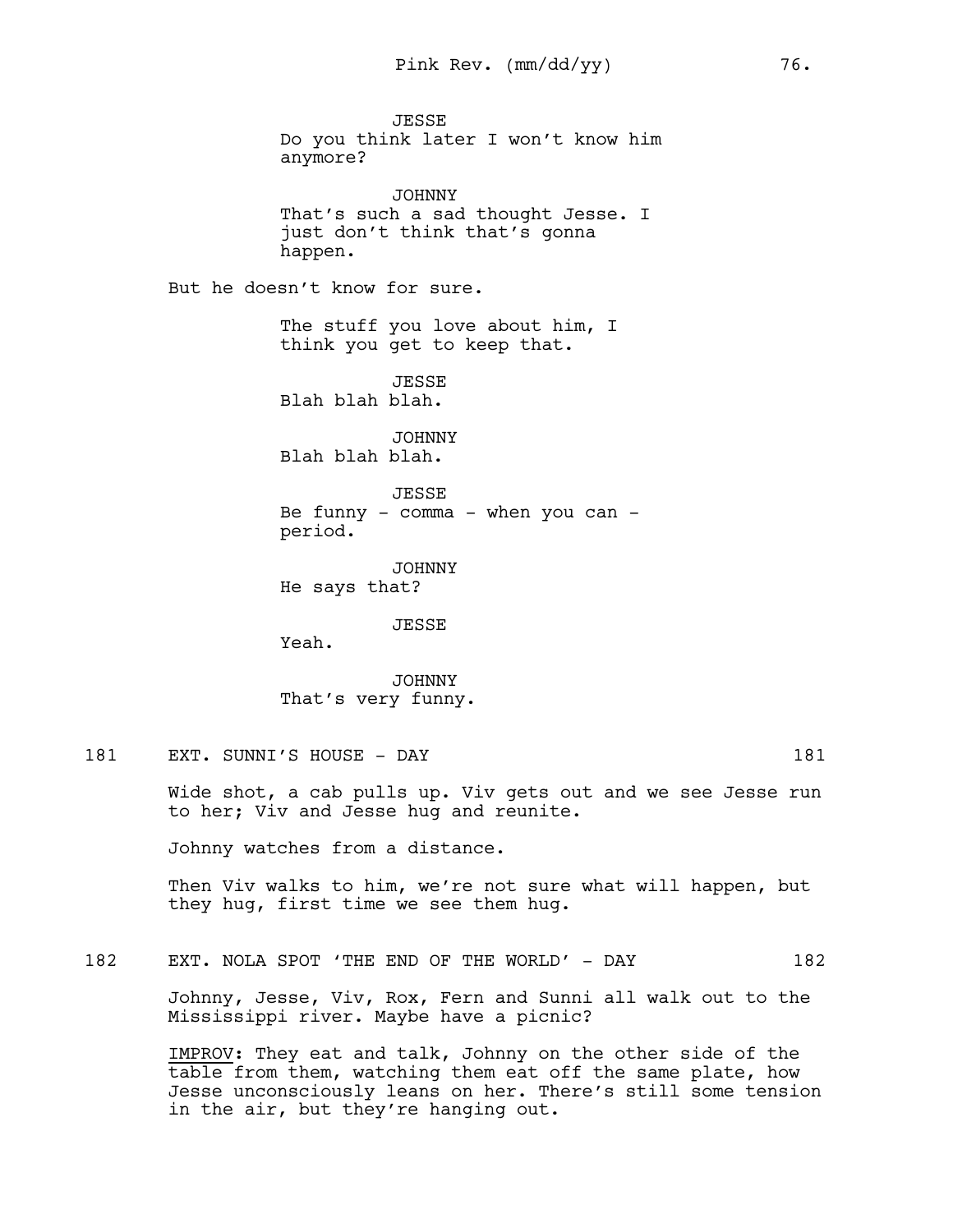JESSE
Do you think later I won't know him anymore?

JOHNNY
That's such a sad thought Jesse. I just don't think that's gonna happen.

But he doesn't know for sure.

The stuff you love about him, I think you get to keep that.

JESSE
Blah blah blah.

JOHNNY
Blah blah blah.

JESSE
Be funny - comma - when you can - period.

JOHNNY
He says that?

JESSE
Yeah.

JOHNNY
That's very funny.

181 EXT. SUNNI'S HOUSE - DAY 181

Wide shot, a cab pulls up. Viv gets out and we see Jesse run to her; Viv and Jesse hug and reunite.

Johnny watches from a distance.

Then Viv walks to him, we're not sure what will happen, but they hug, first time we see them hug.

182 EXT. NOLA SPOT 'THE END OF THE WORLD' - DAY 182

Johnny, Jesse, Viv, Rox, Fern and Sunni all walk out to the Mississippi river. Maybe have a picnic?

<u>IMPROV</u>: They eat and talk, Johnny on the other side of the table from them, watching them eat off the same plate, how Jesse unconsciously leans on her. There's still some tension in the air, but they're hanging out.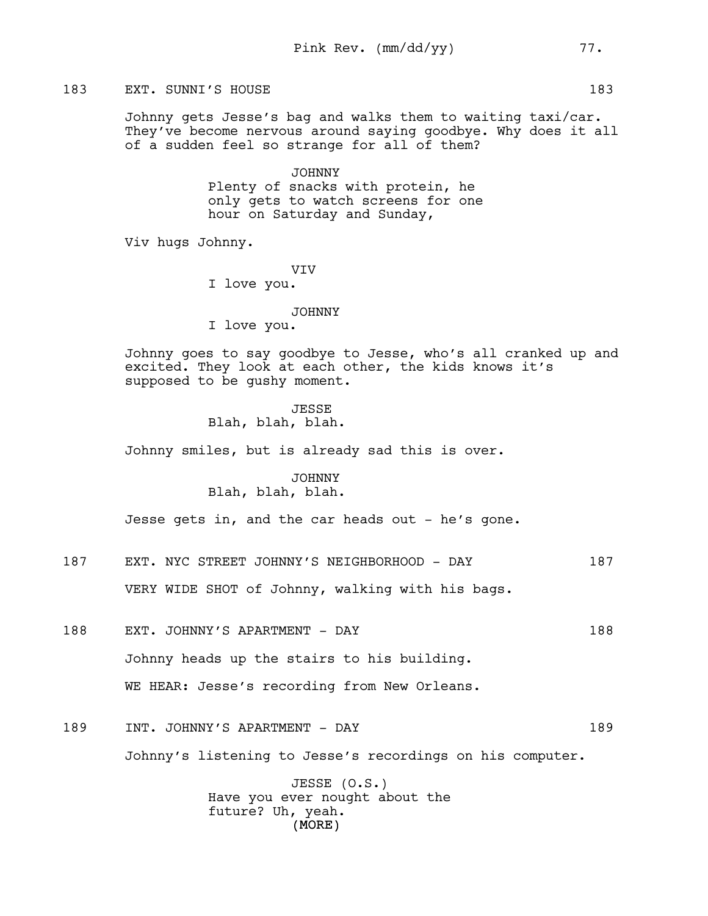183 EXT. SUNNI'S HOUSE 183

Johnny gets Jesse's bag and walks them to waiting taxi/car. They've become nervous around saying goodbye. Why does it all of a sudden feel so strange for all of them?

JOHNNY
Plenty of snacks with protein, he only gets to watch screens for one hour on Saturday and Sunday,

Viv hugs Johnny.

VIV
I love you.

JOHNNY
I love you.

Johnny goes to say goodbye to Jesse, who's all cranked up and excited. They look at each other, the kids knows it's supposed to be gushy moment.

JESSE
Blah, blah, blah.

Johnny smiles, but is already sad this is over.

JOHNNY
Blah, blah, blah.

Jesse gets in, and the car heads out - he's gone.

187 EXT. NYC STREET JOHNNY'S NEIGHBORHOOD - DAY 187

VERY WIDE SHOT of Johnny, walking with his bags.

188 EXT. JOHNNY'S APARTMENT - DAY 188

Johnny heads up the stairs to his building.

WE HEAR: Jesse's recording from New Orleans.

189 INT. JOHNNY'S APARTMENT - DAY 189

Johnny's listening to Jesse's recordings on his computer.

JESSE (O.S.)
Have you ever nought about the future? Uh, yeah.
(MORE)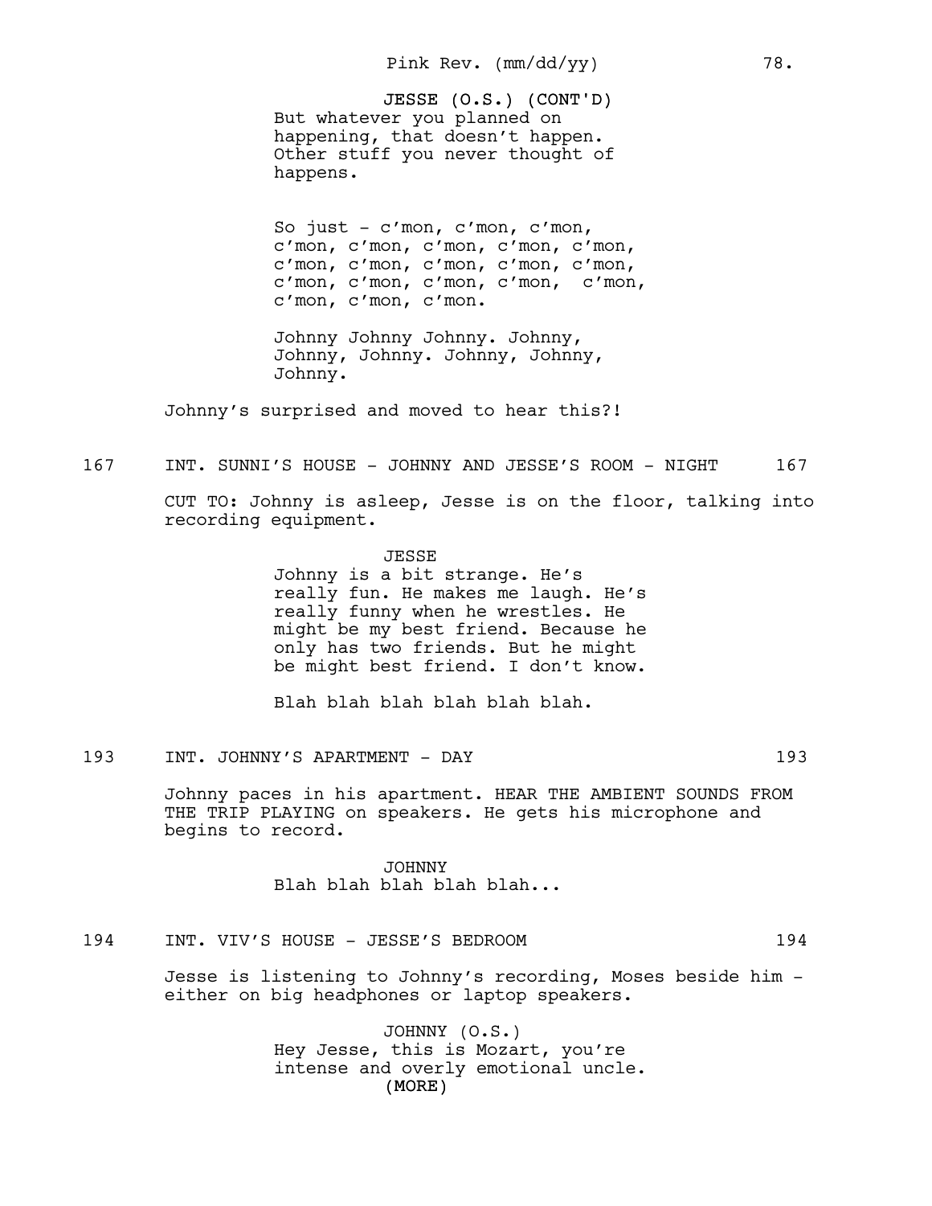JESSE (O.S.) (CONT'D)
But whatever you planned on happening, that doesn't happen. Other stuff you never thought of happens.

So just - c'mon, c'mon, c'mon, c'mon, c'mon, c'mon, c'mon, c'mon, c'mon, c'mon, c'mon, c'mon, c'mon, c'mon, c'mon, c'mon, c'mon, c'mon, c'mon, c'mon, c'mon.

Johnny Johnny Johnny. Johnny, Johnny, Johnny. Johnny, Johnny, Johnny.

Johnny's surprised and moved to hear this?!

167 INT. SUNNI'S HOUSE - JOHNNY AND JESSE'S ROOM - NIGHT 167

CUT TO: Johnny is asleep, Jesse is on the floor, talking into recording equipment.

JESSE
Johnny is a bit strange. He's really fun. He makes me laugh. He's really funny when he wrestles. He might be my best friend. Because he only has two friends. But he might be might best friend. I don't know.

Blah blah blah blah blah blah.

193 INT. JOHNNY'S APARTMENT - DAY 193

Johnny paces in his apartment. HEAR THE AMBIENT SOUNDS FROM THE TRIP PLAYING on speakers. He gets his microphone and begins to record.

JOHNNY
Blah blah blah blah blah...

194 INT. VIV'S HOUSE - JESSE'S BEDROOM 194

Jesse is listening to Johnny's recording, Moses beside him - either on big headphones or laptop speakers.

JOHNNY (O.S.)
Hey Jesse, this is Mozart, you're intense and overly emotional uncle.
(MORE)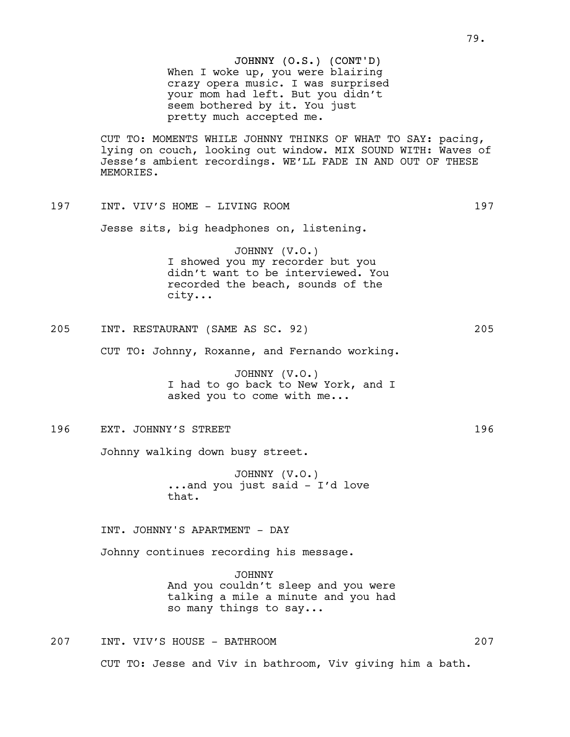JOHNNY (O.S.) (CONT'D)
When I woke up, you were blairing crazy opera music. I was surprised your mom had left. But you didn't seem bothered by it. You just pretty much accepted me.

CUT TO: MOMENTS WHILE JOHNNY THINKS OF WHAT TO SAY: pacing, lying on couch, looking out window. MIX SOUND WITH: Waves of Jesse's ambient recordings. WE'LL FADE IN AND OUT OF THESE MEMORIES.

197 INT. VIV'S HOME - LIVING ROOM 197

Jesse sits, big headphones on, listening.

JOHNNY (V.O.)
I showed you my recorder but you didn't want to be interviewed. You recorded the beach, sounds of the city...

205 INT. RESTAURANT (SAME AS SC. 92) 205

CUT TO: Johnny, Roxanne, and Fernando working.

JOHNNY (V.O.)
I had to go back to New York, and I asked you to come with me...

196 EXT. JOHNNY'S STREET 196

Johnny walking down busy street.

JOHNNY (V.O.)
...and you just said - I'd love that.

INT. JOHNNY'S APARTMENT - DAY

Johnny continues recording his message.

JOHNNY
And you couldn't sleep and you were talking a mile a minute and you had so many things to say...

207 INT. VIV'S HOUSE - BATHROOM 207

CUT TO: Jesse and Viv in bathroom, Viv giving him a bath.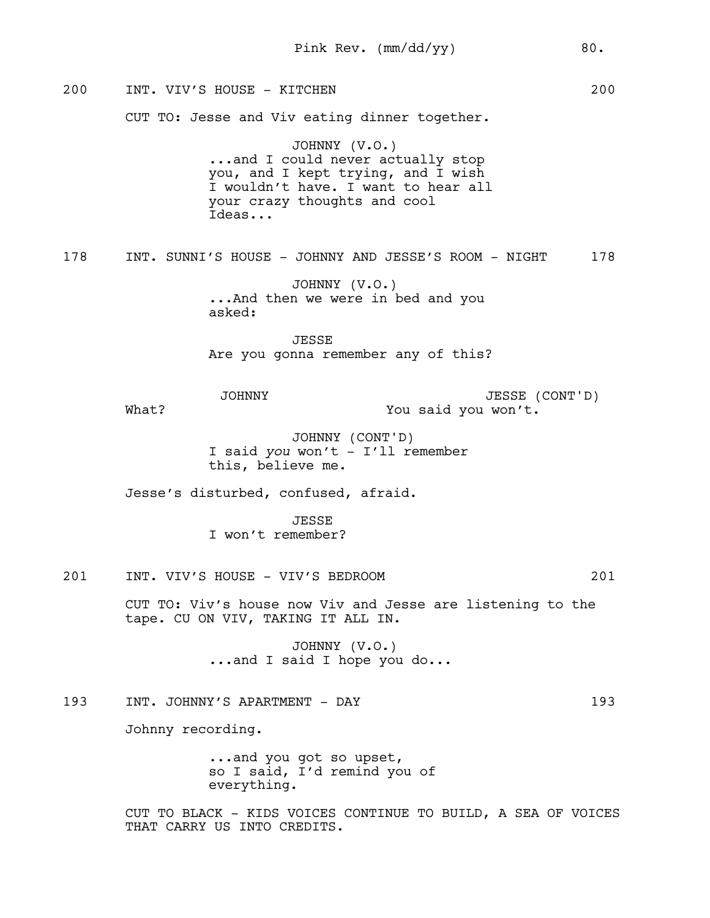200 INT. VIV'S HOUSE - KITCHEN 200

CUT TO: Jesse and Viv eating dinner together.

JOHNNY (V.O.)
...and I could never actually stop you, and I kept trying, and I wish I wouldn't have. I want to hear all your crazy thoughts and cool Ideas...

178 INT. SUNNI'S HOUSE - JOHNNY AND JESSE'S ROOM - NIGHT 178

JOHNNY (V.O.)
...And then we were in bed and you asked:

JESSE
Are you gonna remember any of this?

JOHNNY
What?

JESSE (CONT'D)
You said you won't.

JOHNNY (CONT'D)
I said *you* won't - I'll remember this, believe me.

Jesse's disturbed, confused, afraid.

JESSE
I won't remember?

201 INT. VIV'S HOUSE - VIV'S BEDROOM 201

CUT TO: Viv's house now Viv and Jesse are listening to the tape. CU ON VIV, TAKING IT ALL IN.

JOHNNY (V.O.)
...and I said I hope you do...

193 INT. JOHNNY'S APARTMENT - DAY 193

Johnny recording.

...and you got so upset, so I said, I'd remind you of everything.

CUT TO BLACK - KIDS VOICES CONTINUE TO BUILD, A SEA OF VOICES THAT CARRY US INTO CREDITS.